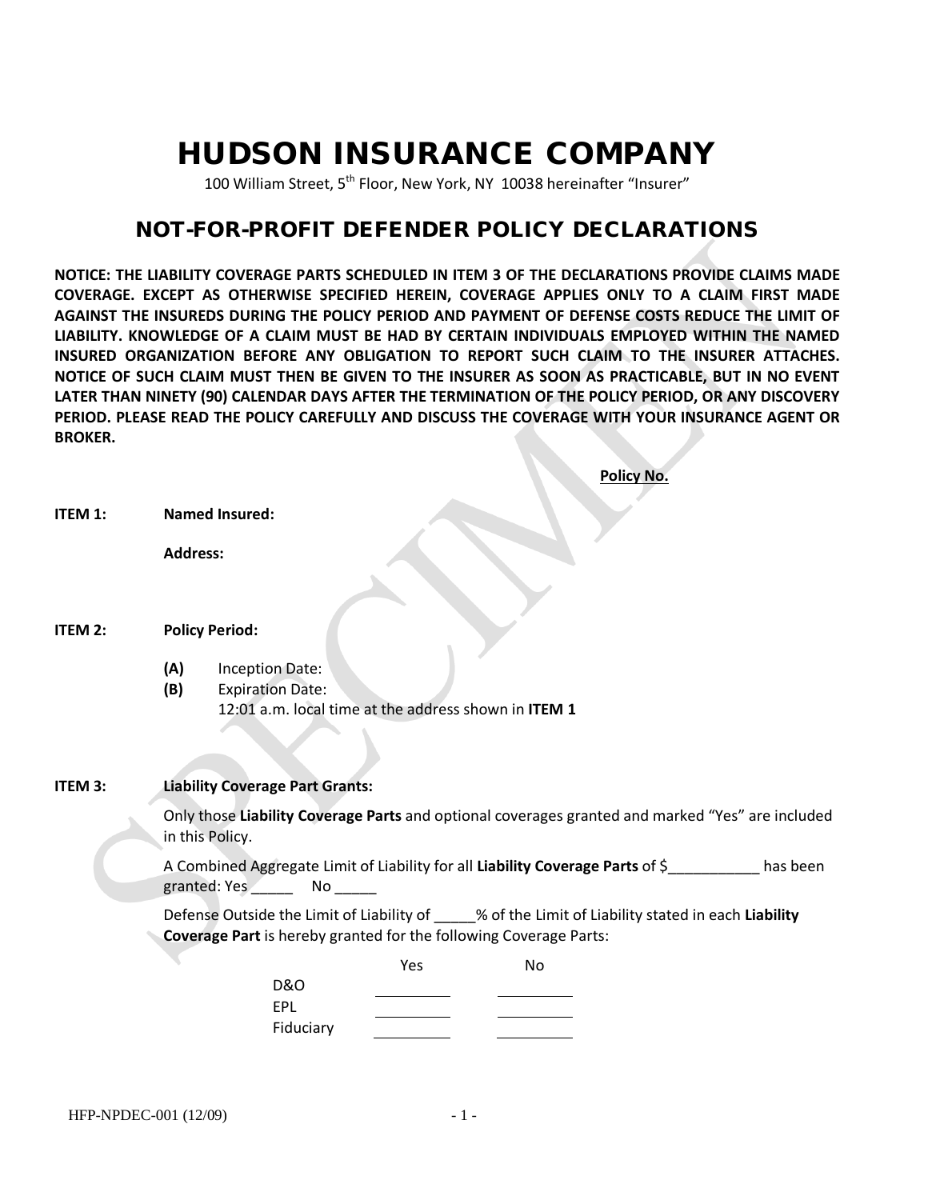# HUDSON INSURANCE COMPANY

100 William Street, 5th Floor, New York, NY 10038 hereinafter "Insurer"

## NOT-FOR-PROFIT DEFENDER POLICY DECLARATIONS

**NOTICE: THE LIABILITY COVERAGE PARTS SCHEDULED IN ITEM 3 OF THE DECLARATIONS PROVIDE CLAIMS MADE COVERAGE. EXCEPT AS OTHERWISE SPECIFIED HEREIN, COVERAGE APPLIES ONLY TO A CLAIM FIRST MADE AGAINST THE INSUREDS DURING THE POLICY PERIOD AND PAYMENT OF DEFENSE COSTS REDUCE THE LIMIT OF LIABILITY. KNOWLEDGE OF A CLAIM MUST BE HAD BY CERTAIN INDIVIDUALS EMPLOYED WITHIN THE NAMED INSURED ORGANIZATION BEFORE ANY OBLIGATION TO REPORT SUCH CLAIM TO THE INSURER ATTACHES. NOTICE OF SUCH CLAIM MUST THEN BE GIVEN TO THE INSURER AS SOON AS PRACTICABLE, BUT IN NO EVENT LATER THAN NINETY (90) CALENDAR DAYS AFTER THE TERMINATION OF THE POLICY PERIOD, OR ANY DISCOVERY PERIOD. PLEASE READ THE POLICY CAREFULLY AND DISCUSS THE COVERAGE WITH YOUR INSURANCE AGENT OR BROKER.**

**Policy No.**

**ITEM 1:** **Named Insured:**

**Address:**

**ITEM 2:** **Policy Period:**

**(A)** Inception Date:
**(B)** Expiration Date:
12:01 a.m. local time at the address shown in **ITEM 1**

**ITEM 3:** **Liability Coverage Part Grants:**

Only those **Liability Coverage Parts** and optional coverages granted and marked "Yes" are included in this Policy.

A Combined Aggregate Limit of Liability for all **Liability Coverage Parts** of $___________ has been granted: Yes _____ No _____

Defense Outside the Limit of Liability of _____% of the Limit of Liability stated in each **Liability Coverage Part** is hereby granted for the following Coverage Parts:

| | Yes | No |
|---|---|---|
| D&O | ______ | ______ |
| EPL | ______ | ______ |
| Fiduciary | ______ | ______ |

HFP-NPDEC-001 (12/09)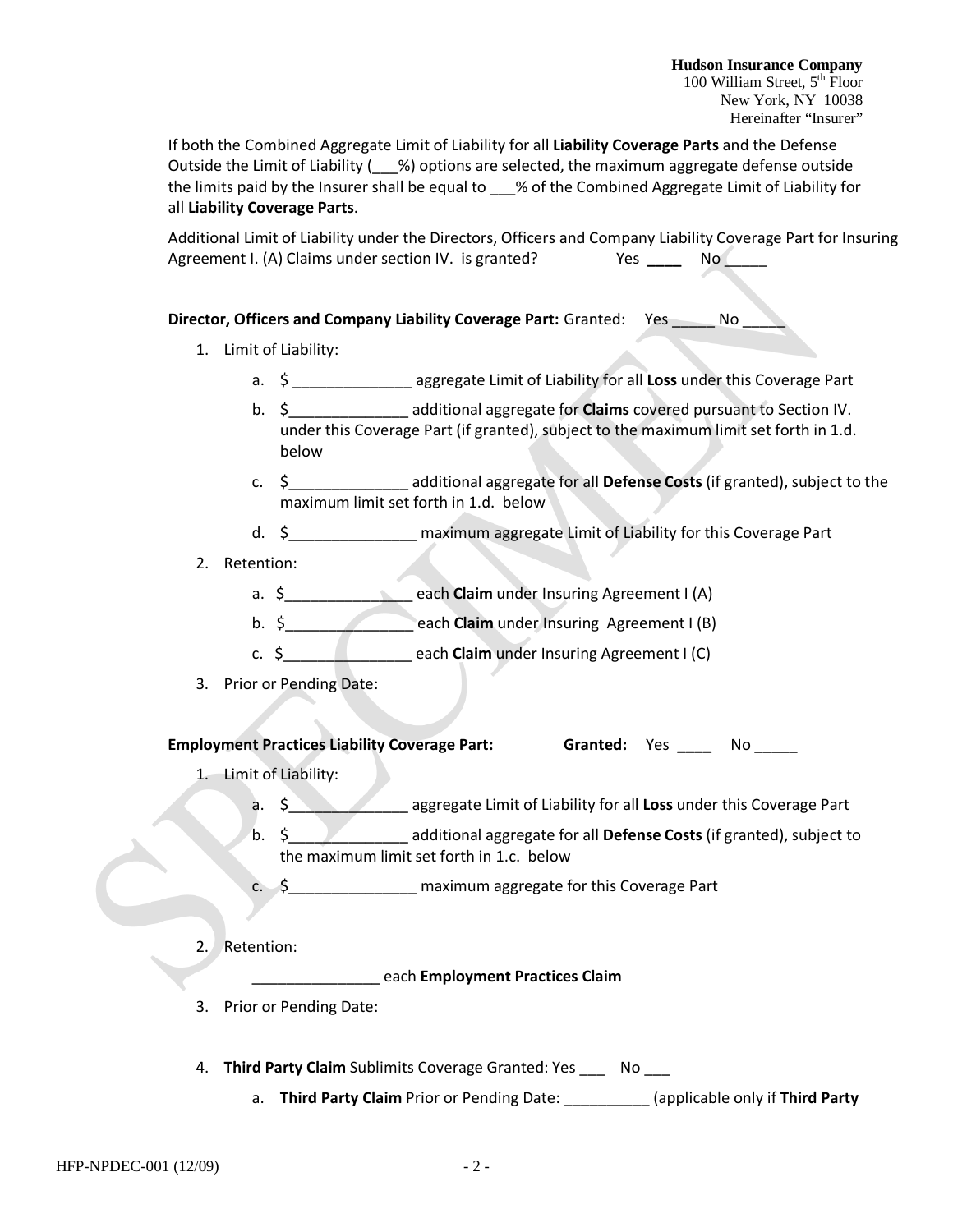**Hudson Insurance Company**
100 William Street, 5th Floor
New York, NY 10038
Hereinafter "Insurer"

If both the Combined Aggregate Limit of Liability for all **Liability Coverage Parts** and the Defense Outside the Limit of Liability (___%) options are selected, the maximum aggregate defense outside the limits paid by the Insurer shall be equal to ___% of the Combined Aggregate Limit of Liability for all **Liability Coverage Parts**.

Additional Limit of Liability under the Directors, Officers and Company Liability Coverage Part for Insuring Agreement I. (A) Claims under section IV. is granted? Yes ____ No _____

**Director, Officers and Company Liability Coverage Part:** Granted: Yes _____ No _____

1. Limit of Liability:
   a. $ ______________ aggregate Limit of Liability for all **Loss** under this Coverage Part
   b. $______________ additional aggregate for **Claims** covered pursuant to Section IV. under this Coverage Part (if granted), subject to the maximum limit set forth in 1.d. below
   c. $______________ additional aggregate for all **Defense Costs** (if granted), subject to the maximum limit set forth in 1.d. below
   d. $_______________ maximum aggregate Limit of Liability for this Coverage Part
2. Retention:
   a. $_______________ each **Claim** under Insuring Agreement I (A)
   b. $_______________ each **Claim** under Insuring Agreement I (B)
   c. $_______________ each **Claim** under Insuring Agreement I (C)
3. Prior or Pending Date:

**Employment Practices Liability Coverage Part:** **Granted:** Yes ____ No _____

1. Limit of Liability:
   a. $______________ aggregate Limit of Liability for all **Loss** under this Coverage Part
   b. $______________ additional aggregate for all **Defense Costs** (if granted), subject to the maximum limit set forth in 1.c. below
   c. $_______________ maximum aggregate for this Coverage Part
2. Retention:

   _______________ each **Employment Practices Claim**
3. Prior or Pending Date:
4. **Third Party Claim** Sublimits Coverage Granted: Yes ___ No ___
   a. **Third Party Claim** Prior or Pending Date: __________ (applicable only if **Third Party**

HFP-NPDEC-001 (12/09)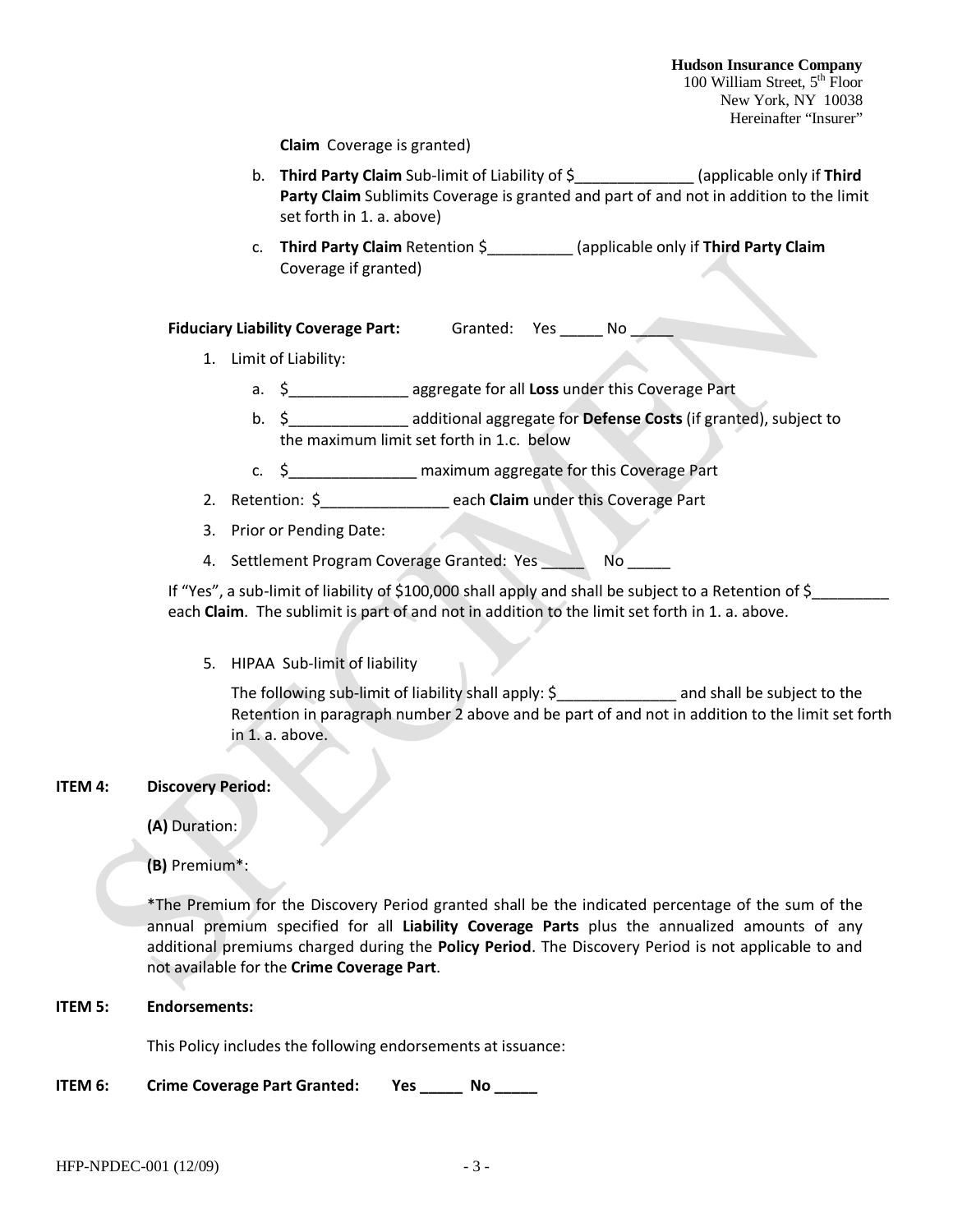**Claim** Coverage is granted)

b. **Third Party Claim** Sub-limit of Liability of $______________ (applicable only if **Third Party Claim** Sublimits Coverage is granted and part of and not in addition to the limit set forth in 1. a. above)

c. **Third Party Claim** Retention $__________ (applicable only if **Third Party Claim** Coverage if granted)

**Fiduciary Liability Coverage Part:** Granted: Yes _____ No _____

1. Limit of Liability:
   a. $______________ aggregate for all **Loss** under this Coverage Part
   b. $______________ additional aggregate for **Defense Costs** (if granted), subject to the maximum limit set forth in 1.c. below
   c. $_______________ maximum aggregate for this Coverage Part
2. Retention: $_______________ each **Claim** under this Coverage Part
3. Prior or Pending Date:
4. Settlement Program Coverage Granted: Yes _____ No _____

If "Yes", a sub-limit of liability of $100,000 shall apply and shall be subject to a Retention of $_________ each **Claim**. The sublimit is part of and not in addition to the limit set forth in 1. a. above.

5. HIPAA Sub-limit of liability

   The following sub-limit of liability shall apply: $______________ and shall be subject to the Retention in paragraph number 2 above and be part of and not in addition to the limit set forth in 1. a. above.

**ITEM 4: Discovery Period:**

**(A)** Duration:

**(B)** Premium*:

*The Premium for the Discovery Period granted shall be the indicated percentage of the sum of the annual premium specified for all **Liability Coverage Parts** plus the annualized amounts of any additional premiums charged during the **Policy Period**. The Discovery Period is not applicable to and not available for the **Crime Coverage Part**.

**ITEM 5: Endorsements:**

This Policy includes the following endorsements at issuance:

**ITEM 6: Crime Coverage Part Granted: Yes _____ No _____**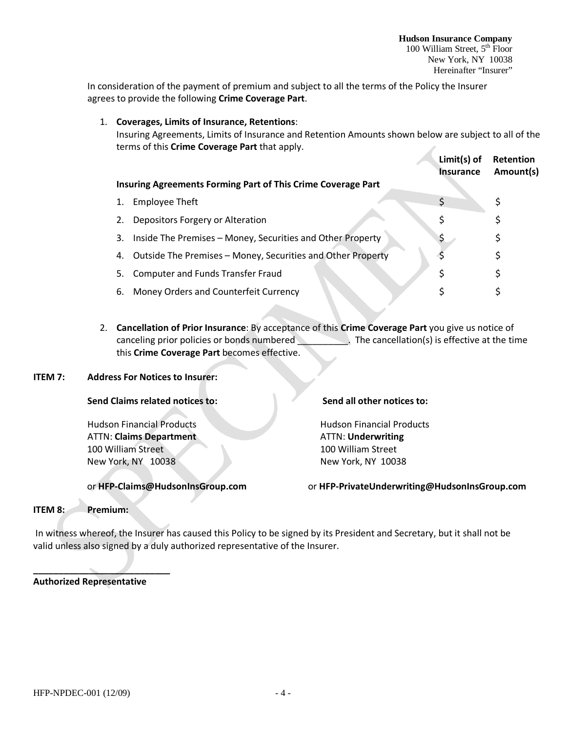**Hudson Insurance Company**
100 William Street, 5th Floor
New York, NY 10038
Hereinafter "Insurer"

In consideration of the payment of premium and subject to all the terms of the Policy the Insurer agrees to provide the following **Crime Coverage Part**.

1. **Coverages, Limits of Insurance, Retentions**:
   Insuring Agreements, Limits of Insurance and Retention Amounts shown below are subject to all of the terms of this **Crime Coverage Part** that apply.

| Insuring Agreements Forming Part of This Crime Coverage Part | Limit(s) of Insurance | Retention Amount(s) |
|---|---|---|
| 1. Employee Theft | $ | $ |
| 2. Depositors Forgery or Alteration | $ | $ |
| 3. Inside The Premises – Money, Securities and Other Property | $ | $ |
| 4. Outside The Premises – Money, Securities and Other Property | $ | $ |
| 5. Computer and Funds Transfer Fraud | $ | $ |
| 6. Money Orders and Counterfeit Currency | $ | $ |

2. **Cancellation of Prior Insurance**: By acceptance of this **Crime Coverage Part** you give us notice of canceling prior policies or bonds numbered __________. The cancellation(s) is effective at the time this **Crime Coverage Part** becomes effective.

**ITEM 7: Address For Notices to Insurer:**

**Send Claims related notices to:**

Hudson Financial Products
ATTN: **Claims Department**
100 William Street
New York, NY 10038

or **HFP-Claims@HudsonInsGroup.com**

**Send all other notices to:**

Hudson Financial Products
ATTN: **Underwriting**
100 William Street
New York, NY 10038

or **HFP-PrivateUnderwriting@HudsonInsGroup.com**

**ITEM 8: Premium:**

In witness whereof, the Insurer has caused this Policy to be signed by its President and Secretary, but it shall not be valid unless also signed by a duly authorized representative of the Insurer.

____________________________
**Authorized Representative**

HFP-NPDEC-001 (12/09)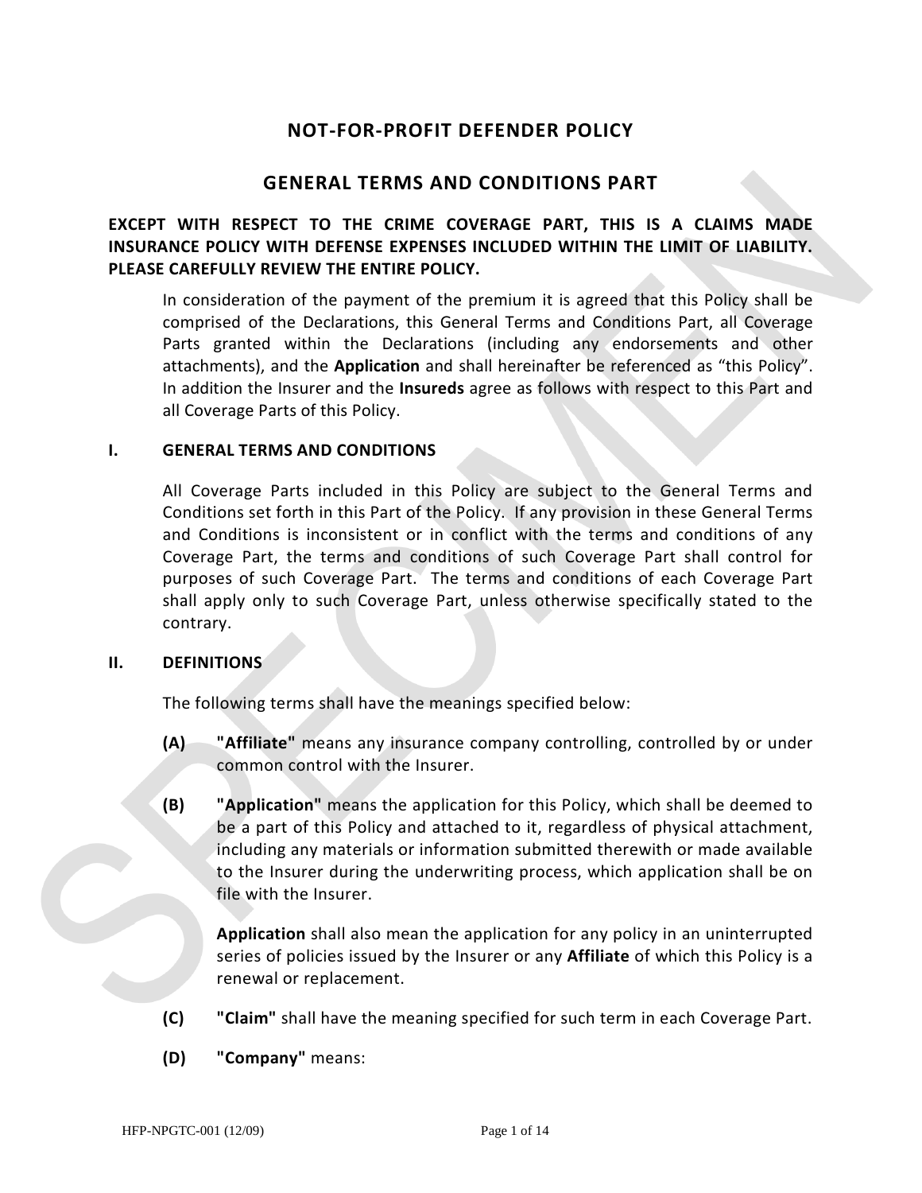# NOT-FOR-PROFIT DEFENDER POLICY

## GENERAL TERMS AND CONDITIONS PART

**EXCEPT WITH RESPECT TO THE CRIME COVERAGE PART, THIS IS A CLAIMS MADE INSURANCE POLICY WITH DEFENSE EXPENSES INCLUDED WITHIN THE LIMIT OF LIABILITY. PLEASE CAREFULLY REVIEW THE ENTIRE POLICY.**

In consideration of the payment of the premium it is agreed that this Policy shall be comprised of the Declarations, this General Terms and Conditions Part, all Coverage Parts granted within the Declarations (including any endorsements and other attachments), and the **Application** and shall hereinafter be referenced as "this Policy". In addition the Insurer and the **Insureds** agree as follows with respect to this Part and all Coverage Parts of this Policy.

### I. GENERAL TERMS AND CONDITIONS

All Coverage Parts included in this Policy are subject to the General Terms and Conditions set forth in this Part of the Policy. If any provision in these General Terms and Conditions is inconsistent or in conflict with the terms and conditions of any Coverage Part, the terms and conditions of such Coverage Part shall control for purposes of such Coverage Part. The terms and conditions of each Coverage Part shall apply only to such Coverage Part, unless otherwise specifically stated to the contrary.

### II. DEFINITIONS

The following terms shall have the meanings specified below:

**(A)** **"Affiliate"** means any insurance company controlling, controlled by or under common control with the Insurer.

**(B)** **"Application"** means the application for this Policy, which shall be deemed to be a part of this Policy and attached to it, regardless of physical attachment, including any materials or information submitted therewith or made available to the Insurer during the underwriting process, which application shall be on file with the Insurer.

**Application** shall also mean the application for any policy in an uninterrupted series of policies issued by the Insurer or any **Affiliate** of which this Policy is a renewal or replacement.

**(C)** **"Claim"** shall have the meaning specified for such term in each Coverage Part.

**(D)** **"Company"** means: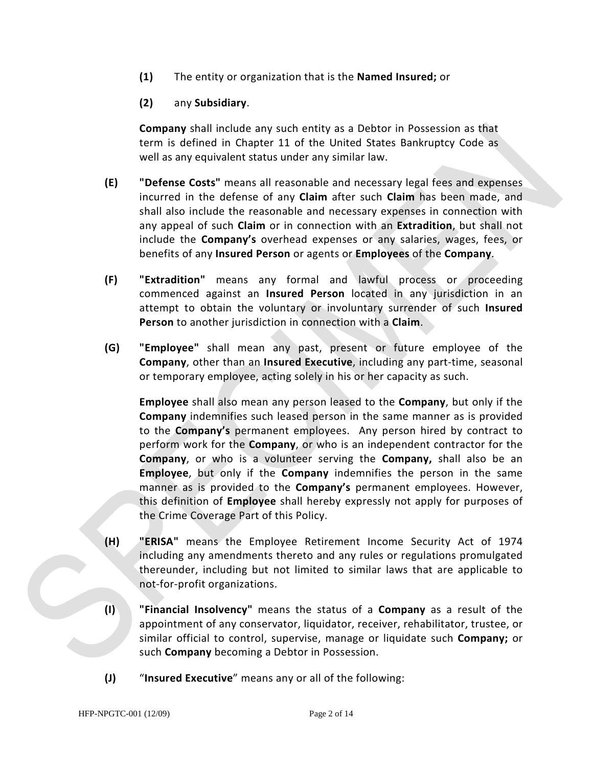**(1)** The entity or organization that is the **Named Insured;** or

**(2)** any **Subsidiary**.

**Company** shall include any such entity as a Debtor in Possession as that term is defined in Chapter 11 of the United States Bankruptcy Code as well as any equivalent status under any similar law.

**(E)** **"Defense Costs"** means all reasonable and necessary legal fees and expenses incurred in the defense of any **Claim** after such **Claim** has been made, and shall also include the reasonable and necessary expenses in connection with any appeal of such **Claim** or in connection with an **Extradition**, but shall not include the **Company's** overhead expenses or any salaries, wages, fees, or benefits of any **Insured Person** or agents or **Employees** of the **Company**.

**(F)** **"Extradition"** means any formal and lawful process or proceeding commenced against an **Insured Person** located in any jurisdiction in an attempt to obtain the voluntary or involuntary surrender of such **Insured Person** to another jurisdiction in connection with a **Claim**.

**(G)** **"Employee"** shall mean any past, present or future employee of the **Company**, other than an **Insured Executive**, including any part-time, seasonal or temporary employee, acting solely in his or her capacity as such.

**Employee** shall also mean any person leased to the **Company**, but only if the **Company** indemnifies such leased person in the same manner as is provided to the **Company's** permanent employees. Any person hired by contract to perform work for the **Company**, or who is an independent contractor for the **Company**, or who is a volunteer serving the **Company,** shall also be an **Employee**, but only if the **Company** indemnifies the person in the same manner as is provided to the **Company's** permanent employees. However, this definition of **Employee** shall hereby expressly not apply for purposes of the Crime Coverage Part of this Policy.

**(H)** **"ERISA"** means the Employee Retirement Income Security Act of 1974 including any amendments thereto and any rules or regulations promulgated thereunder, including but not limited to similar laws that are applicable to not-for-profit organizations.

**(I)** **"Financial Insolvency"** means the status of a **Company** as a result of the appointment of any conservator, liquidator, receiver, rehabilitator, trustee, or similar official to control, supervise, manage or liquidate such **Company;** or such **Company** becoming a Debtor in Possession.

**(J)** "**Insured Executive**" means any or all of the following: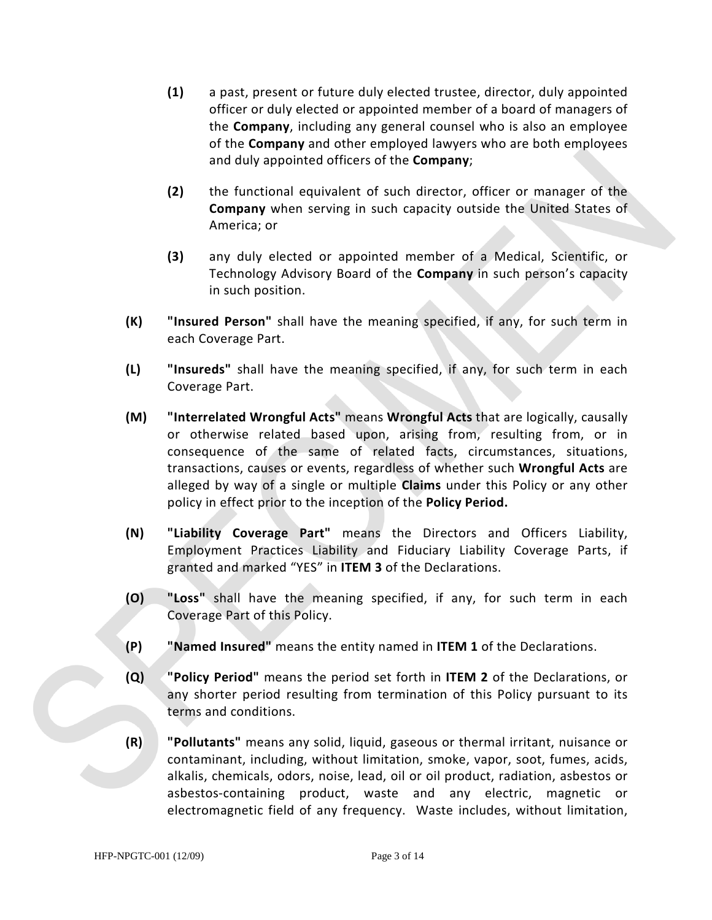**(1)** a past, present or future duly elected trustee, director, duly appointed officer or duly elected or appointed member of a board of managers of the **Company**, including any general counsel who is also an employee of the **Company** and other employed lawyers who are both employees and duly appointed officers of the **Company**;

**(2)** the functional equivalent of such director, officer or manager of the **Company** when serving in such capacity outside the United States of America; or

**(3)** any duly elected or appointed member of a Medical, Scientific, or Technology Advisory Board of the **Company** in such person's capacity in such position.

**(K)** **"Insured Person"** shall have the meaning specified, if any, for such term in each Coverage Part.

**(L)** **"Insureds"** shall have the meaning specified, if any, for such term in each Coverage Part.

**(M)** **"Interrelated Wrongful Acts"** means **Wrongful Acts** that are logically, causally or otherwise related based upon, arising from, resulting from, or in consequence of the same of related facts, circumstances, situations, transactions, causes or events, regardless of whether such **Wrongful Acts** are alleged by way of a single or multiple **Claims** under this Policy or any other policy in effect prior to the inception of the **Policy Period.**

**(N)** **"Liability Coverage Part"** means the Directors and Officers Liability, Employment Practices Liability and Fiduciary Liability Coverage Parts, if granted and marked "YES" in **ITEM 3** of the Declarations.

**(O)** **"Loss"** shall have the meaning specified, if any, for such term in each Coverage Part of this Policy.

**(P)** **"Named Insured"** means the entity named in **ITEM 1** of the Declarations.

**(Q)** **"Policy Period"** means the period set forth in **ITEM 2** of the Declarations, or any shorter period resulting from termination of this Policy pursuant to its terms and conditions.

**(R)** **"Pollutants"** means any solid, liquid, gaseous or thermal irritant, nuisance or contaminant, including, without limitation, smoke, vapor, soot, fumes, acids, alkalis, chemicals, odors, noise, lead, oil or oil product, radiation, asbestos or asbestos-containing product, waste and any electric, magnetic or electromagnetic field of any frequency. Waste includes, without limitation,

HFP-NPGTC-001 (12/09)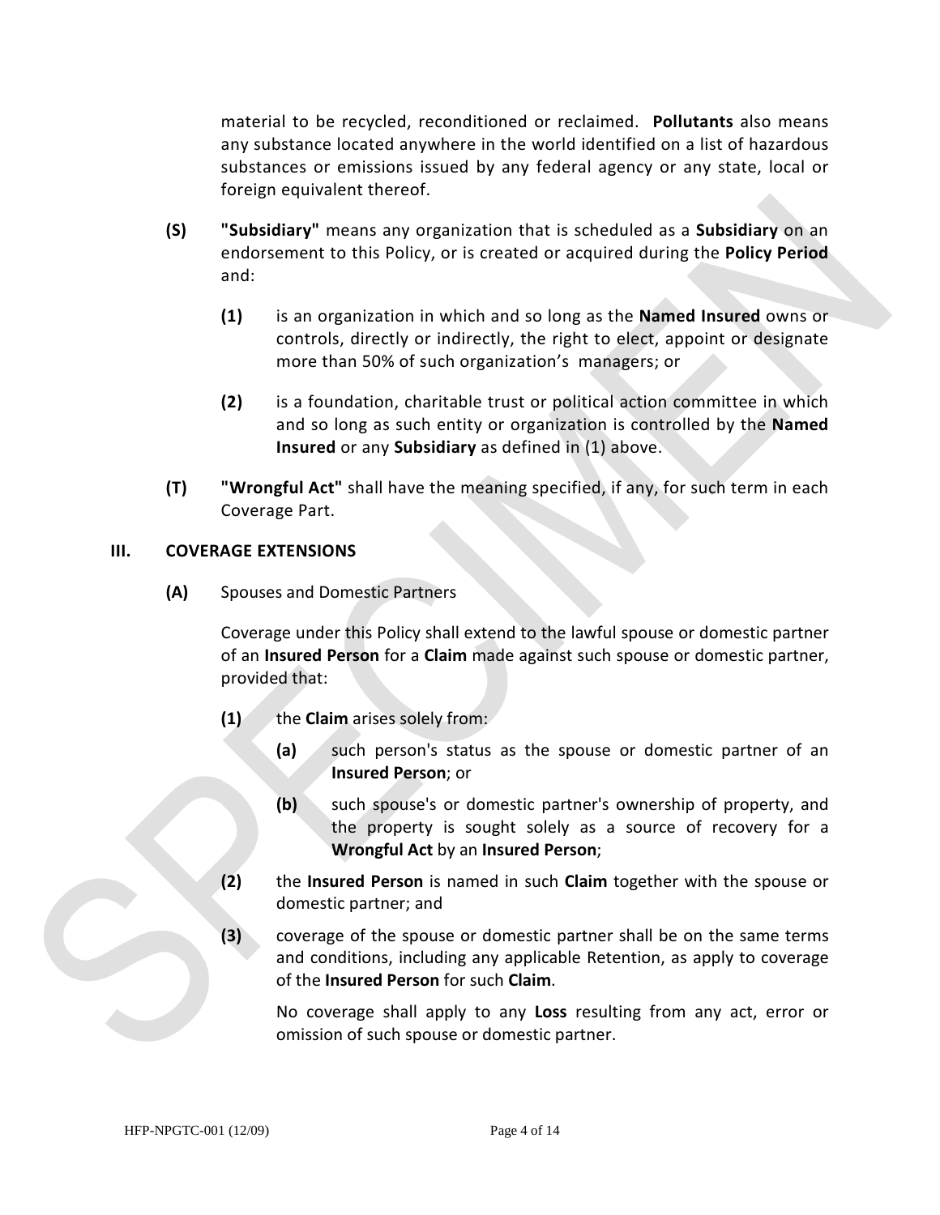material to be recycled, reconditioned or reclaimed. **Pollutants** also means any substance located anywhere in the world identified on a list of hazardous substances or emissions issued by any federal agency or any state, local or foreign equivalent thereof.

**(S)** **"Subsidiary"** means any organization that is scheduled as a **Subsidiary** on an endorsement to this Policy, or is created or acquired during the **Policy Period** and:

**(1)** is an organization in which and so long as the **Named Insured** owns or controls, directly or indirectly, the right to elect, appoint or designate more than 50% of such organization's managers; or

**(2)** is a foundation, charitable trust or political action committee in which and so long as such entity or organization is controlled by the **Named Insured** or any **Subsidiary** as defined in (1) above.

**(T)** **"Wrongful Act"** shall have the meaning specified, if any, for such term in each Coverage Part.

## III. COVERAGE EXTENSIONS

**(A)** Spouses and Domestic Partners

Coverage under this Policy shall extend to the lawful spouse or domestic partner of an **Insured Person** for a **Claim** made against such spouse or domestic partner, provided that:

**(1)** the **Claim** arises solely from:

**(a)** such person's status as the spouse or domestic partner of an **Insured Person**; or

**(b)** such spouse's or domestic partner's ownership of property, and the property is sought solely as a source of recovery for a **Wrongful Act** by an **Insured Person**;

**(2)** the **Insured Person** is named in such **Claim** together with the spouse or domestic partner; and

**(3)** coverage of the spouse or domestic partner shall be on the same terms and conditions, including any applicable Retention, as apply to coverage of the **Insured Person** for such **Claim**.

No coverage shall apply to any **Loss** resulting from any act, error or omission of such spouse or domestic partner.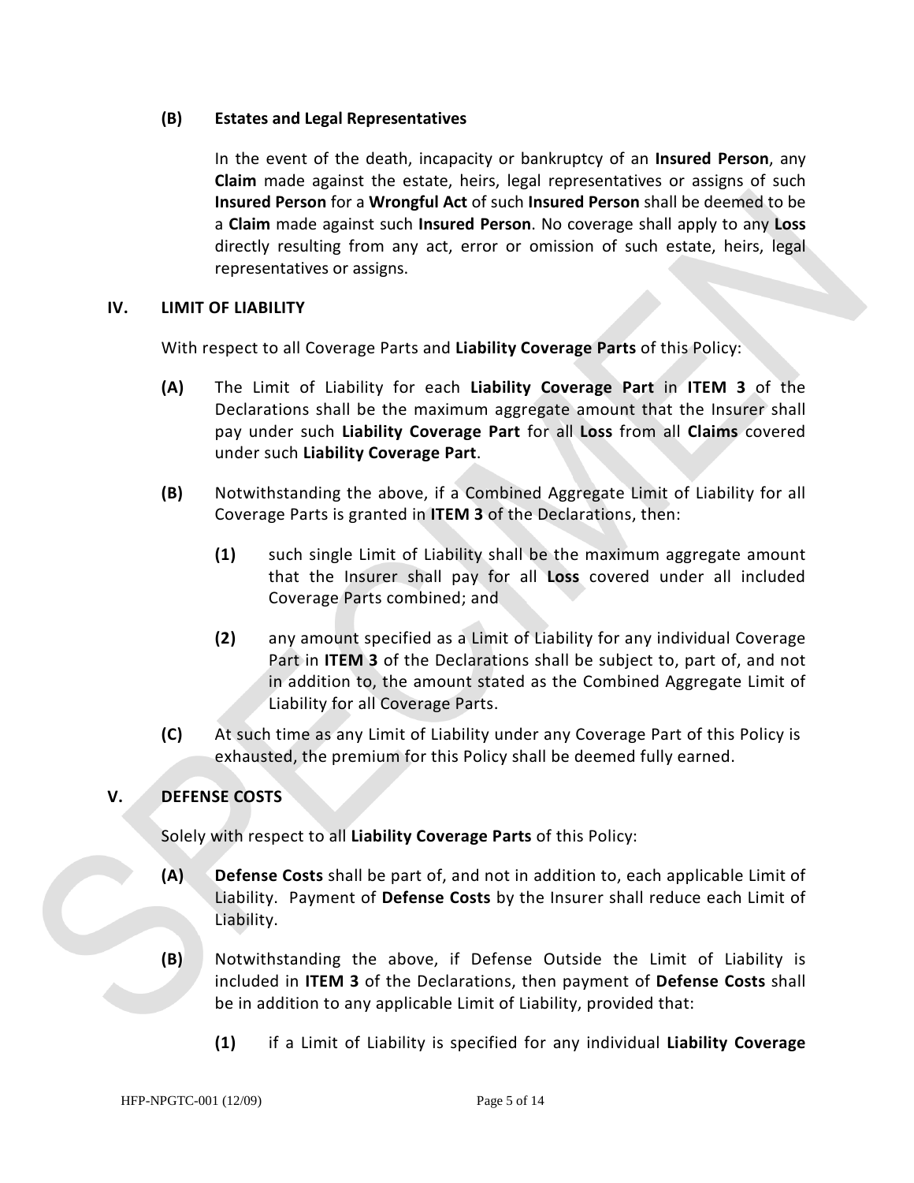**(B) Estates and Legal Representatives**

In the event of the death, incapacity or bankruptcy of an **Insured Person**, any **Claim** made against the estate, heirs, legal representatives or assigns of such **Insured Person** for a **Wrongful Act** of such **Insured Person** shall be deemed to be a **Claim** made against such **Insured Person**. No coverage shall apply to any **Loss** directly resulting from any act, error or omission of such estate, heirs, legal representatives or assigns.

## IV. LIMIT OF LIABILITY

With respect to all Coverage Parts and **Liability Coverage Parts** of this Policy:

**(A)** The Limit of Liability for each **Liability Coverage Part** in **ITEM 3** of the Declarations shall be the maximum aggregate amount that the Insurer shall pay under such **Liability Coverage Part** for all **Loss** from all **Claims** covered under such **Liability Coverage Part**.

**(B)** Notwithstanding the above, if a Combined Aggregate Limit of Liability for all Coverage Parts is granted in **ITEM 3** of the Declarations, then:

**(1)** such single Limit of Liability shall be the maximum aggregate amount that the Insurer shall pay for all **Loss** covered under all included Coverage Parts combined; and

**(2)** any amount specified as a Limit of Liability for any individual Coverage Part in **ITEM 3** of the Declarations shall be subject to, part of, and not in addition to, the amount stated as the Combined Aggregate Limit of Liability for all Coverage Parts.

**(C)** At such time as any Limit of Liability under any Coverage Part of this Policy is exhausted, the premium for this Policy shall be deemed fully earned.

## V. DEFENSE COSTS

Solely with respect to all **Liability Coverage Parts** of this Policy:

**(A)** **Defense Costs** shall be part of, and not in addition to, each applicable Limit of Liability. Payment of **Defense Costs** by the Insurer shall reduce each Limit of Liability.

**(B)** Notwithstanding the above, if Defense Outside the Limit of Liability is included in **ITEM 3** of the Declarations, then payment of **Defense Costs** shall be in addition to any applicable Limit of Liability, provided that:

**(1)** if a Limit of Liability is specified for any individual **Liability Coverage**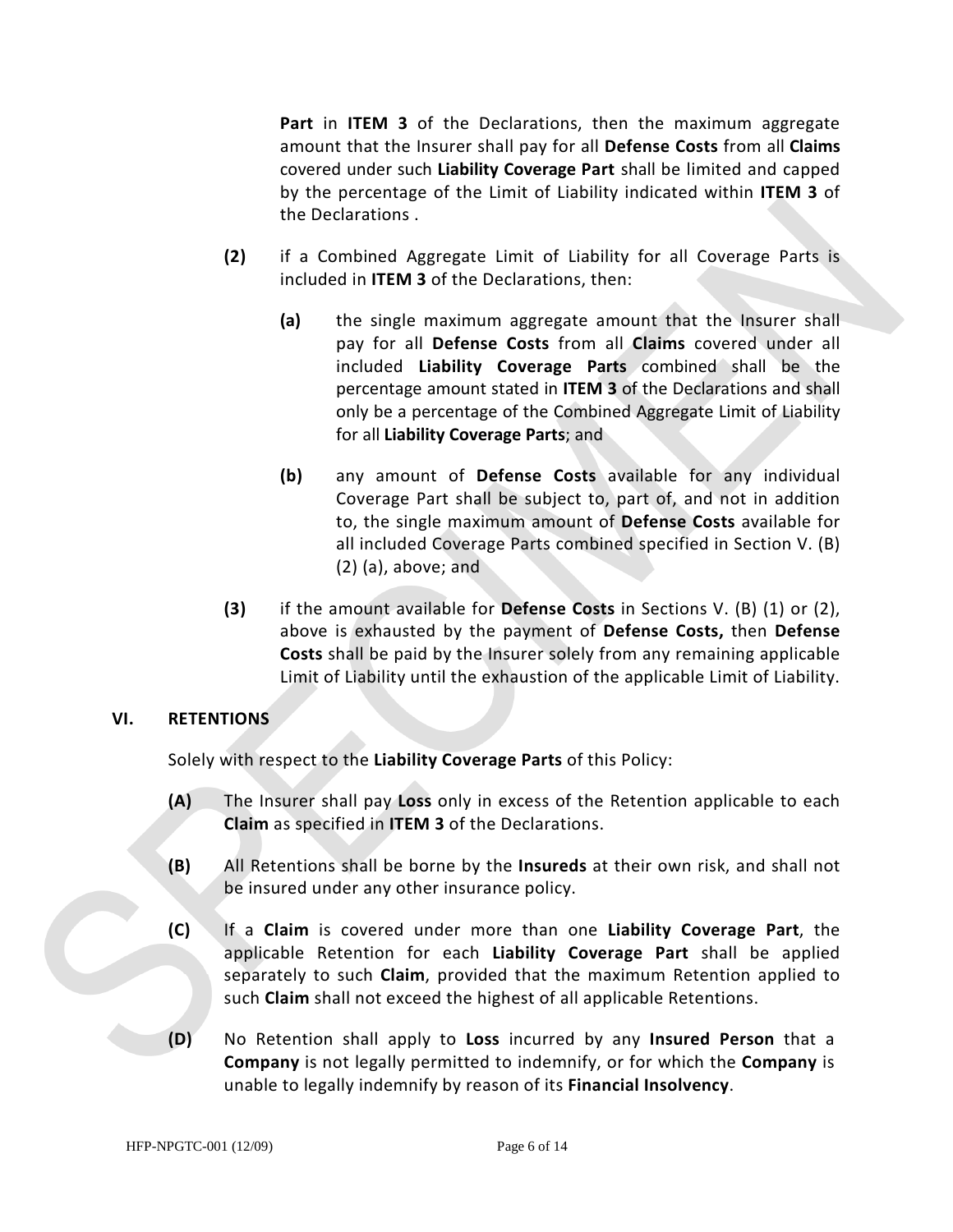**Part** in **ITEM 3** of the Declarations, then the maximum aggregate amount that the Insurer shall pay for all **Defense Costs** from all **Claims** covered under such **Liability Coverage Part** shall be limited and capped by the percentage of the Limit of Liability indicated within **ITEM 3** of the Declarations .

**(2)** if a Combined Aggregate Limit of Liability for all Coverage Parts is included in **ITEM 3** of the Declarations, then:

**(a)** the single maximum aggregate amount that the Insurer shall pay for all **Defense Costs** from all **Claims** covered under all included **Liability Coverage Parts** combined shall be the percentage amount stated in **ITEM 3** of the Declarations and shall only be a percentage of the Combined Aggregate Limit of Liability for all **Liability Coverage Parts**; and

**(b)** any amount of **Defense Costs** available for any individual Coverage Part shall be subject to, part of, and not in addition to, the single maximum amount of **Defense Costs** available for all included Coverage Parts combined specified in Section V. (B) (2) (a), above; and

**(3)** if the amount available for **Defense Costs** in Sections V. (B) (1) or (2), above is exhausted by the payment of **Defense Costs,** then **Defense Costs** shall be paid by the Insurer solely from any remaining applicable Limit of Liability until the exhaustion of the applicable Limit of Liability.

## VI. RETENTIONS

Solely with respect to the **Liability Coverage Parts** of this Policy:

**(A)** The Insurer shall pay **Loss** only in excess of the Retention applicable to each **Claim** as specified in **ITEM 3** of the Declarations.

**(B)** All Retentions shall be borne by the **Insureds** at their own risk, and shall not be insured under any other insurance policy.

**(C)** If a **Claim** is covered under more than one **Liability Coverage Part**, the applicable Retention for each **Liability Coverage Part** shall be applied separately to such **Claim**, provided that the maximum Retention applied to such **Claim** shall not exceed the highest of all applicable Retentions.

**(D)** No Retention shall apply to **Loss** incurred by any **Insured Person** that a **Company** is not legally permitted to indemnify, or for which the **Company** is unable to legally indemnify by reason of its **Financial Insolvency**.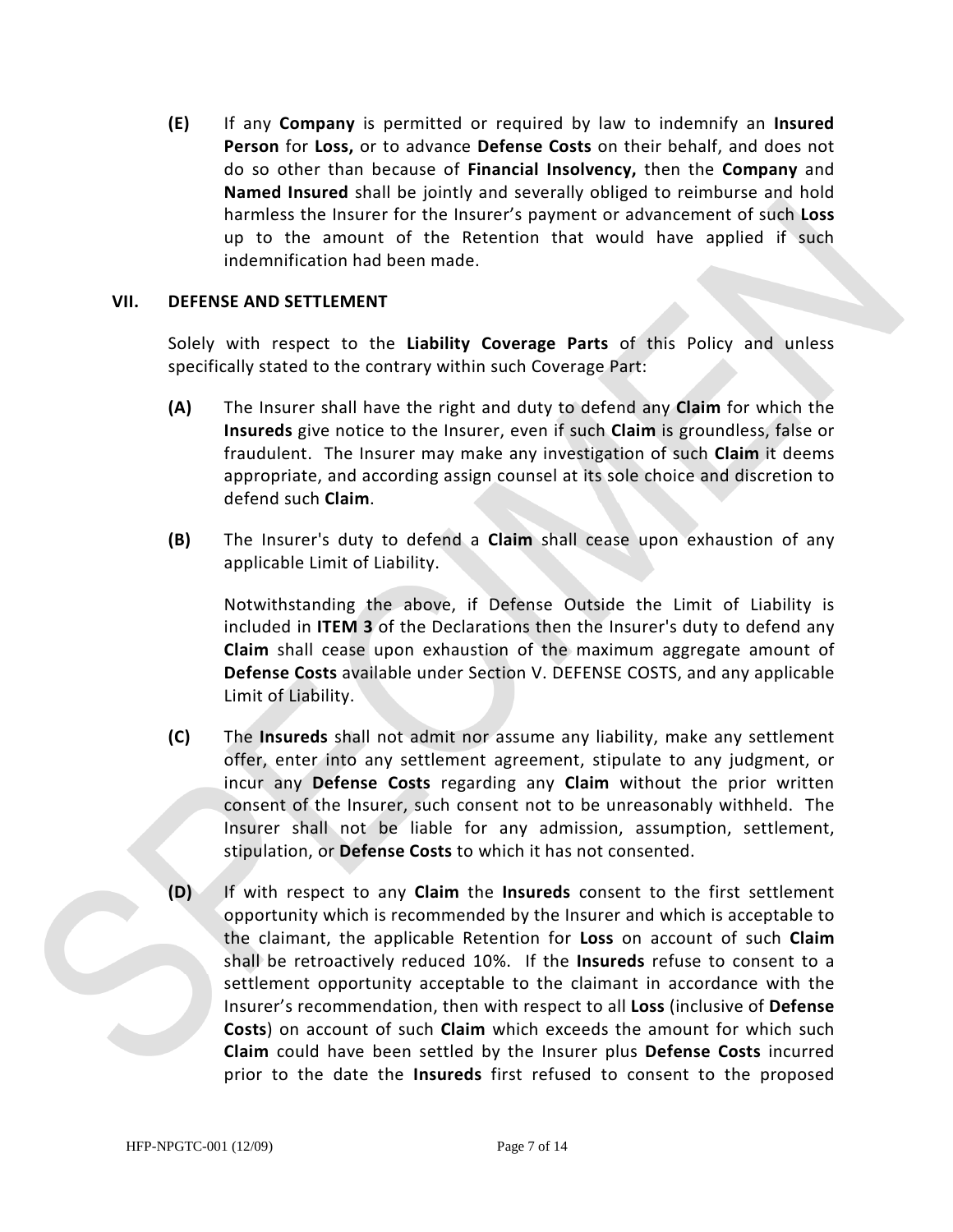**(E)** If any **Company** is permitted or required by law to indemnify an **Insured Person** for **Loss,** or to advance **Defense Costs** on their behalf, and does not do so other than because of **Financial Insolvency,** then the **Company** and **Named Insured** shall be jointly and severally obliged to reimburse and hold harmless the Insurer for the Insurer's payment or advancement of such **Loss** up to the amount of the Retention that would have applied if such indemnification had been made.

## VII. DEFENSE AND SETTLEMENT

Solely with respect to the **Liability Coverage Parts** of this Policy and unless specifically stated to the contrary within such Coverage Part:

**(A)** The Insurer shall have the right and duty to defend any **Claim** for which the **Insureds** give notice to the Insurer, even if such **Claim** is groundless, false or fraudulent. The Insurer may make any investigation of such **Claim** it deems appropriate, and according assign counsel at its sole choice and discretion to defend such **Claim**.

**(B)** The Insurer's duty to defend a **Claim** shall cease upon exhaustion of any applicable Limit of Liability.

Notwithstanding the above, if Defense Outside the Limit of Liability is included in **ITEM 3** of the Declarations then the Insurer's duty to defend any **Claim** shall cease upon exhaustion of the maximum aggregate amount of **Defense Costs** available under Section V. DEFENSE COSTS, and any applicable Limit of Liability.

**(C)** The **Insureds** shall not admit nor assume any liability, make any settlement offer, enter into any settlement agreement, stipulate to any judgment, or incur any **Defense Costs** regarding any **Claim** without the prior written consent of the Insurer, such consent not to be unreasonably withheld. The Insurer shall not be liable for any admission, assumption, settlement, stipulation, or **Defense Costs** to which it has not consented.

**(D)** If with respect to any **Claim** the **Insureds** consent to the first settlement opportunity which is recommended by the Insurer and which is acceptable to the claimant, the applicable Retention for **Loss** on account of such **Claim** shall be retroactively reduced 10%. If the **Insureds** refuse to consent to a settlement opportunity acceptable to the claimant in accordance with the Insurer's recommendation, then with respect to all **Loss** (inclusive of **Defense Costs**) on account of such **Claim** which exceeds the amount for which such **Claim** could have been settled by the Insurer plus **Defense Costs** incurred prior to the date the **Insureds** first refused to consent to the proposed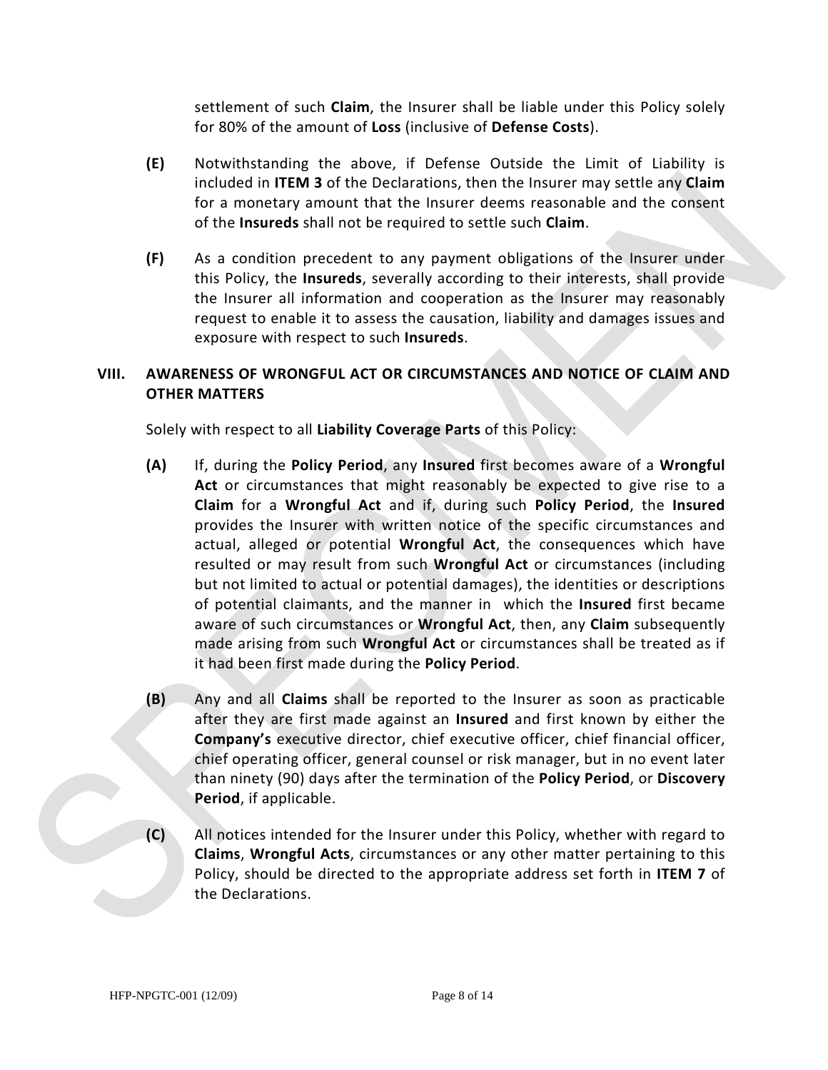settlement of such **Claim**, the Insurer shall be liable under this Policy solely for 80% of the amount of **Loss** (inclusive of **Defense Costs**).

**(E)** Notwithstanding the above, if Defense Outside the Limit of Liability is included in **ITEM 3** of the Declarations, then the Insurer may settle any **Claim** for a monetary amount that the Insurer deems reasonable and the consent of the **Insureds** shall not be required to settle such **Claim**.

**(F)** As a condition precedent to any payment obligations of the Insurer under this Policy, the **Insureds**, severally according to their interests, shall provide the Insurer all information and cooperation as the Insurer may reasonably request to enable it to assess the causation, liability and damages issues and exposure with respect to such **Insureds**.

## VIII. AWARENESS OF WRONGFUL ACT OR CIRCUMSTANCES AND NOTICE OF CLAIM AND OTHER MATTERS

Solely with respect to all **Liability Coverage Parts** of this Policy:

**(A)** If, during the **Policy Period**, any **Insured** first becomes aware of a **Wrongful Act** or circumstances that might reasonably be expected to give rise to a **Claim** for a **Wrongful Act** and if, during such **Policy Period**, the **Insured** provides the Insurer with written notice of the specific circumstances and actual, alleged or potential **Wrongful Act**, the consequences which have resulted or may result from such **Wrongful Act** or circumstances (including but not limited to actual or potential damages), the identities or descriptions of potential claimants, and the manner in which the **Insured** first became aware of such circumstances or **Wrongful Act**, then, any **Claim** subsequently made arising from such **Wrongful Act** or circumstances shall be treated as if it had been first made during the **Policy Period**.

**(B)** Any and all **Claims** shall be reported to the Insurer as soon as practicable after they are first made against an **Insured** and first known by either the **Company's** executive director, chief executive officer, chief financial officer, chief operating officer, general counsel or risk manager, but in no event later than ninety (90) days after the termination of the **Policy Period**, or **Discovery Period**, if applicable.

**(C)** All notices intended for the Insurer under this Policy, whether with regard to **Claims**, **Wrongful Acts**, circumstances or any other matter pertaining to this Policy, should be directed to the appropriate address set forth in **ITEM 7** of the Declarations.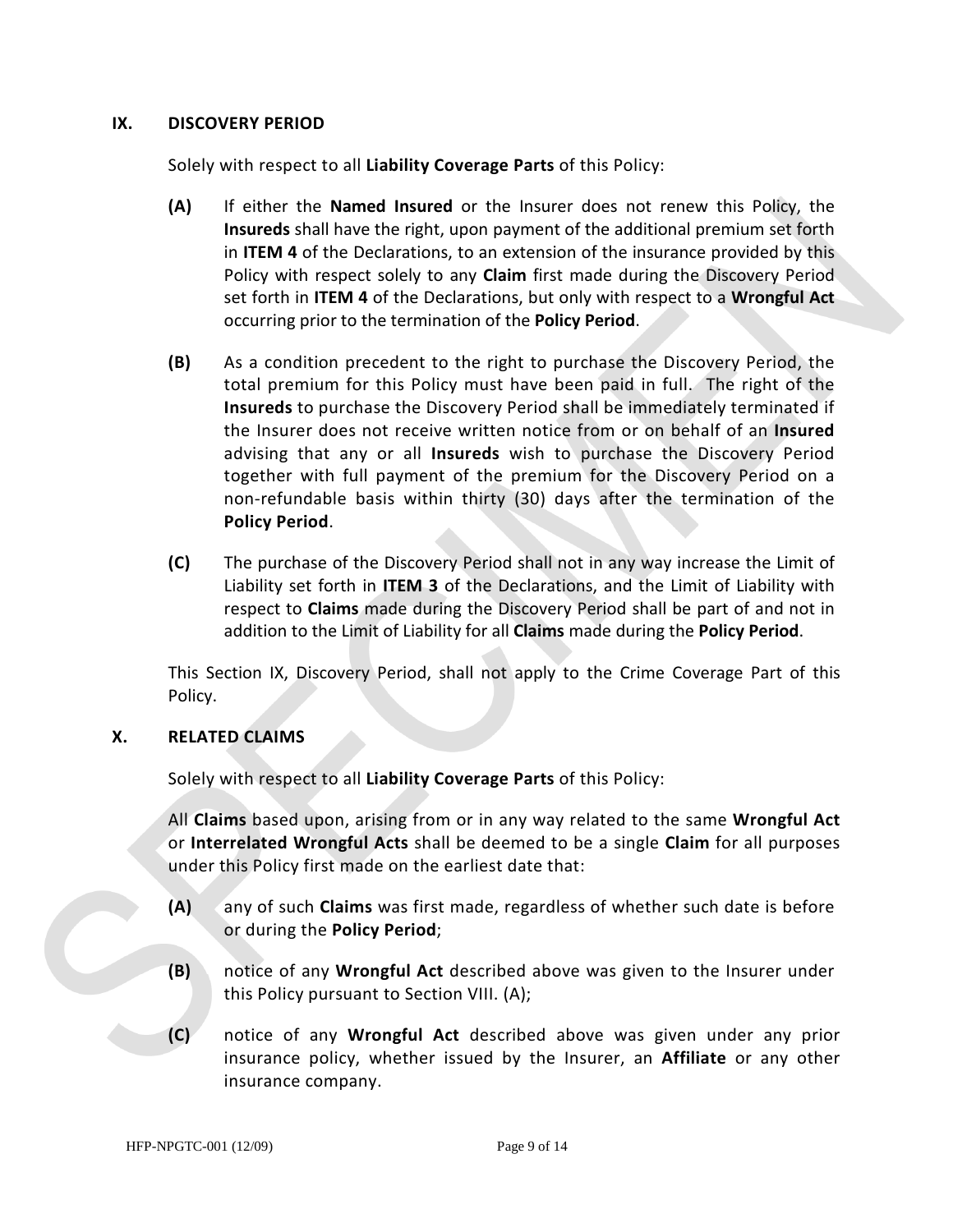## IX. DISCOVERY PERIOD

Solely with respect to all **Liability Coverage Parts** of this Policy:

**(A)** If either the **Named Insured** or the Insurer does not renew this Policy, the **Insureds** shall have the right, upon payment of the additional premium set forth in **ITEM 4** of the Declarations, to an extension of the insurance provided by this Policy with respect solely to any **Claim** first made during the Discovery Period set forth in **ITEM 4** of the Declarations, but only with respect to a **Wrongful Act** occurring prior to the termination of the **Policy Period**.

**(B)** As a condition precedent to the right to purchase the Discovery Period, the total premium for this Policy must have been paid in full. The right of the **Insureds** to purchase the Discovery Period shall be immediately terminated if the Insurer does not receive written notice from or on behalf of an **Insured** advising that any or all **Insureds** wish to purchase the Discovery Period together with full payment of the premium for the Discovery Period on a non-refundable basis within thirty (30) days after the termination of the **Policy Period**.

**(C)** The purchase of the Discovery Period shall not in any way increase the Limit of Liability set forth in **ITEM 3** of the Declarations, and the Limit of Liability with respect to **Claims** made during the Discovery Period shall be part of and not in addition to the Limit of Liability for all **Claims** made during the **Policy Period**.

This Section IX, Discovery Period, shall not apply to the Crime Coverage Part of this Policy.

## X. RELATED CLAIMS

Solely with respect to all **Liability Coverage Parts** of this Policy:

All **Claims** based upon, arising from or in any way related to the same **Wrongful Act** or **Interrelated Wrongful Acts** shall be deemed to be a single **Claim** for all purposes under this Policy first made on the earliest date that:

**(A)** any of such **Claims** was first made, regardless of whether such date is before or during the **Policy Period**;

**(B)** notice of any **Wrongful Act** described above was given to the Insurer under this Policy pursuant to Section VIII. (A);

**(C)** notice of any **Wrongful Act** described above was given under any prior insurance policy, whether issued by the Insurer, an **Affiliate** or any other insurance company.

HFP-NPGTC-001 (12/09)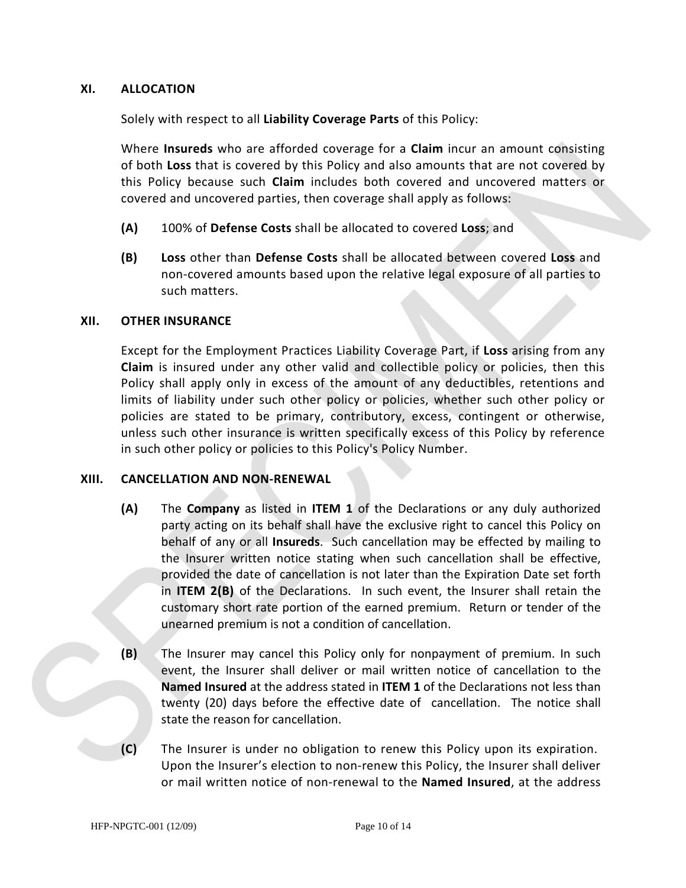## XI. ALLOCATION

Solely with respect to all **Liability Coverage Parts** of this Policy:

Where **Insureds** who are afforded coverage for a **Claim** incur an amount consisting of both **Loss** that is covered by this Policy and also amounts that are not covered by this Policy because such **Claim** includes both covered and uncovered matters or covered and uncovered parties, then coverage shall apply as follows:

**(A)** 100% of **Defense Costs** shall be allocated to covered **Loss**; and

**(B)** **Loss** other than **Defense Costs** shall be allocated between covered **Loss** and non-covered amounts based upon the relative legal exposure of all parties to such matters.

## XII. OTHER INSURANCE

Except for the Employment Practices Liability Coverage Part, if **Loss** arising from any **Claim** is insured under any other valid and collectible policy or policies, then this Policy shall apply only in excess of the amount of any deductibles, retentions and limits of liability under such other policy or policies, whether such other policy or policies are stated to be primary, contributory, excess, contingent or otherwise, unless such other insurance is written specifically excess of this Policy by reference in such other policy or policies to this Policy's Policy Number.

## XIII. CANCELLATION AND NON-RENEWAL

**(A)** The **Company** as listed in **ITEM 1** of the Declarations or any duly authorized party acting on its behalf shall have the exclusive right to cancel this Policy on behalf of any or all **Insureds**. Such cancellation may be effected by mailing to the Insurer written notice stating when such cancellation shall be effective, provided the date of cancellation is not later than the Expiration Date set forth in **ITEM 2(B)** of the Declarations. In such event, the Insurer shall retain the customary short rate portion of the earned premium. Return or tender of the unearned premium is not a condition of cancellation.

**(B)** The Insurer may cancel this Policy only for nonpayment of premium. In such event, the Insurer shall deliver or mail written notice of cancellation to the **Named Insured** at the address stated in **ITEM 1** of the Declarations not less than twenty (20) days before the effective date of cancellation. The notice shall state the reason for cancellation.

**(C)** The Insurer is under no obligation to renew this Policy upon its expiration. Upon the Insurer's election to non-renew this Policy, the Insurer shall deliver or mail written notice of non-renewal to the **Named Insured**, at the address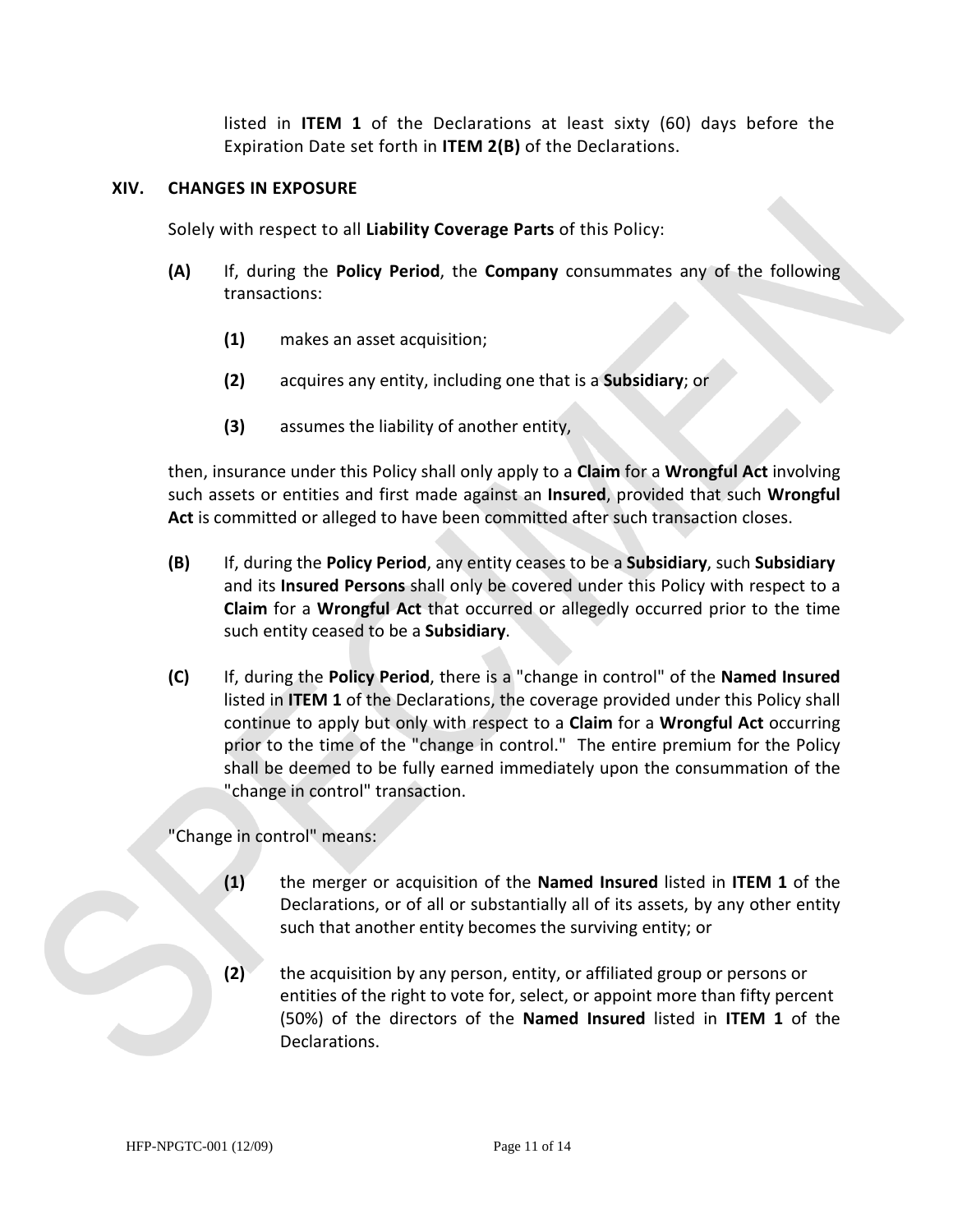listed in **ITEM 1** of the Declarations at least sixty (60) days before the Expiration Date set forth in **ITEM 2(B)** of the Declarations.

## XIV. CHANGES IN EXPOSURE

Solely with respect to all **Liability Coverage Parts** of this Policy:

**(A)** If, during the **Policy Period**, the **Company** consummates any of the following transactions:

- **(1)** makes an asset acquisition;
- **(2)** acquires any entity, including one that is a **Subsidiary**; or
- **(3)** assumes the liability of another entity,

then, insurance under this Policy shall only apply to a **Claim** for a **Wrongful Act** involving such assets or entities and first made against an **Insured**, provided that such **Wrongful Act** is committed or alleged to have been committed after such transaction closes.

**(B)** If, during the **Policy Period**, any entity ceases to be a **Subsidiary**, such **Subsidiary** and its **Insured Persons** shall only be covered under this Policy with respect to a **Claim** for a **Wrongful Act** that occurred or allegedly occurred prior to the time such entity ceased to be a **Subsidiary**.

**(C)** If, during the **Policy Period**, there is a "change in control" of the **Named Insured** listed in **ITEM 1** of the Declarations, the coverage provided under this Policy shall continue to apply but only with respect to a **Claim** for a **Wrongful Act** occurring prior to the time of the "change in control." The entire premium for the Policy shall be deemed to be fully earned immediately upon the consummation of the "change in control" transaction.

"Change in control" means:

- **(1)** the merger or acquisition of the **Named Insured** listed in **ITEM 1** of the Declarations, or of all or substantially all of its assets, by any other entity such that another entity becomes the surviving entity; or
- **(2)** the acquisition by any person, entity, or affiliated group or persons or entities of the right to vote for, select, or appoint more than fifty percent (50%) of the directors of the **Named Insured** listed in **ITEM 1** of the Declarations.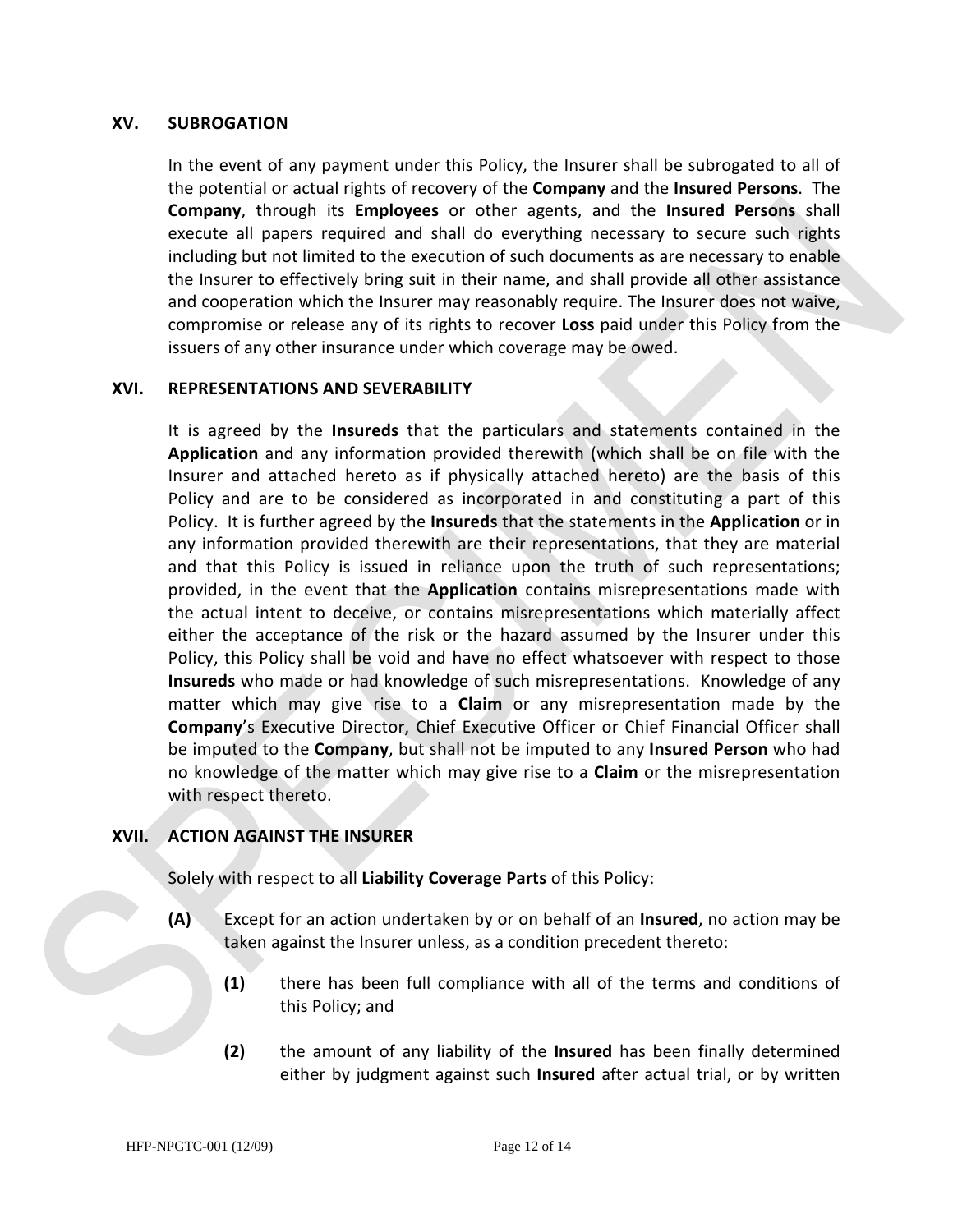## XV. SUBROGATION

In the event of any payment under this Policy, the Insurer shall be subrogated to all of the potential or actual rights of recovery of the **Company** and the **Insured Persons**. The **Company**, through its **Employees** or other agents, and the **Insured Persons** shall execute all papers required and shall do everything necessary to secure such rights including but not limited to the execution of such documents as are necessary to enable the Insurer to effectively bring suit in their name, and shall provide all other assistance and cooperation which the Insurer may reasonably require. The Insurer does not waive, compromise or release any of its rights to recover **Loss** paid under this Policy from the issuers of any other insurance under which coverage may be owed.

## XVI. REPRESENTATIONS AND SEVERABILITY

It is agreed by the **Insureds** that the particulars and statements contained in the **Application** and any information provided therewith (which shall be on file with the Insurer and attached hereto as if physically attached hereto) are the basis of this Policy and are to be considered as incorporated in and constituting a part of this Policy. It is further agreed by the **Insureds** that the statements in the **Application** or in any information provided therewith are their representations, that they are material and that this Policy is issued in reliance upon the truth of such representations; provided, in the event that the **Application** contains misrepresentations made with the actual intent to deceive, or contains misrepresentations which materially affect either the acceptance of the risk or the hazard assumed by the Insurer under this Policy, this Policy shall be void and have no effect whatsoever with respect to those **Insureds** who made or had knowledge of such misrepresentations. Knowledge of any matter which may give rise to a **Claim** or any misrepresentation made by the **Company**'s Executive Director, Chief Executive Officer or Chief Financial Officer shall be imputed to the **Company**, but shall not be imputed to any **Insured Person** who had no knowledge of the matter which may give rise to a **Claim** or the misrepresentation with respect thereto.

## XVII. ACTION AGAINST THE INSURER

Solely with respect to all **Liability Coverage Parts** of this Policy:

**(A)** Except for an action undertaken by or on behalf of an **Insured**, no action may be taken against the Insurer unless, as a condition precedent thereto:

**(1)** there has been full compliance with all of the terms and conditions of this Policy; and

**(2)** the amount of any liability of the **Insured** has been finally determined either by judgment against such **Insured** after actual trial, or by written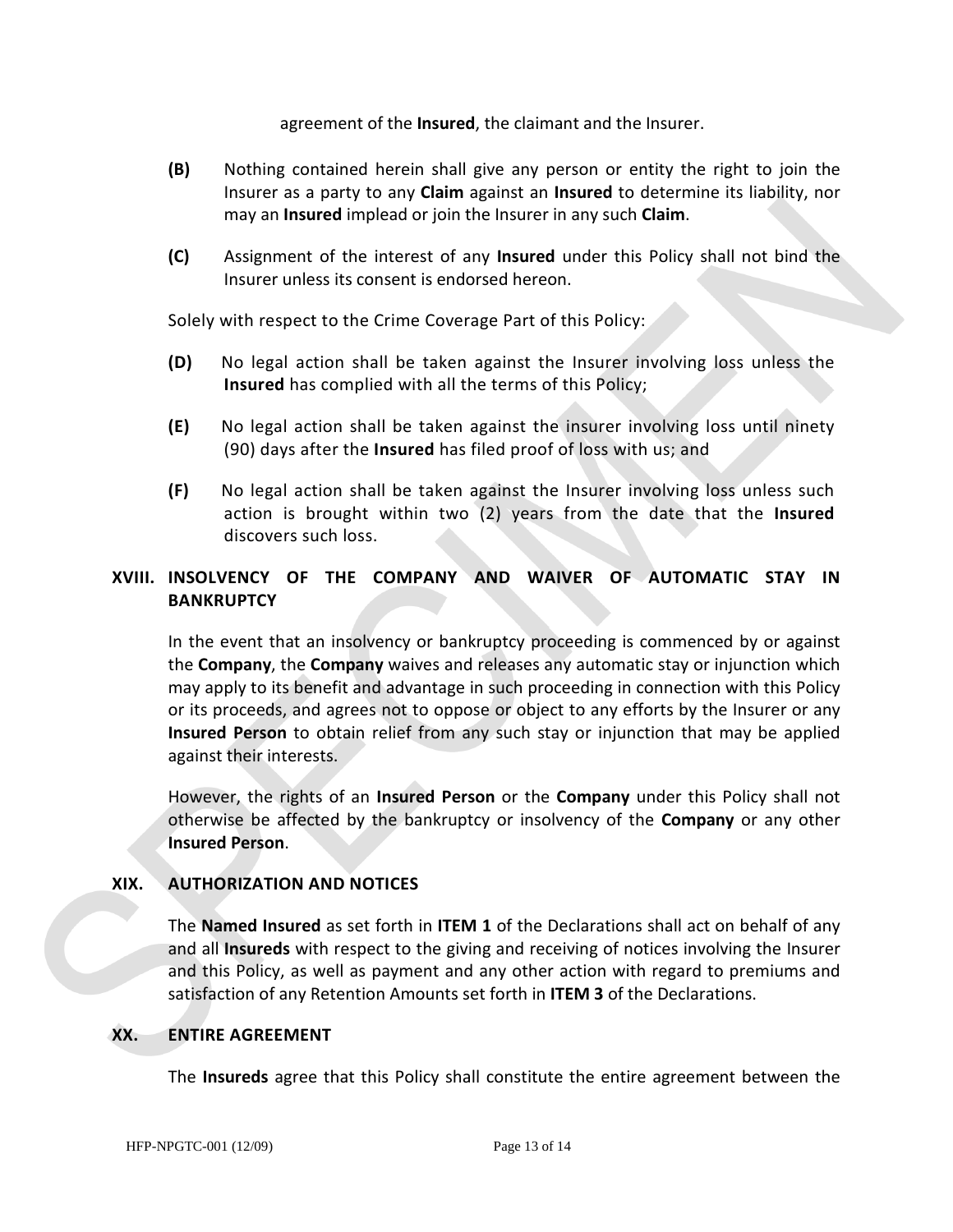agreement of the **Insured**, the claimant and the Insurer.

**(B)** Nothing contained herein shall give any person or entity the right to join the Insurer as a party to any **Claim** against an **Insured** to determine its liability, nor may an **Insured** implead or join the Insurer in any such **Claim**.

**(C)** Assignment of the interest of any **Insured** under this Policy shall not bind the Insurer unless its consent is endorsed hereon.

Solely with respect to the Crime Coverage Part of this Policy:

**(D)** No legal action shall be taken against the Insurer involving loss unless the **Insured** has complied with all the terms of this Policy;

**(E)** No legal action shall be taken against the insurer involving loss until ninety (90) days after the **Insured** has filed proof of loss with us; and

**(F)** No legal action shall be taken against the Insurer involving loss unless such action is brought within two (2) years from the date that the **Insured** discovers such loss.

## XVIII. INSOLVENCY OF THE COMPANY AND WAIVER OF AUTOMATIC STAY IN BANKRUPTCY

In the event that an insolvency or bankruptcy proceeding is commenced by or against the **Company**, the **Company** waives and releases any automatic stay or injunction which may apply to its benefit and advantage in such proceeding in connection with this Policy or its proceeds, and agrees not to oppose or object to any efforts by the Insurer or any **Insured Person** to obtain relief from any such stay or injunction that may be applied against their interests.

However, the rights of an **Insured Person** or the **Company** under this Policy shall not otherwise be affected by the bankruptcy or insolvency of the **Company** or any other **Insured Person**.

## XIX. AUTHORIZATION AND NOTICES

The **Named Insured** as set forth in **ITEM 1** of the Declarations shall act on behalf of any and all **Insureds** with respect to the giving and receiving of notices involving the Insurer and this Policy, as well as payment and any other action with regard to premiums and satisfaction of any Retention Amounts set forth in **ITEM 3** of the Declarations.

## XX. ENTIRE AGREEMENT

The **Insureds** agree that this Policy shall constitute the entire agreement between the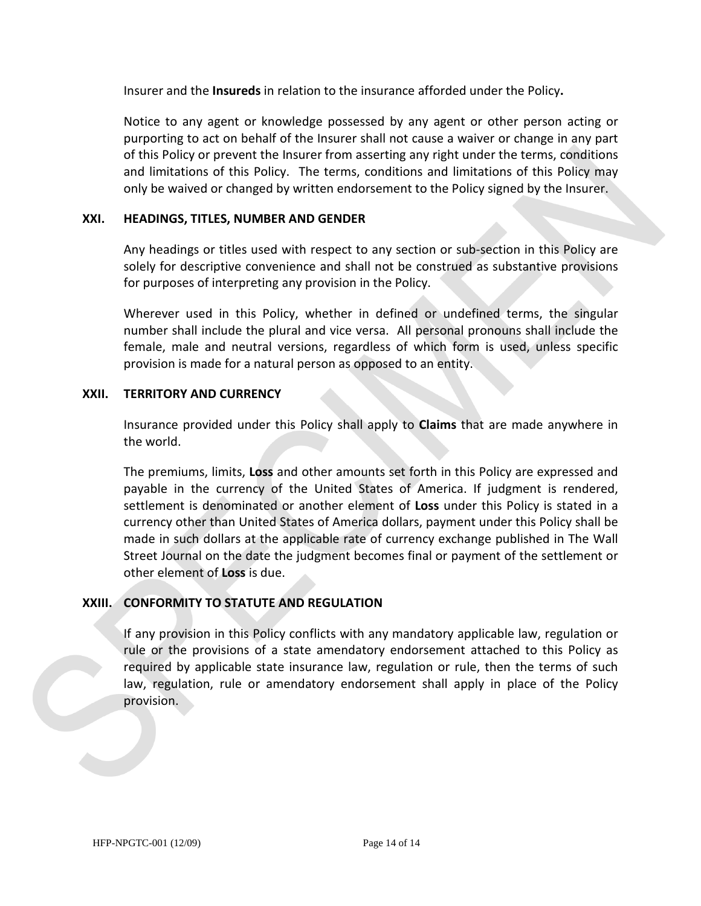Insurer and the **Insureds** in relation to the insurance afforded under the Policy**.**

Notice to any agent or knowledge possessed by any agent or other person acting or purporting to act on behalf of the Insurer shall not cause a waiver or change in any part of this Policy or prevent the Insurer from asserting any right under the terms, conditions and limitations of this Policy. The terms, conditions and limitations of this Policy may only be waived or changed by written endorsement to the Policy signed by the Insurer.

## XXI. HEADINGS, TITLES, NUMBER AND GENDER

Any headings or titles used with respect to any section or sub-section in this Policy are solely for descriptive convenience and shall not be construed as substantive provisions for purposes of interpreting any provision in the Policy.

Wherever used in this Policy, whether in defined or undefined terms, the singular number shall include the plural and vice versa. All personal pronouns shall include the female, male and neutral versions, regardless of which form is used, unless specific provision is made for a natural person as opposed to an entity.

## XXII. TERRITORY AND CURRENCY

Insurance provided under this Policy shall apply to **Claims** that are made anywhere in the world.

The premiums, limits, **Loss** and other amounts set forth in this Policy are expressed and payable in the currency of the United States of America. If judgment is rendered, settlement is denominated or another element of **Loss** under this Policy is stated in a currency other than United States of America dollars, payment under this Policy shall be made in such dollars at the applicable rate of currency exchange published in The Wall Street Journal on the date the judgment becomes final or payment of the settlement or other element of **Loss** is due.

## XXIII. CONFORMITY TO STATUTE AND REGULATION

If any provision in this Policy conflicts with any mandatory applicable law, regulation or rule or the provisions of a state amendatory endorsement attached to this Policy as required by applicable state insurance law, regulation or rule, then the terms of such law, regulation, rule or amendatory endorsement shall apply in place of the Policy provision.

HFP-NPGTC-001 (12/09)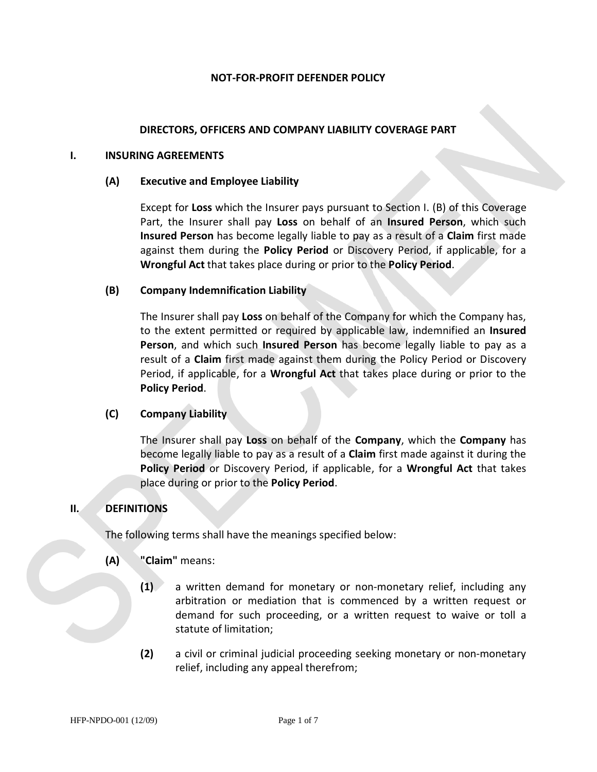# NOT-FOR-PROFIT DEFENDER POLICY

## DIRECTORS, OFFICERS AND COMPANY LIABILITY COVERAGE PART

### I. INSURING AGREEMENTS

#### (A) Executive and Employee Liability

Except for **Loss** which the Insurer pays pursuant to Section I. (B) of this Coverage Part, the Insurer shall pay **Loss** on behalf of an **Insured Person**, which such **Insured Person** has become legally liable to pay as a result of a **Claim** first made against them during the **Policy Period** or Discovery Period, if applicable, for a **Wrongful Act** that takes place during or prior to the **Policy Period**.

#### (B) Company Indemnification Liability

The Insurer shall pay **Loss** on behalf of the Company for which the Company has, to the extent permitted or required by applicable law, indemnified an **Insured Person**, and which such **Insured Person** has become legally liable to pay as a result of a **Claim** first made against them during the Policy Period or Discovery Period, if applicable, for a **Wrongful Act** that takes place during or prior to the **Policy Period**.

#### (C) Company Liability

The Insurer shall pay **Loss** on behalf of the **Company**, which the **Company** has become legally liable to pay as a result of a **Claim** first made against it during the **Policy Period** or Discovery Period, if applicable, for a **Wrongful Act** that takes place during or prior to the **Policy Period**.

### II. DEFINITIONS

The following terms shall have the meanings specified below:

**(A) "Claim"** means:

**(1)** a written demand for monetary or non-monetary relief, including any arbitration or mediation that is commenced by a written request or demand for such proceeding, or a written request to waive or toll a statute of limitation;

**(2)** a civil or criminal judicial proceeding seeking monetary or non-monetary relief, including any appeal therefrom;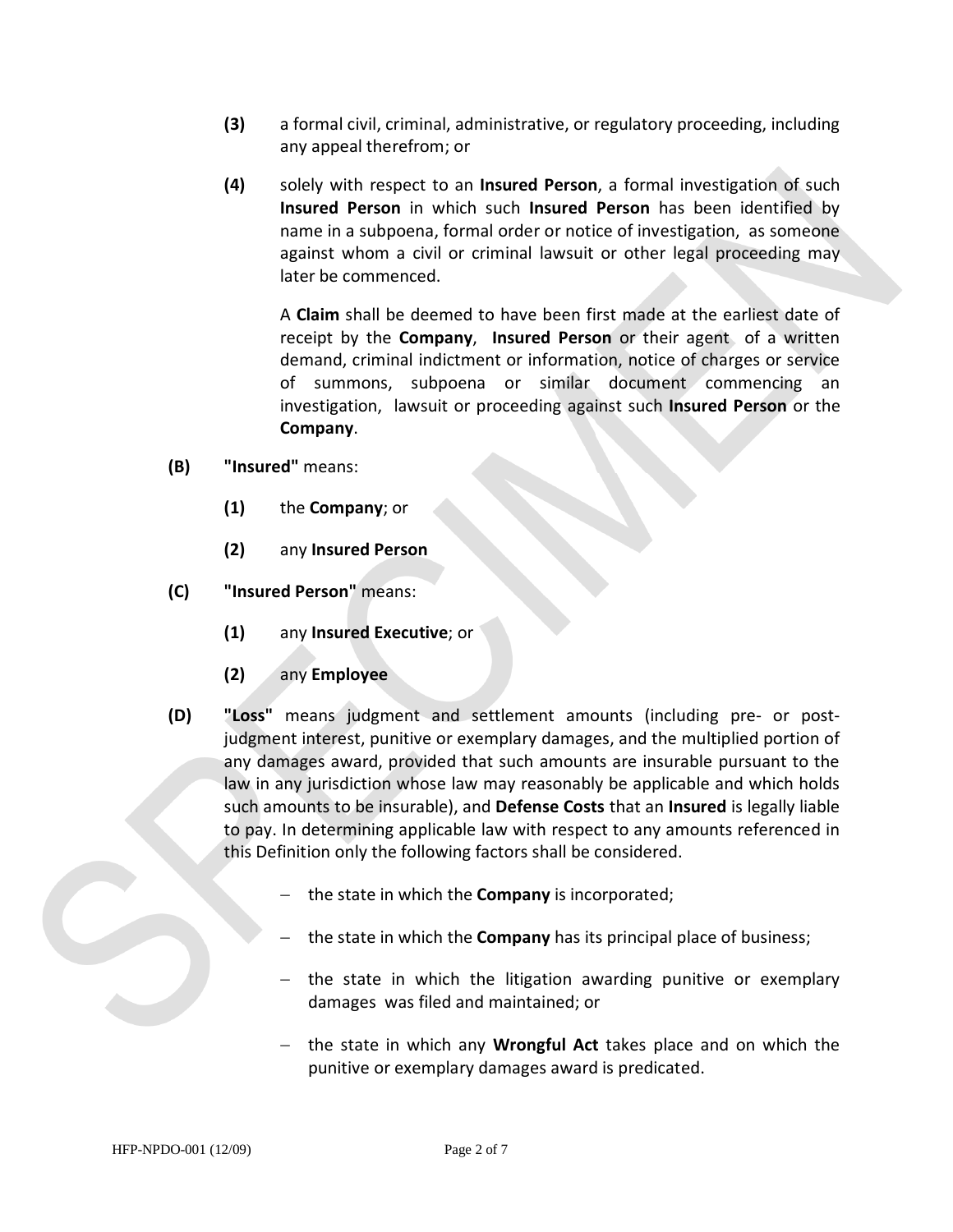**(3)** a formal civil, criminal, administrative, or regulatory proceeding, including any appeal therefrom; or

**(4)** solely with respect to an **Insured Person**, a formal investigation of such **Insured Person** in which such **Insured Person** has been identified by name in a subpoena, formal order or notice of investigation, as someone against whom a civil or criminal lawsuit or other legal proceeding may later be commenced.

A **Claim** shall be deemed to have been first made at the earliest date of receipt by the **Company**, **Insured Person** or their agent of a written demand, criminal indictment or information, notice of charges or service of summons, subpoena or similar document commencing an investigation, lawsuit or proceeding against such **Insured Person** or the **Company**.

**(B)** **"Insured"** means:

**(1)** the **Company**; or

**(2)** any **Insured Person**

**(C)** **"Insured Person"** means:

**(1)** any **Insured Executive**; or

**(2)** any **Employee**

**(D)** **"Loss"** means judgment and settlement amounts (including pre- or post-judgment interest, punitive or exemplary damages, and the multiplied portion of any damages award, provided that such amounts are insurable pursuant to the law in any jurisdiction whose law may reasonably be applicable and which holds such amounts to be insurable), and **Defense Costs** that an **Insured** is legally liable to pay. In determining applicable law with respect to any amounts referenced in this Definition only the following factors shall be considered.

- the state in which the **Company** is incorporated;
- the state in which the **Company** has its principal place of business;
- the state in which the litigation awarding punitive or exemplary damages was filed and maintained; or
- the state in which any **Wrongful Act** takes place and on which the punitive or exemplary damages award is predicated.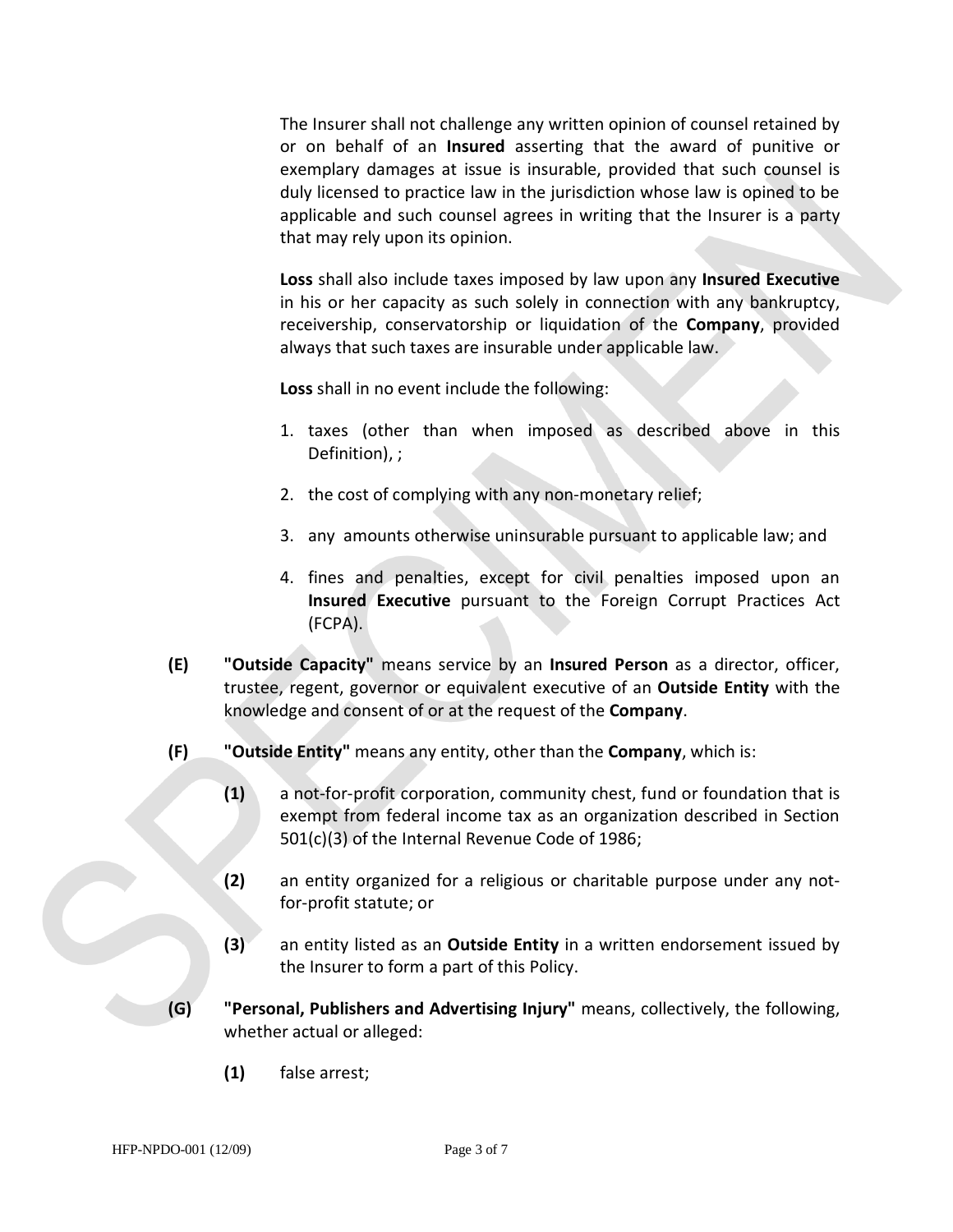The Insurer shall not challenge any written opinion of counsel retained by or on behalf of an **Insured** asserting that the award of punitive or exemplary damages at issue is insurable, provided that such counsel is duly licensed to practice law in the jurisdiction whose law is opined to be applicable and such counsel agrees in writing that the Insurer is a party that may rely upon its opinion.

**Loss** shall also include taxes imposed by law upon any **Insured Executive** in his or her capacity as such solely in connection with any bankruptcy, receivership, conservatorship or liquidation of the **Company**, provided always that such taxes are insurable under applicable law.

**Loss** shall in no event include the following:

1. taxes (other than when imposed as described above in this Definition), ;
2. the cost of complying with any non-monetary relief;
3. any amounts otherwise uninsurable pursuant to applicable law; and
4. fines and penalties, except for civil penalties imposed upon an **Insured Executive** pursuant to the Foreign Corrupt Practices Act (FCPA).

**(E)** **"Outside Capacity"** means service by an **Insured Person** as a director, officer, trustee, regent, governor or equivalent executive of an **Outside Entity** with the knowledge and consent of or at the request of the **Company**.

**(F)** **"Outside Entity"** means any entity, other than the **Company**, which is:

**(1)** a not-for-profit corporation, community chest, fund or foundation that is exempt from federal income tax as an organization described in Section 501(c)(3) of the Internal Revenue Code of 1986;

**(2)** an entity organized for a religious or charitable purpose under any not-for-profit statute; or

**(3)** an entity listed as an **Outside Entity** in a written endorsement issued by the Insurer to form a part of this Policy.

**(G)** **"Personal, Publishers and Advertising Injury"** means, collectively, the following, whether actual or alleged:

**(1)** false arrest;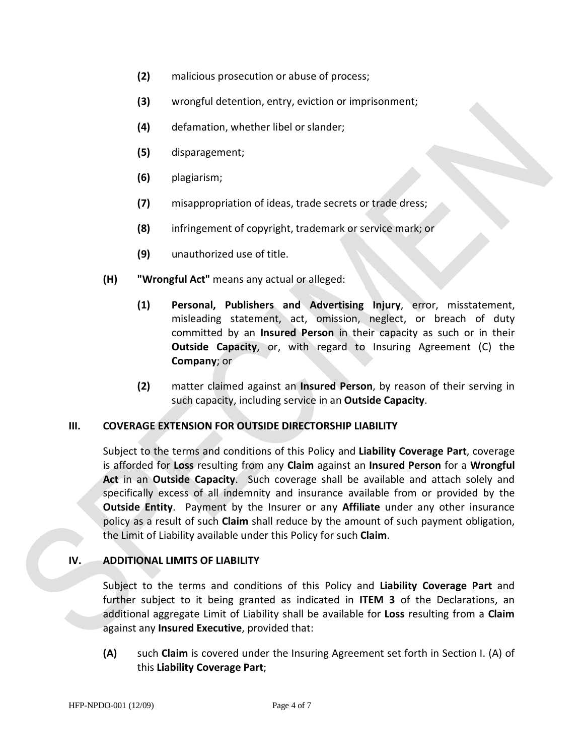**(2)** malicious prosecution or abuse of process;

**(3)** wrongful detention, entry, eviction or imprisonment;

**(4)** defamation, whether libel or slander;

**(5)** disparagement;

**(6)** plagiarism;

**(7)** misappropriation of ideas, trade secrets or trade dress;

**(8)** infringement of copyright, trademark or service mark; or

**(9)** unauthorized use of title.

**(H)** **"Wrongful Act"** means any actual or alleged:

**(1)** **Personal, Publishers and Advertising Injury**, error, misstatement, misleading statement, act, omission, neglect, or breach of duty committed by an **Insured Person** in their capacity as such or in their **Outside Capacity**, or, with regard to Insuring Agreement (C) the **Company**; or

**(2)** matter claimed against an **Insured Person**, by reason of their serving in such capacity, including service in an **Outside Capacity**.

## III. COVERAGE EXTENSION FOR OUTSIDE DIRECTORSHIP LIABILITY

Subject to the terms and conditions of this Policy and **Liability Coverage Part**, coverage is afforded for **Loss** resulting from any **Claim** against an **Insured Person** for a **Wrongful Act** in an **Outside Capacity**. Such coverage shall be available and attach solely and specifically excess of all indemnity and insurance available from or provided by the **Outside Entity**. Payment by the Insurer or any **Affiliate** under any other insurance policy as a result of such **Claim** shall reduce by the amount of such payment obligation, the Limit of Liability available under this Policy for such **Claim**.

## IV. ADDITIONAL LIMITS OF LIABILITY

Subject to the terms and conditions of this Policy and **Liability Coverage Part** and further subject to it being granted as indicated in **ITEM 3** of the Declarations, an additional aggregate Limit of Liability shall be available for **Loss** resulting from a **Claim** against any **Insured Executive**, provided that:

**(A)** such **Claim** is covered under the Insuring Agreement set forth in Section I. (A) of this **Liability Coverage Part**;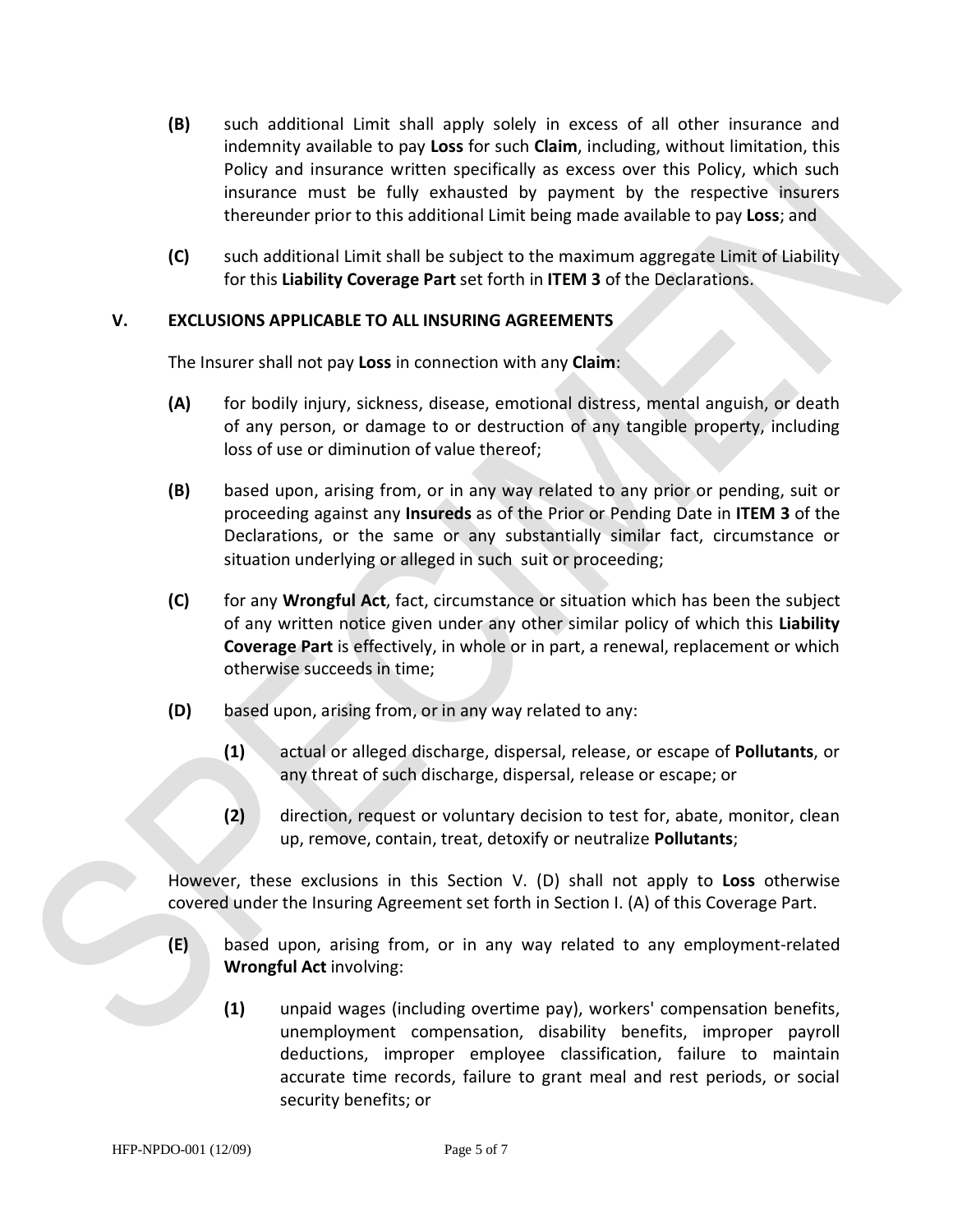**(B)** such additional Limit shall apply solely in excess of all other insurance and indemnity available to pay **Loss** for such **Claim**, including, without limitation, this Policy and insurance written specifically as excess over this Policy, which such insurance must be fully exhausted by payment by the respective insurers thereunder prior to this additional Limit being made available to pay **Loss**; and

**(C)** such additional Limit shall be subject to the maximum aggregate Limit of Liability for this **Liability Coverage Part** set forth in **ITEM 3** of the Declarations.

## V. EXCLUSIONS APPLICABLE TO ALL INSURING AGREEMENTS

The Insurer shall not pay **Loss** in connection with any **Claim**:

**(A)** for bodily injury, sickness, disease, emotional distress, mental anguish, or death of any person, or damage to or destruction of any tangible property, including loss of use or diminution of value thereof;

**(B)** based upon, arising from, or in any way related to any prior or pending, suit or proceeding against any **Insureds** as of the Prior or Pending Date in **ITEM 3** of the Declarations, or the same or any substantially similar fact, circumstance or situation underlying or alleged in such suit or proceeding;

**(C)** for any **Wrongful Act**, fact, circumstance or situation which has been the subject of any written notice given under any other similar policy of which this **Liability Coverage Part** is effectively, in whole or in part, a renewal, replacement or which otherwise succeeds in time;

**(D)** based upon, arising from, or in any way related to any:

**(1)** actual or alleged discharge, dispersal, release, or escape of **Pollutants**, or any threat of such discharge, dispersal, release or escape; or

**(2)** direction, request or voluntary decision to test for, abate, monitor, clean up, remove, contain, treat, detoxify or neutralize **Pollutants**;

However, these exclusions in this Section V. (D) shall not apply to **Loss** otherwise covered under the Insuring Agreement set forth in Section I. (A) of this Coverage Part.

**(E)** based upon, arising from, or in any way related to any employment-related **Wrongful Act** involving:

**(1)** unpaid wages (including overtime pay), workers' compensation benefits, unemployment compensation, disability benefits, improper payroll deductions, improper employee classification, failure to maintain accurate time records, failure to grant meal and rest periods, or social security benefits; or

HFP-NPDO-001 (12/09)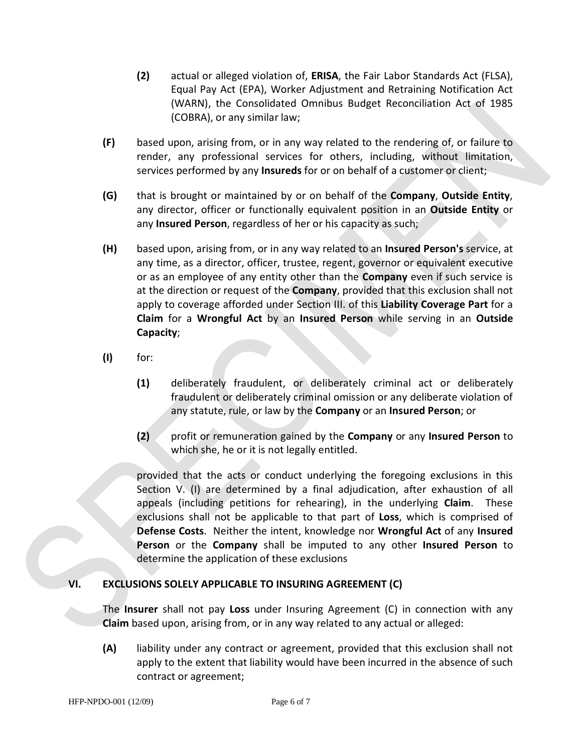**(2)** actual or alleged violation of, **ERISA**, the Fair Labor Standards Act (FLSA), Equal Pay Act (EPA), Worker Adjustment and Retraining Notification Act (WARN), the Consolidated Omnibus Budget Reconciliation Act of 1985 (COBRA), or any similar law;

**(F)** based upon, arising from, or in any way related to the rendering of, or failure to render, any professional services for others, including, without limitation, services performed by any **Insureds** for or on behalf of a customer or client;

**(G)** that is brought or maintained by or on behalf of the **Company**, **Outside Entity**, any director, officer or functionally equivalent position in an **Outside Entity** or any **Insured Person**, regardless of her or his capacity as such;

**(H)** based upon, arising from, or in any way related to an **Insured Person's** service, at any time, as a director, officer, trustee, regent, governor or equivalent executive or as an employee of any entity other than the **Company** even if such service is at the direction or request of the **Company**, provided that this exclusion shall not apply to coverage afforded under Section III. of this **Liability Coverage Part** for a **Claim** for a **Wrongful Act** by an **Insured Person** while serving in an **Outside Capacity**;

**(I)** for:

**(1)** deliberately fraudulent, or deliberately criminal act or deliberately fraudulent or deliberately criminal omission or any deliberate violation of any statute, rule, or law by the **Company** or an **Insured Person**; or

**(2)** profit or remuneration gained by the **Company** or any **Insured Person** to which she, he or it is not legally entitled.

provided that the acts or conduct underlying the foregoing exclusions in this Section V. (I) are determined by a final adjudication, after exhaustion of all appeals (including petitions for rehearing), in the underlying **Claim**. These exclusions shall not be applicable to that part of **Loss**, which is comprised of **Defense Costs**. Neither the intent, knowledge nor **Wrongful Act** of any **Insured Person** or the **Company** shall be imputed to any other **Insured Person** to determine the application of these exclusions

## VI. EXCLUSIONS SOLELY APPLICABLE TO INSURING AGREEMENT (C)

The **Insurer** shall not pay **Loss** under Insuring Agreement (C) in connection with any **Claim** based upon, arising from, or in any way related to any actual or alleged:

**(A)** liability under any contract or agreement, provided that this exclusion shall not apply to the extent that liability would have been incurred in the absence of such contract or agreement;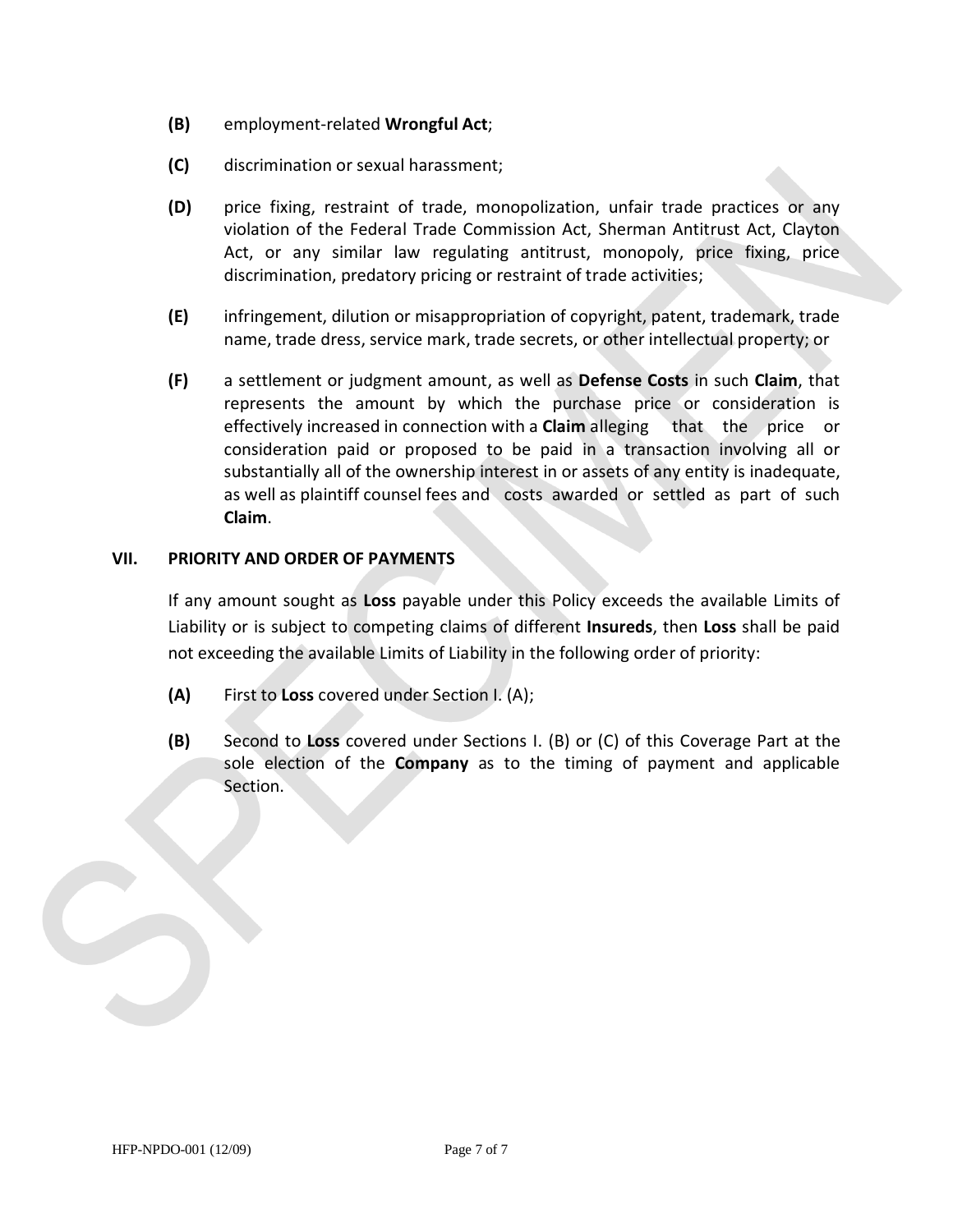**(B)** employment-related **Wrongful Act**;

**(C)** discrimination or sexual harassment;

**(D)** price fixing, restraint of trade, monopolization, unfair trade practices or any violation of the Federal Trade Commission Act, Sherman Antitrust Act, Clayton Act, or any similar law regulating antitrust, monopoly, price fixing, price discrimination, predatory pricing or restraint of trade activities;

**(E)** infringement, dilution or misappropriation of copyright, patent, trademark, trade name, trade dress, service mark, trade secrets, or other intellectual property; or

**(F)** a settlement or judgment amount, as well as **Defense Costs** in such **Claim**, that represents the amount by which the purchase price or consideration is effectively increased in connection with a **Claim** alleging that the price or consideration paid or proposed to be paid in a transaction involving all or substantially all of the ownership interest in or assets of any entity is inadequate, as well as plaintiff counsel fees and costs awarded or settled as part of such **Claim**.

## VII. PRIORITY AND ORDER OF PAYMENTS

If any amount sought as **Loss** payable under this Policy exceeds the available Limits of Liability or is subject to competing claims of different **Insureds**, then **Loss** shall be paid not exceeding the available Limits of Liability in the following order of priority:

**(A)** First to **Loss** covered under Section I. (A);

**(B)** Second to **Loss** covered under Sections I. (B) or (C) of this Coverage Part at the sole election of the **Company** as to the timing of payment and applicable Section.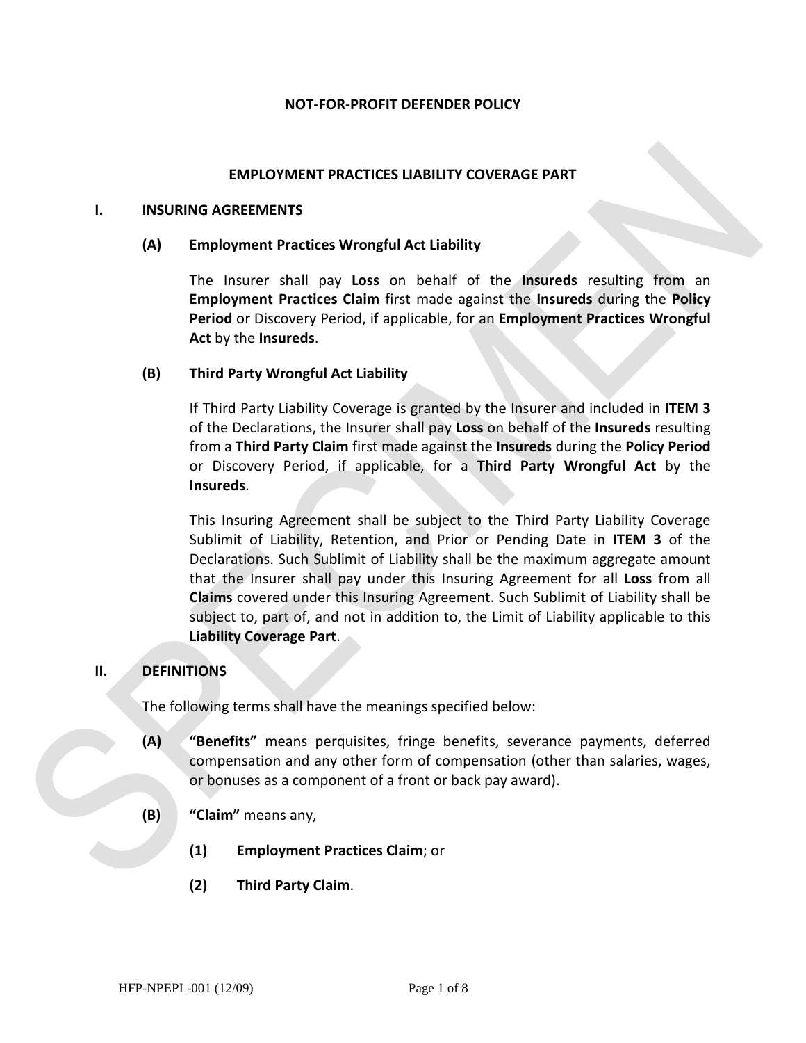# NOT-FOR-PROFIT DEFENDER POLICY

## EMPLOYMENT PRACTICES LIABILITY COVERAGE PART

### I. INSURING AGREEMENTS

**(A) Employment Practices Wrongful Act Liability**

The Insurer shall pay **Loss** on behalf of the **Insureds** resulting from an **Employment Practices Claim** first made against the **Insureds** during the **Policy Period** or Discovery Period, if applicable, for an **Employment Practices Wrongful Act** by the **Insureds**.

**(B) Third Party Wrongful Act Liability**

If Third Party Liability Coverage is granted by the Insurer and included in **ITEM 3** of the Declarations, the Insurer shall pay **Loss** on behalf of the **Insureds** resulting from a **Third Party Claim** first made against the **Insureds** during the **Policy Period** or Discovery Period, if applicable, for a **Third Party Wrongful Act** by the **Insureds**.

This Insuring Agreement shall be subject to the Third Party Liability Coverage Sublimit of Liability, Retention, and Prior or Pending Date in **ITEM 3** of the Declarations. Such Sublimit of Liability shall be the maximum aggregate amount that the Insurer shall pay under this Insuring Agreement for all **Loss** from all **Claims** covered under this Insuring Agreement. Such Sublimit of Liability shall be subject to, part of, and not in addition to, the Limit of Liability applicable to this **Liability Coverage Part**.

### II. DEFINITIONS

The following terms shall have the meanings specified below:

**(A) "Benefits"** means perquisites, fringe benefits, severance payments, deferred compensation and any other form of compensation (other than salaries, wages, or bonuses as a component of a front or back pay award).

**(B) "Claim"** means any,

**(1) Employment Practices Claim**; or

**(2) Third Party Claim**.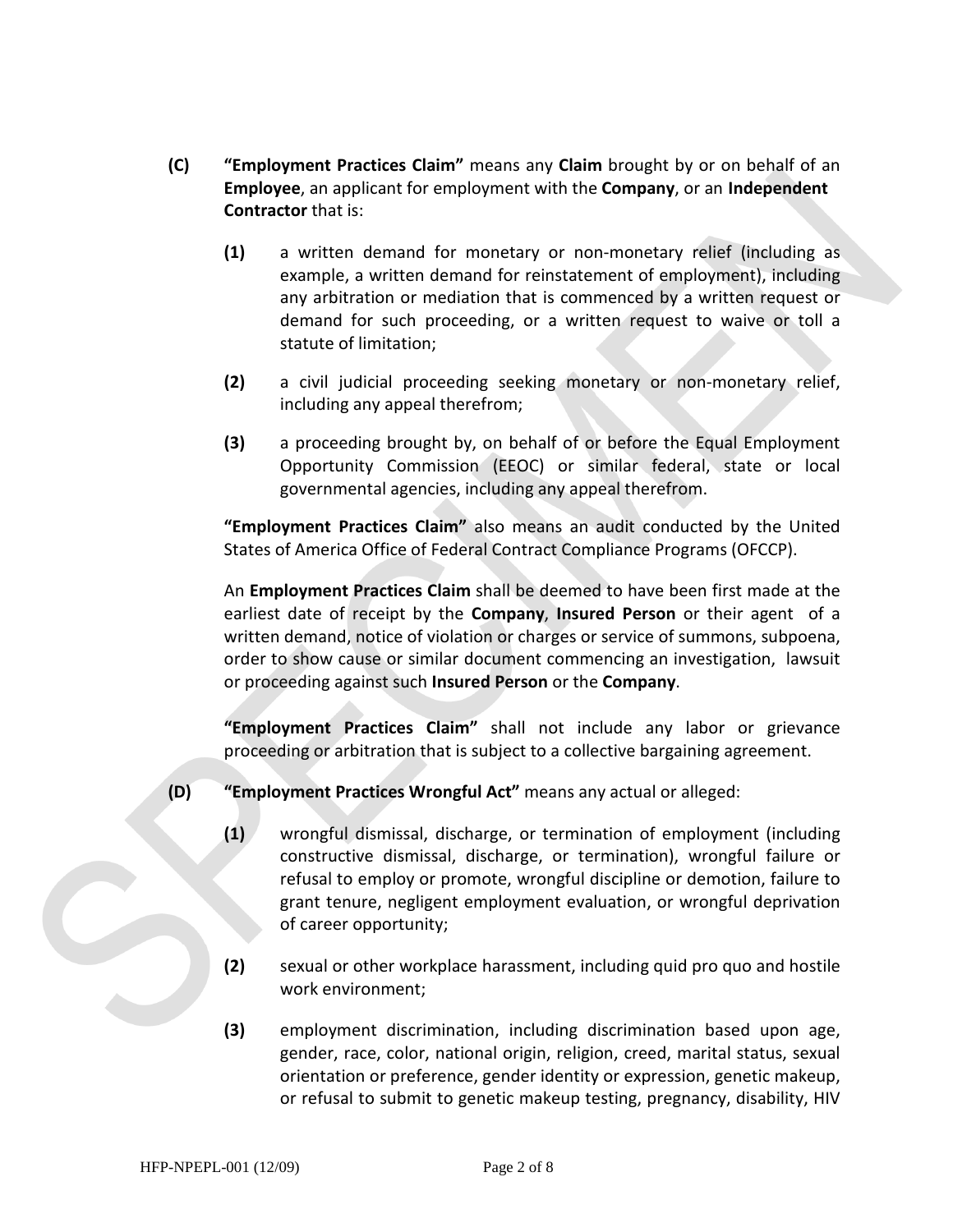**(C)** **"Employment Practices Claim"** means any **Claim** brought by or on behalf of an **Employee**, an applicant for employment with the **Company**, or an **Independent Contractor** that is:

> **(1)** a written demand for monetary or non-monetary relief (including as example, a written demand for reinstatement of employment), including any arbitration or mediation that is commenced by a written request or demand for such proceeding, or a written request to waive or toll a statute of limitation;
>
> **(2)** a civil judicial proceeding seeking monetary or non-monetary relief, including any appeal therefrom;
>
> **(3)** a proceeding brought by, on behalf of or before the Equal Employment Opportunity Commission (EEOC) or similar federal, state or local governmental agencies, including any appeal therefrom.

**"Employment Practices Claim"** also means an audit conducted by the United States of America Office of Federal Contract Compliance Programs (OFCCP).

An **Employment Practices Claim** shall be deemed to have been first made at the earliest date of receipt by the **Company**, **Insured Person** or their agent of a written demand, notice of violation or charges or service of summons, subpoena, order to show cause or similar document commencing an investigation, lawsuit or proceeding against such **Insured Person** or the **Company**.

**"Employment Practices Claim"** shall not include any labor or grievance proceeding or arbitration that is subject to a collective bargaining agreement.

**(D)** **"Employment Practices Wrongful Act"** means any actual or alleged:

> **(1)** wrongful dismissal, discharge, or termination of employment (including constructive dismissal, discharge, or termination), wrongful failure or refusal to employ or promote, wrongful discipline or demotion, failure to grant tenure, negligent employment evaluation, or wrongful deprivation of career opportunity;
>
> **(2)** sexual or other workplace harassment, including quid pro quo and hostile work environment;
>
> **(3)** employment discrimination, including discrimination based upon age, gender, race, color, national origin, religion, creed, marital status, sexual orientation or preference, gender identity or expression, genetic makeup, or refusal to submit to genetic makeup testing, pregnancy, disability, HIV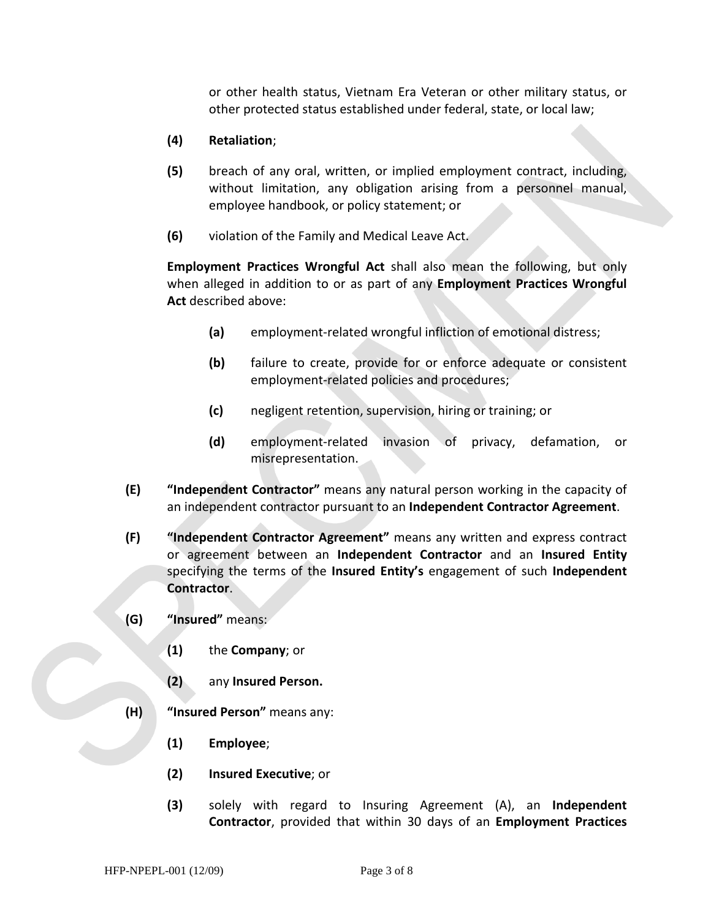or other health status, Vietnam Era Veteran or other military status, or other protected status established under federal, state, or local law;

**(4)** **Retaliation**;

**(5)** breach of any oral, written, or implied employment contract, including, without limitation, any obligation arising from a personnel manual, employee handbook, or policy statement; or

**(6)** violation of the Family and Medical Leave Act.

**Employment Practices Wrongful Act** shall also mean the following, but only when alleged in addition to or as part of any **Employment Practices Wrongful Act** described above:

**(a)** employment-related wrongful infliction of emotional distress;

**(b)** failure to create, provide for or enforce adequate or consistent employment-related policies and procedures;

**(c)** negligent retention, supervision, hiring or training; or

**(d)** employment-related invasion of privacy, defamation, or misrepresentation.

**(E)** **"Independent Contractor"** means any natural person working in the capacity of an independent contractor pursuant to an **Independent Contractor Agreement**.

**(F)** **"Independent Contractor Agreement"** means any written and express contract or agreement between an **Independent Contractor** and an **Insured Entity** specifying the terms of the **Insured Entity's** engagement of such **Independent Contractor**.

**(G)** **"Insured"** means:

**(1)** the **Company**; or

**(2)** any **Insured Person.**

**(H)** **"Insured Person"** means any:

**(1)** **Employee**;

**(2)** **Insured Executive**; or

**(3)** solely with regard to Insuring Agreement (A), an **Independent Contractor**, provided that within 30 days of an **Employment Practices**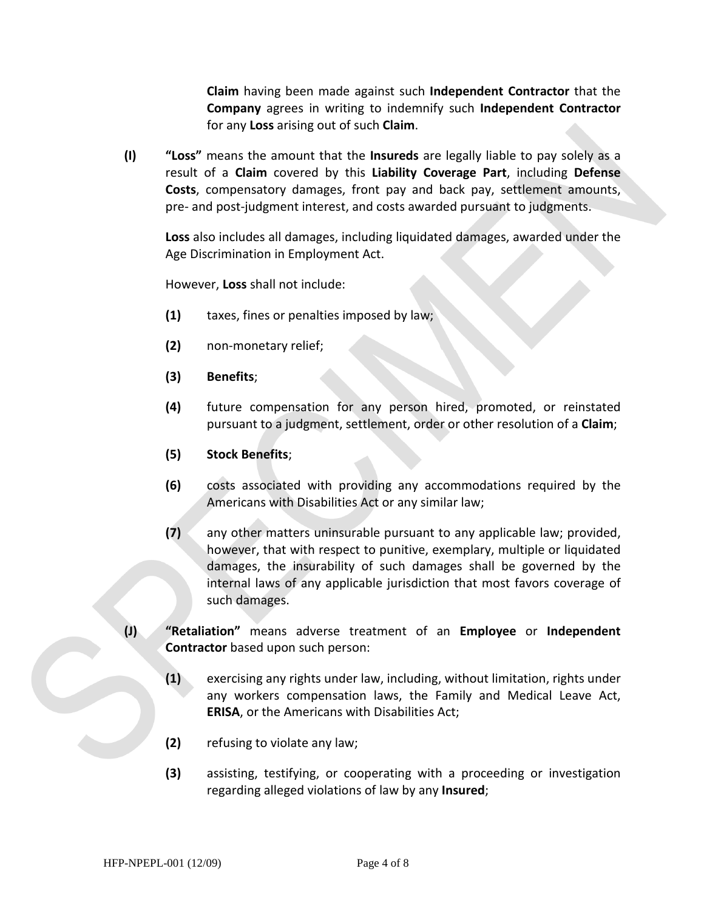**Claim** having been made against such **Independent Contractor** that the **Company** agrees in writing to indemnify such **Independent Contractor** for any **Loss** arising out of such **Claim**.

**(I)** **"Loss"** means the amount that the **Insureds** are legally liable to pay solely as a result of a **Claim** covered by this **Liability Coverage Part**, including **Defense Costs**, compensatory damages, front pay and back pay, settlement amounts, pre- and post-judgment interest, and costs awarded pursuant to judgments.

**Loss** also includes all damages, including liquidated damages, awarded under the Age Discrimination in Employment Act.

However, **Loss** shall not include:

**(1)** taxes, fines or penalties imposed by law;

**(2)** non-monetary relief;

**(3)** **Benefits**;

**(4)** future compensation for any person hired, promoted, or reinstated pursuant to a judgment, settlement, order or other resolution of a **Claim**;

**(5)** **Stock Benefits**;

**(6)** costs associated with providing any accommodations required by the Americans with Disabilities Act or any similar law;

**(7)** any other matters uninsurable pursuant to any applicable law; provided, however, that with respect to punitive, exemplary, multiple or liquidated damages, the insurability of such damages shall be governed by the internal laws of any applicable jurisdiction that most favors coverage of such damages.

**(J)** **"Retaliation"** means adverse treatment of an **Employee** or **Independent Contractor** based upon such person:

**(1)** exercising any rights under law, including, without limitation, rights under any workers compensation laws, the Family and Medical Leave Act, **ERISA**, or the Americans with Disabilities Act;

**(2)** refusing to violate any law;

**(3)** assisting, testifying, or cooperating with a proceeding or investigation regarding alleged violations of law by any **Insured**;

HFP-NPEPL-001 (12/09)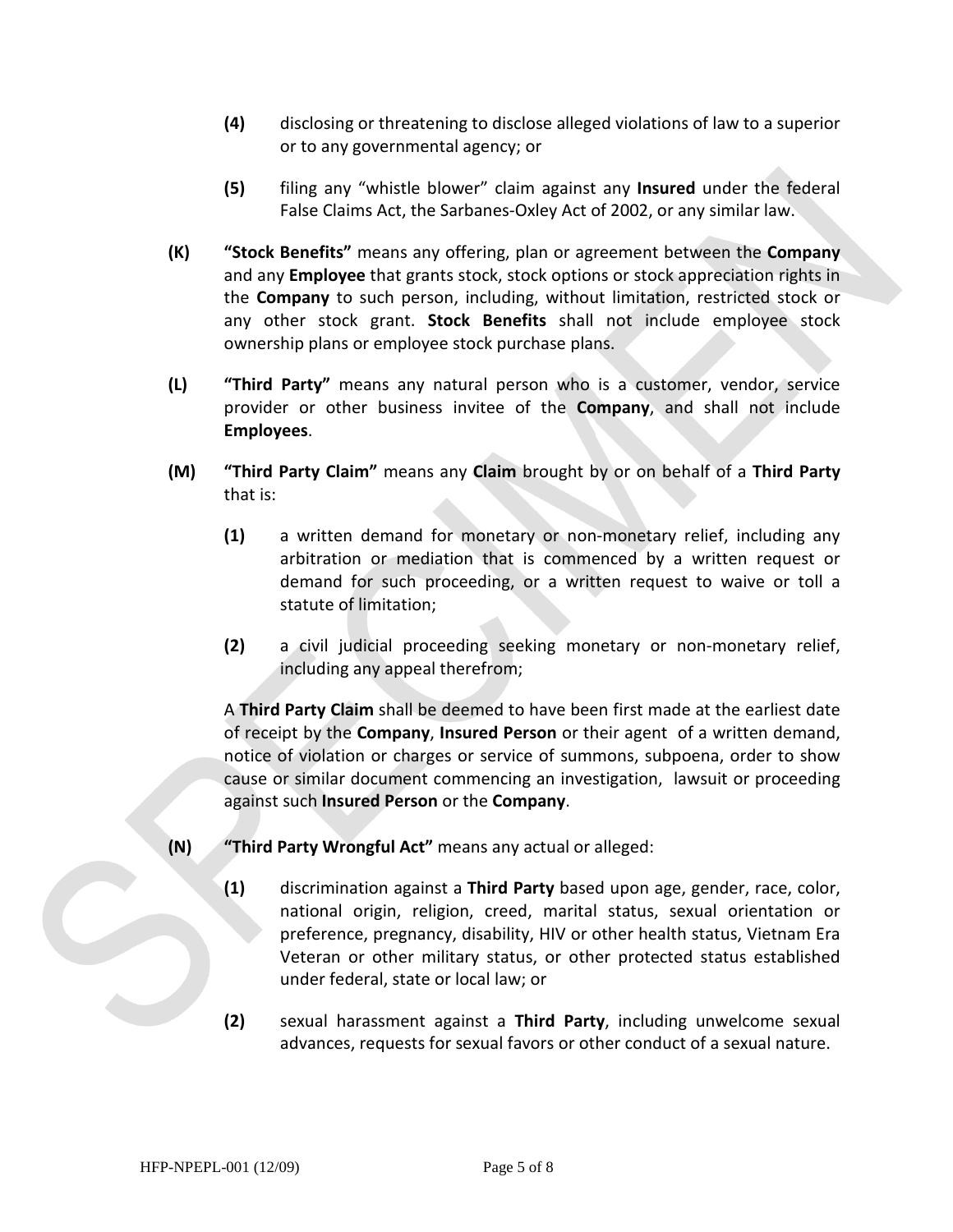**(4)** disclosing or threatening to disclose alleged violations of law to a superior or to any governmental agency; or

**(5)** filing any "whistle blower" claim against any **Insured** under the federal False Claims Act, the Sarbanes-Oxley Act of 2002, or any similar law.

**(K)** **"Stock Benefits"** means any offering, plan or agreement between the **Company** and any **Employee** that grants stock, stock options or stock appreciation rights in the **Company** to such person, including, without limitation, restricted stock or any other stock grant. **Stock Benefits** shall not include employee stock ownership plans or employee stock purchase plans.

**(L)** **"Third Party"** means any natural person who is a customer, vendor, service provider or other business invitee of the **Company**, and shall not include **Employees**.

**(M)** **"Third Party Claim"** means any **Claim** brought by or on behalf of a **Third Party** that is:

**(1)** a written demand for monetary or non-monetary relief, including any arbitration or mediation that is commenced by a written request or demand for such proceeding, or a written request to waive or toll a statute of limitation;

**(2)** a civil judicial proceeding seeking monetary or non-monetary relief, including any appeal therefrom;

A **Third Party Claim** shall be deemed to have been first made at the earliest date of receipt by the **Company**, **Insured Person** or their agent of a written demand, notice of violation or charges or service of summons, subpoena, order to show cause or similar document commencing an investigation, lawsuit or proceeding against such **Insured Person** or the **Company**.

**(N)** **"Third Party Wrongful Act"** means any actual or alleged:

**(1)** discrimination against a **Third Party** based upon age, gender, race, color, national origin, religion, creed, marital status, sexual orientation or preference, pregnancy, disability, HIV or other health status, Vietnam Era Veteran or other military status, or other protected status established under federal, state or local law; or

**(2)** sexual harassment against a **Third Party**, including unwelcome sexual advances, requests for sexual favors or other conduct of a sexual nature.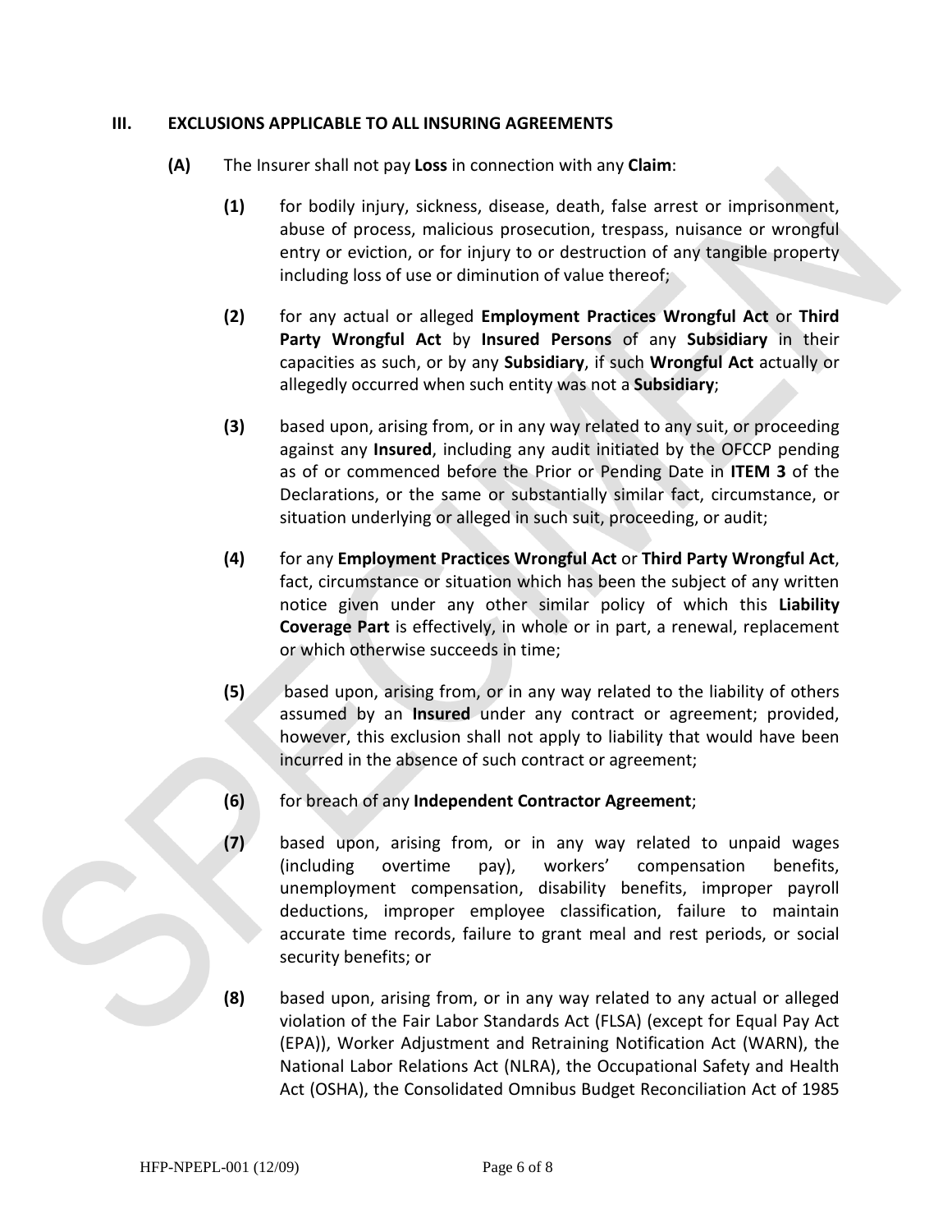## III. EXCLUSIONS APPLICABLE TO ALL INSURING AGREEMENTS

**(A)** The Insurer shall not pay **Loss** in connection with any **Claim**:

**(1)** for bodily injury, sickness, disease, death, false arrest or imprisonment, abuse of process, malicious prosecution, trespass, nuisance or wrongful entry or eviction, or for injury to or destruction of any tangible property including loss of use or diminution of value thereof;

**(2)** for any actual or alleged **Employment Practices Wrongful Act** or **Third Party Wrongful Act** by **Insured Persons** of any **Subsidiary** in their capacities as such, or by any **Subsidiary**, if such **Wrongful Act** actually or allegedly occurred when such entity was not a **Subsidiary**;

**(3)** based upon, arising from, or in any way related to any suit, or proceeding against any **Insured**, including any audit initiated by the OFCCP pending as of or commenced before the Prior or Pending Date in **ITEM 3** of the Declarations, or the same or substantially similar fact, circumstance, or situation underlying or alleged in such suit, proceeding, or audit;

**(4)** for any **Employment Practices Wrongful Act** or **Third Party Wrongful Act**, fact, circumstance or situation which has been the subject of any written notice given under any other similar policy of which this **Liability Coverage Part** is effectively, in whole or in part, a renewal, replacement or which otherwise succeeds in time;

**(5)** based upon, arising from, or in any way related to the liability of others assumed by an **Insured** under any contract or agreement; provided, however, this exclusion shall not apply to liability that would have been incurred in the absence of such contract or agreement;

**(6)** for breach of any **Independent Contractor Agreement**;

**(7)** based upon, arising from, or in any way related to unpaid wages (including overtime pay), workers' compensation benefits, unemployment compensation, disability benefits, improper payroll deductions, improper employee classification, failure to maintain accurate time records, failure to grant meal and rest periods, or social security benefits; or

**(8)** based upon, arising from, or in any way related to any actual or alleged violation of the Fair Labor Standards Act (FLSA) (except for Equal Pay Act (EPA)), Worker Adjustment and Retraining Notification Act (WARN), the National Labor Relations Act (NLRA), the Occupational Safety and Health Act (OSHA), the Consolidated Omnibus Budget Reconciliation Act of 1985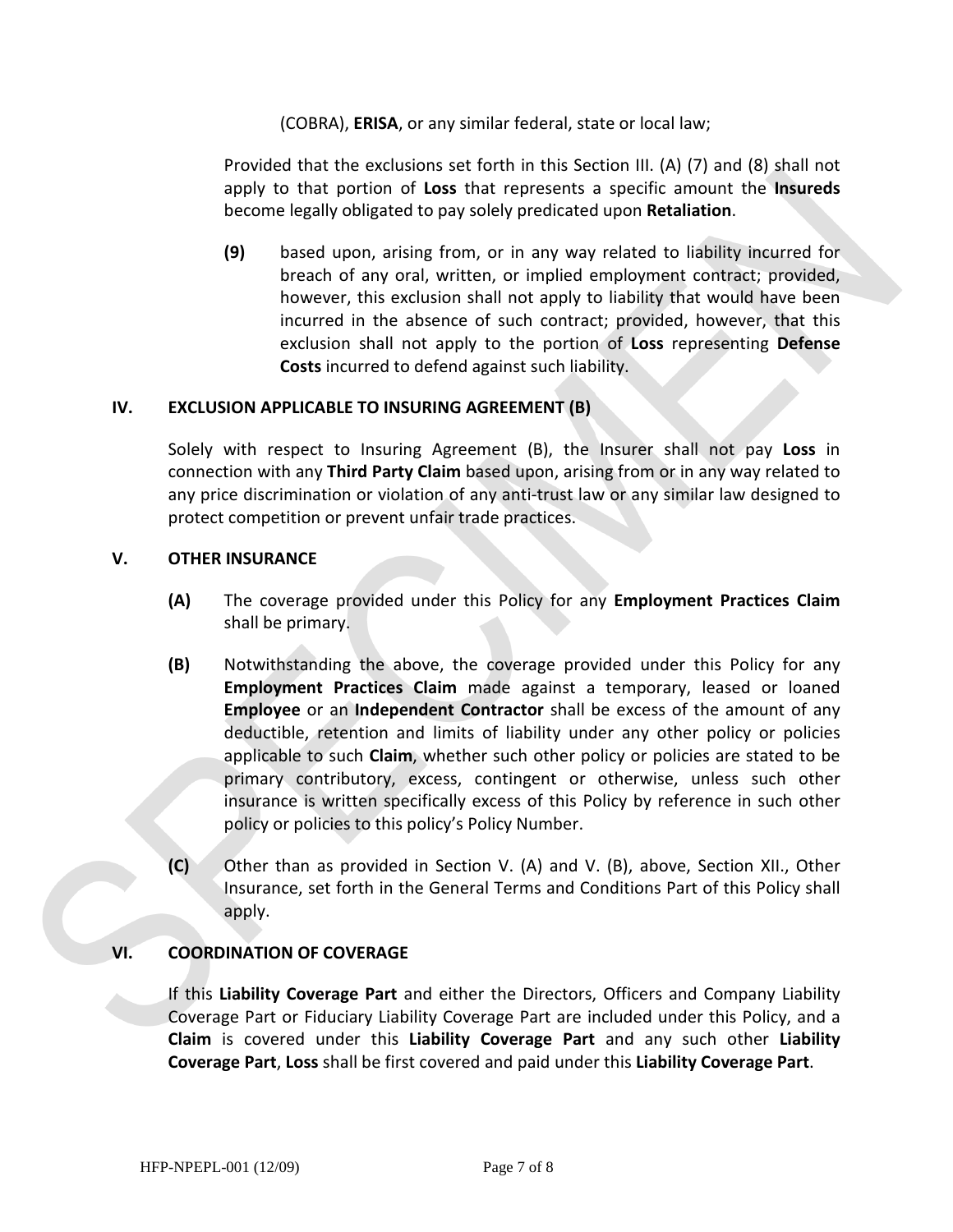(COBRA), **ERISA**, or any similar federal, state or local law;

Provided that the exclusions set forth in this Section III. (A) (7) and (8) shall not apply to that portion of **Loss** that represents a specific amount the **Insureds** become legally obligated to pay solely predicated upon **Retaliation**.

**(9)** based upon, arising from, or in any way related to liability incurred for breach of any oral, written, or implied employment contract; provided, however, this exclusion shall not apply to liability that would have been incurred in the absence of such contract; provided, however, that this exclusion shall not apply to the portion of **Loss** representing **Defense Costs** incurred to defend against such liability.

## IV. EXCLUSION APPLICABLE TO INSURING AGREEMENT (B)

Solely with respect to Insuring Agreement (B), the Insurer shall not pay **Loss** in connection with any **Third Party Claim** based upon, arising from or in any way related to any price discrimination or violation of any anti-trust law or any similar law designed to protect competition or prevent unfair trade practices.

## V. OTHER INSURANCE

**(A)** The coverage provided under this Policy for any **Employment Practices Claim** shall be primary.

**(B)** Notwithstanding the above, the coverage provided under this Policy for any **Employment Practices Claim** made against a temporary, leased or loaned **Employee** or an **Independent Contractor** shall be excess of the amount of any deductible, retention and limits of liability under any other policy or policies applicable to such **Claim**, whether such other policy or policies are stated to be primary contributory, excess, contingent or otherwise, unless such other insurance is written specifically excess of this Policy by reference in such other policy or policies to this policy's Policy Number.

**(C)** Other than as provided in Section V. (A) and V. (B), above, Section XII., Other Insurance, set forth in the General Terms and Conditions Part of this Policy shall apply.

## VI. COORDINATION OF COVERAGE

If this **Liability Coverage Part** and either the Directors, Officers and Company Liability Coverage Part or Fiduciary Liability Coverage Part are included under this Policy, and a **Claim** is covered under this **Liability Coverage Part** and any such other **Liability Coverage Part**, **Loss** shall be first covered and paid under this **Liability Coverage Part**.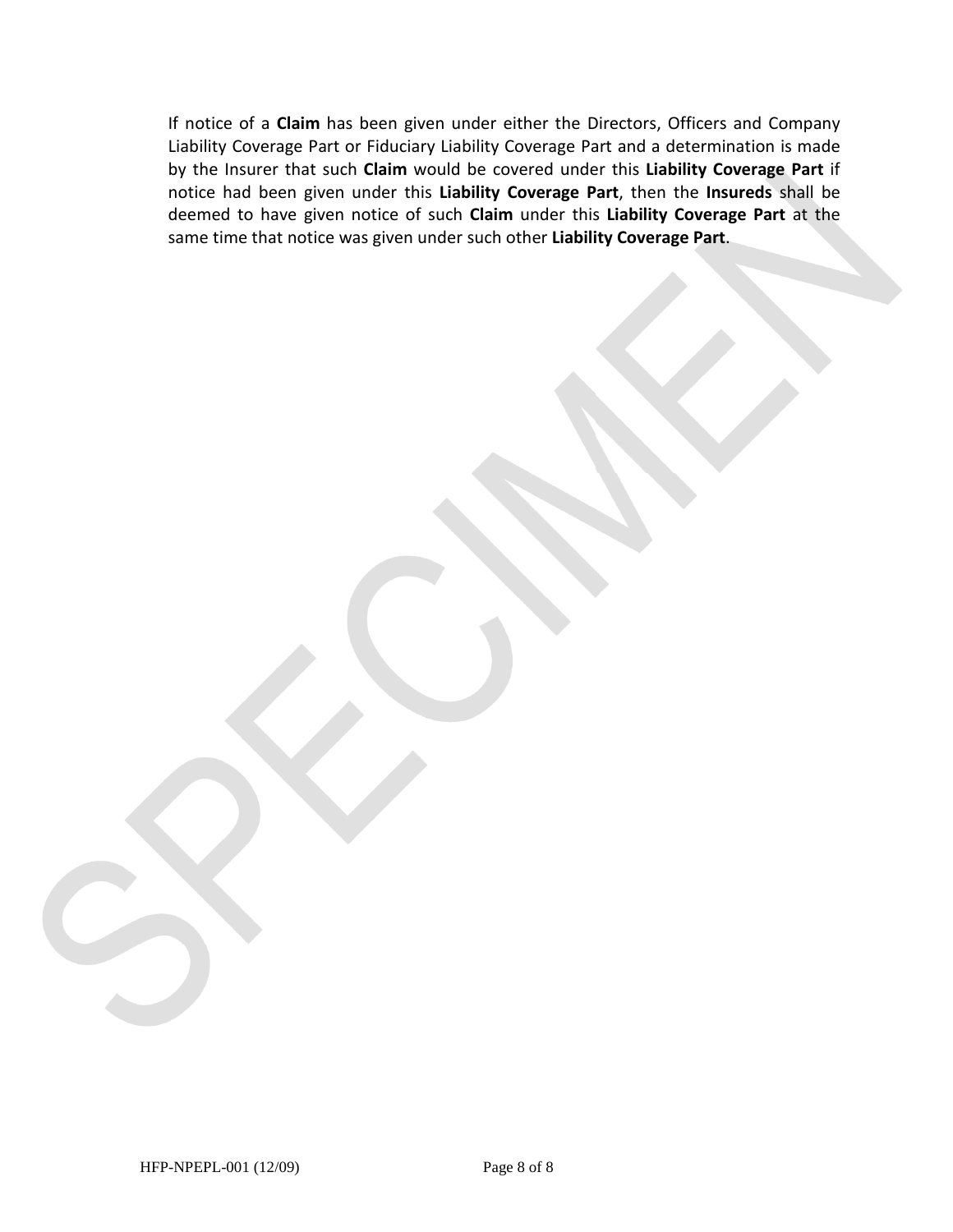If notice of a **Claim** has been given under either the Directors, Officers and Company Liability Coverage Part or Fiduciary Liability Coverage Part and a determination is made by the Insurer that such **Claim** would be covered under this **Liability Coverage Part** if notice had been given under this **Liability Coverage Part**, then the **Insureds** shall be deemed to have given notice of such **Claim** under this **Liability Coverage Part** at the same time that notice was given under such other **Liability Coverage Part**.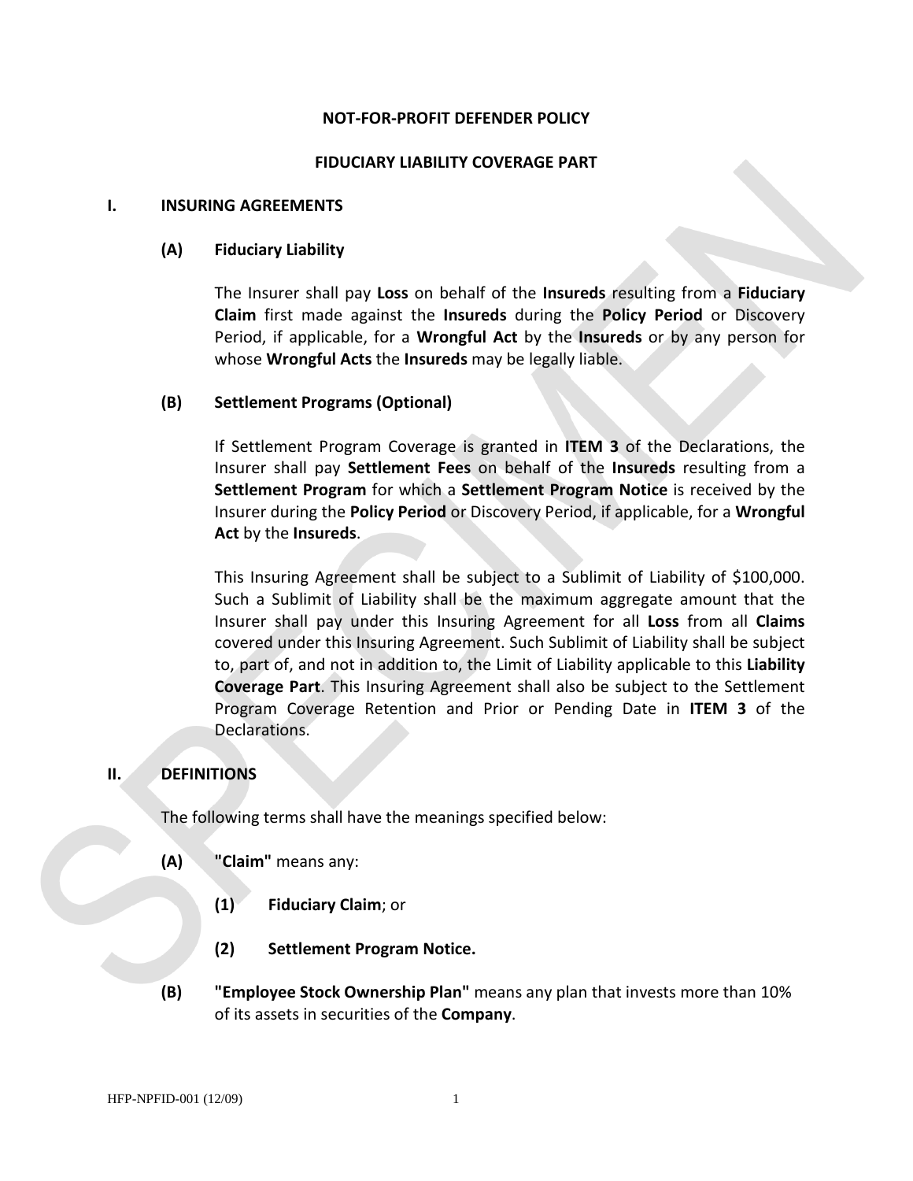**NOT-FOR-PROFIT DEFENDER POLICY**

**FIDUCIARY LIABILITY COVERAGE PART**

## I. INSURING AGREEMENTS

### (A) Fiduciary Liability

The Insurer shall pay **Loss** on behalf of the **Insureds** resulting from a **Fiduciary Claim** first made against the **Insureds** during the **Policy Period** or Discovery Period, if applicable, for a **Wrongful Act** by the **Insureds** or by any person for whose **Wrongful Acts** the **Insureds** may be legally liable.

### (B) Settlement Programs (Optional)

If Settlement Program Coverage is granted in **ITEM 3** of the Declarations, the Insurer shall pay **Settlement Fees** on behalf of the **Insureds** resulting from a **Settlement Program** for which a **Settlement Program Notice** is received by the Insurer during the **Policy Period** or Discovery Period, if applicable, for a **Wrongful Act** by the **Insureds**.

This Insuring Agreement shall be subject to a Sublimit of Liability of $100,000. Such a Sublimit of Liability shall be the maximum aggregate amount that the Insurer shall pay under this Insuring Agreement for all **Loss** from all **Claims** covered under this Insuring Agreement. Such Sublimit of Liability shall be subject to, part of, and not in addition to, the Limit of Liability applicable to this **Liability Coverage Part**. This Insuring Agreement shall also be subject to the Settlement Program Coverage Retention and Prior or Pending Date in **ITEM 3** of the Declarations.

## II. DEFINITIONS

The following terms shall have the meanings specified below:

**(A)** **"Claim"** means any:

- **(1)** **Fiduciary Claim**; or
- **(2)** **Settlement Program Notice.**

**(B)** **"Employee Stock Ownership Plan"** means any plan that invests more than 10% of its assets in securities of the **Company**.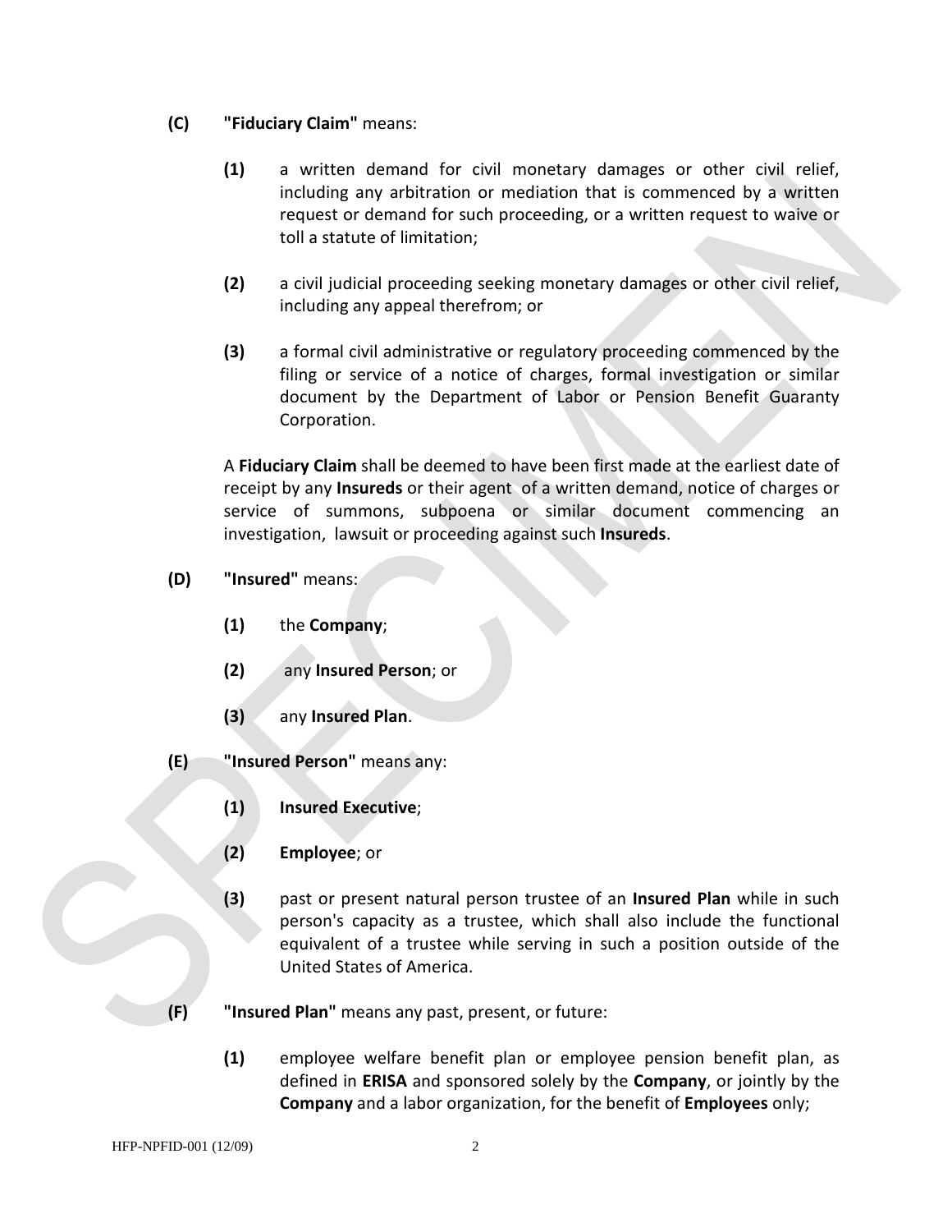**(C)** **"Fiduciary Claim"** means:

**(1)** a written demand for civil monetary damages or other civil relief, including any arbitration or mediation that is commenced by a written request or demand for such proceeding, or a written request to waive or toll a statute of limitation;

**(2)** a civil judicial proceeding seeking monetary damages or other civil relief, including any appeal therefrom; or

**(3)** a formal civil administrative or regulatory proceeding commenced by the filing or service of a notice of charges, formal investigation or similar document by the Department of Labor or Pension Benefit Guaranty Corporation.

A **Fiduciary Claim** shall be deemed to have been first made at the earliest date of receipt by any **Insureds** or their agent of a written demand, notice of charges or service of summons, subpoena or similar document commencing an investigation, lawsuit or proceeding against such **Insureds**.

**(D)** **"Insured"** means:

**(1)** the **Company**;

**(2)** any **Insured Person**; or

**(3)** any **Insured Plan**.

**(E)** **"Insured Person"** means any:

**(1)** **Insured Executive**;

**(2)** **Employee**; or

**(3)** past or present natural person trustee of an **Insured Plan** while in such person's capacity as a trustee, which shall also include the functional equivalent of a trustee while serving in such a position outside of the United States of America.

**(F)** **"Insured Plan"** means any past, present, or future:

**(1)** employee welfare benefit plan or employee pension benefit plan, as defined in **ERISA** and sponsored solely by the **Company**, or jointly by the **Company** and a labor organization, for the benefit of **Employees** only;

HFP-NPFID-001 (12/09)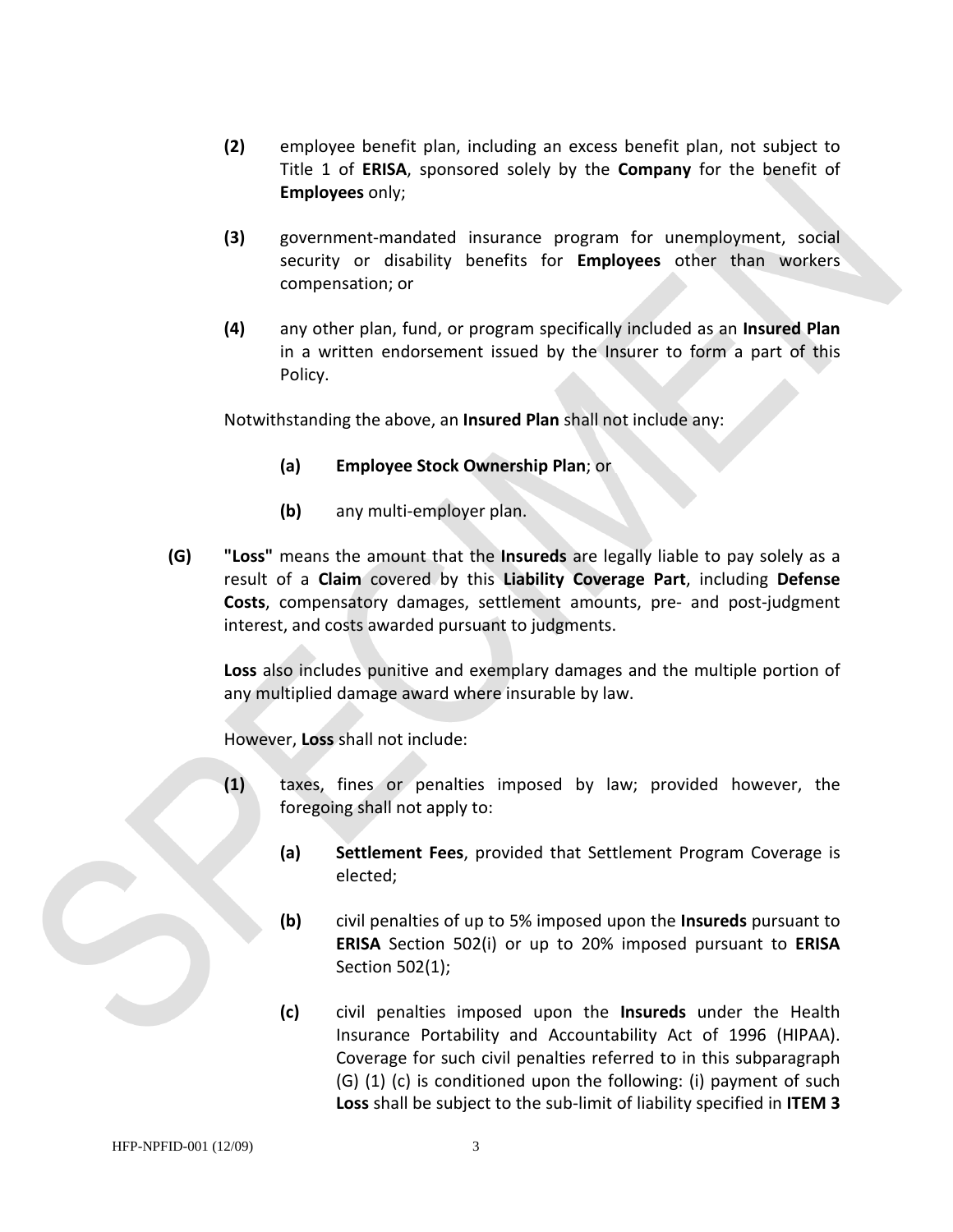**(2)** employee benefit plan, including an excess benefit plan, not subject to Title 1 of **ERISA**, sponsored solely by the **Company** for the benefit of **Employees** only;

**(3)** government-mandated insurance program for unemployment, social security or disability benefits for **Employees** other than workers compensation; or

**(4)** any other plan, fund, or program specifically included as an **Insured Plan** in a written endorsement issued by the Insurer to form a part of this Policy.

Notwithstanding the above, an **Insured Plan** shall not include any:

**(a)** **Employee Stock Ownership Plan**; or

**(b)** any multi-employer plan.

**(G)** **"Loss"** means the amount that the **Insureds** are legally liable to pay solely as a result of a **Claim** covered by this **Liability Coverage Part**, including **Defense Costs**, compensatory damages, settlement amounts, pre- and post-judgment interest, and costs awarded pursuant to judgments.

**Loss** also includes punitive and exemplary damages and the multiple portion of any multiplied damage award where insurable by law.

However, **Loss** shall not include:

**(1)** taxes, fines or penalties imposed by law; provided however, the foregoing shall not apply to:

**(a)** **Settlement Fees**, provided that Settlement Program Coverage is elected;

**(b)** civil penalties of up to 5% imposed upon the **Insureds** pursuant to **ERISA** Section 502(i) or up to 20% imposed pursuant to **ERISA** Section 502(1);

**(c)** civil penalties imposed upon the **Insureds** under the Health Insurance Portability and Accountability Act of 1996 (HIPAA). Coverage for such civil penalties referred to in this subparagraph (G) (1) (c) is conditioned upon the following: (i) payment of such **Loss** shall be subject to the sub-limit of liability specified in **ITEM 3**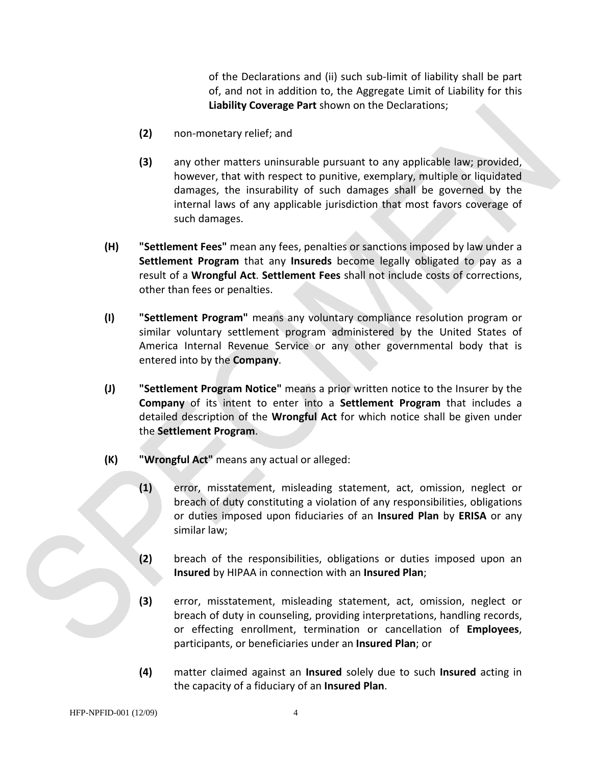of the Declarations and (ii) such sub-limit of liability shall be part of, and not in addition to, the Aggregate Limit of Liability for this **Liability Coverage Part** shown on the Declarations;

**(2)** non-monetary relief; and

**(3)** any other matters uninsurable pursuant to any applicable law; provided, however, that with respect to punitive, exemplary, multiple or liquidated damages, the insurability of such damages shall be governed by the internal laws of any applicable jurisdiction that most favors coverage of such damages.

**(H)** **"Settlement Fees"** mean any fees, penalties or sanctions imposed by law under a **Settlement Program** that any **Insureds** become legally obligated to pay as a result of a **Wrongful Act**. **Settlement Fees** shall not include costs of corrections, other than fees or penalties.

**(I)** **"Settlement Program"** means any voluntary compliance resolution program or similar voluntary settlement program administered by the United States of America Internal Revenue Service or any other governmental body that is entered into by the **Company**.

**(J)** **"Settlement Program Notice"** means a prior written notice to the Insurer by the **Company** of its intent to enter into a **Settlement Program** that includes a detailed description of the **Wrongful Act** for which notice shall be given under the **Settlement Program**.

**(K)** **"Wrongful Act"** means any actual or alleged:

**(1)** error, misstatement, misleading statement, act, omission, neglect or breach of duty constituting a violation of any responsibilities, obligations or duties imposed upon fiduciaries of an **Insured Plan** by **ERISA** or any similar law;

**(2)** breach of the responsibilities, obligations or duties imposed upon an **Insured** by HIPAA in connection with an **Insured Plan**;

**(3)** error, misstatement, misleading statement, act, omission, neglect or breach of duty in counseling, providing interpretations, handling records, or effecting enrollment, termination or cancellation of **Employees**, participants, or beneficiaries under an **Insured Plan**; or

**(4)** matter claimed against an **Insured** solely due to such **Insured** acting in the capacity of a fiduciary of an **Insured Plan**.

HFP-NPFID-001 (12/09)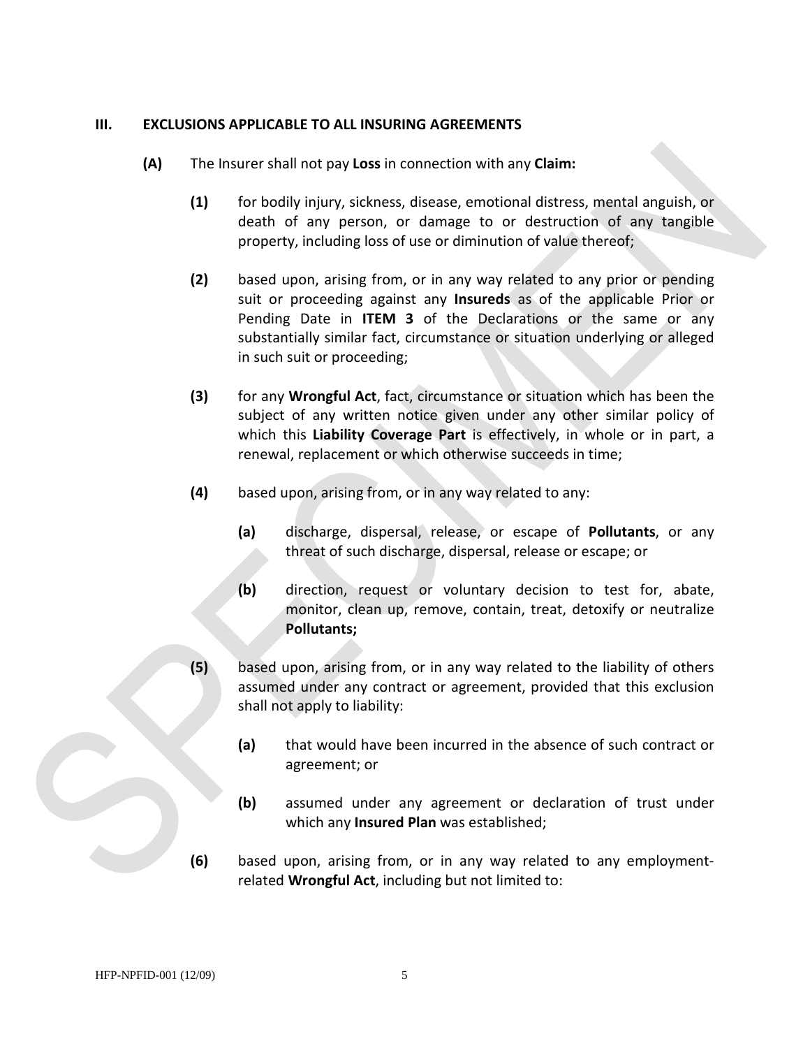## III. EXCLUSIONS APPLICABLE TO ALL INSURING AGREEMENTS

**(A)** The Insurer shall not pay **Loss** in connection with any **Claim:**

**(1)** for bodily injury, sickness, disease, emotional distress, mental anguish, or death of any person, or damage to or destruction of any tangible property, including loss of use or diminution of value thereof;

**(2)** based upon, arising from, or in any way related to any prior or pending suit or proceeding against any **Insureds** as of the applicable Prior or Pending Date in **ITEM 3** of the Declarations or the same or any substantially similar fact, circumstance or situation underlying or alleged in such suit or proceeding;

**(3)** for any **Wrongful Act**, fact, circumstance or situation which has been the subject of any written notice given under any other similar policy of which this **Liability Coverage Part** is effectively, in whole or in part, a renewal, replacement or which otherwise succeeds in time;

**(4)** based upon, arising from, or in any way related to any:

**(a)** discharge, dispersal, release, or escape of **Pollutants**, or any threat of such discharge, dispersal, release or escape; or

**(b)** direction, request or voluntary decision to test for, abate, monitor, clean up, remove, contain, treat, detoxify or neutralize **Pollutants;**

**(5)** based upon, arising from, or in any way related to the liability of others assumed under any contract or agreement, provided that this exclusion shall not apply to liability:

**(a)** that would have been incurred in the absence of such contract or agreement; or

**(b)** assumed under any agreement or declaration of trust under which any **Insured Plan** was established;

**(6)** based upon, arising from, or in any way related to any employment-related **Wrongful Act**, including but not limited to: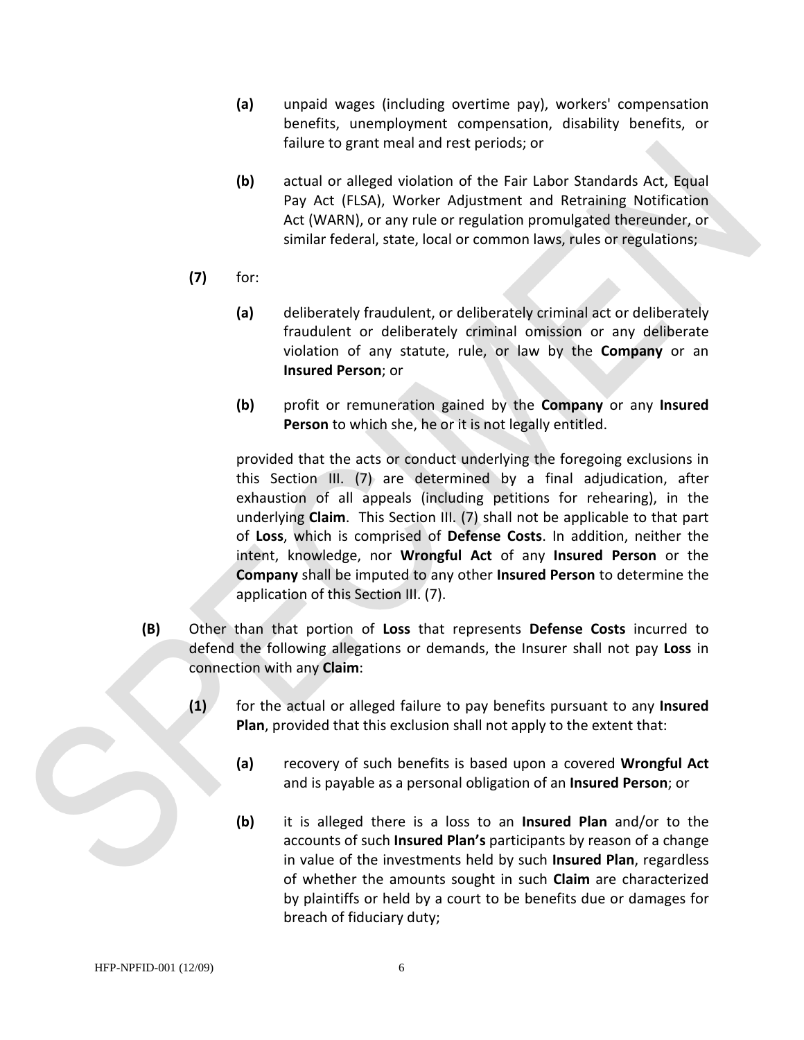**(a)** unpaid wages (including overtime pay), workers' compensation benefits, unemployment compensation, disability benefits, or failure to grant meal and rest periods; or

**(b)** actual or alleged violation of the Fair Labor Standards Act, Equal Pay Act (FLSA), Worker Adjustment and Retraining Notification Act (WARN), or any rule or regulation promulgated thereunder, or similar federal, state, local or common laws, rules or regulations;

**(7)** for:

**(a)** deliberately fraudulent, or deliberately criminal act or deliberately fraudulent or deliberately criminal omission or any deliberate violation of any statute, rule, or law by the **Company** or an **Insured Person**; or

**(b)** profit or remuneration gained by the **Company** or any **Insured Person** to which she, he or it is not legally entitled.

provided that the acts or conduct underlying the foregoing exclusions in this Section III. (7) are determined by a final adjudication, after exhaustion of all appeals (including petitions for rehearing), in the underlying **Claim**. This Section III. (7) shall not be applicable to that part of **Loss**, which is comprised of **Defense Costs**. In addition, neither the intent, knowledge, nor **Wrongful Act** of any **Insured Person** or the **Company** shall be imputed to any other **Insured Person** to determine the application of this Section III. (7).

**(B)** Other than that portion of **Loss** that represents **Defense Costs** incurred to defend the following allegations or demands, the Insurer shall not pay **Loss** in connection with any **Claim**:

**(1)** for the actual or alleged failure to pay benefits pursuant to any **Insured Plan**, provided that this exclusion shall not apply to the extent that:

**(a)** recovery of such benefits is based upon a covered **Wrongful Act** and is payable as a personal obligation of an **Insured Person**; or

**(b)** it is alleged there is a loss to an **Insured Plan** and/or to the accounts of such **Insured Plan's** participants by reason of a change in value of the investments held by such **Insured Plan**, regardless of whether the amounts sought in such **Claim** are characterized by plaintiffs or held by a court to be benefits due or damages for breach of fiduciary duty;

HFP-NPFID-001 (12/09)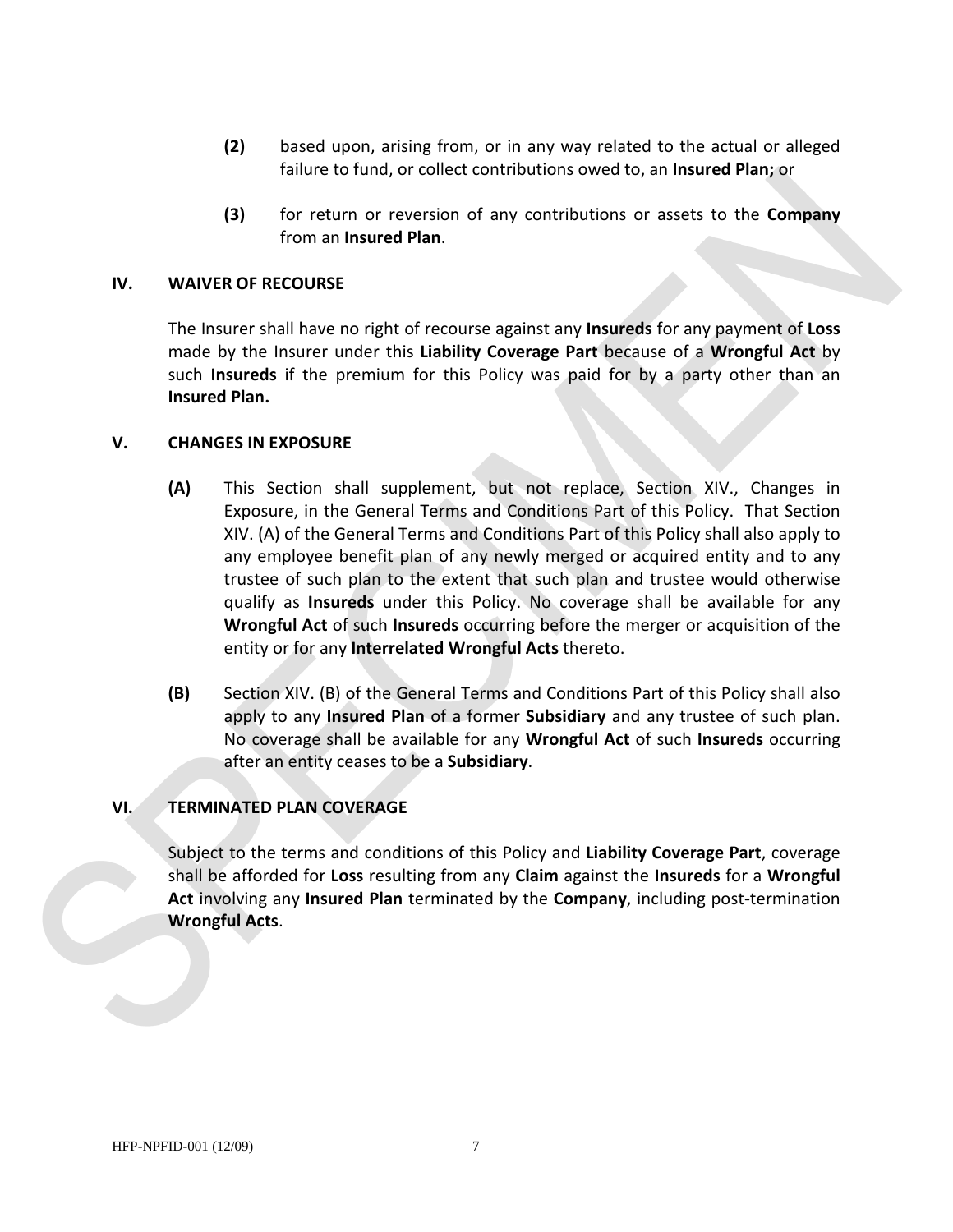**(2)** based upon, arising from, or in any way related to the actual or alleged failure to fund, or collect contributions owed to, an **Insured Plan;** or

**(3)** for return or reversion of any contributions or assets to the **Company** from an **Insured Plan**.

## IV. WAIVER OF RECOURSE

The Insurer shall have no right of recourse against any **Insureds** for any payment of **Loss** made by the Insurer under this **Liability Coverage Part** because of a **Wrongful Act** by such **Insureds** if the premium for this Policy was paid for by a party other than an **Insured Plan.**

## V. CHANGES IN EXPOSURE

**(A)** This Section shall supplement, but not replace, Section XIV., Changes in Exposure, in the General Terms and Conditions Part of this Policy. That Section XIV. (A) of the General Terms and Conditions Part of this Policy shall also apply to any employee benefit plan of any newly merged or acquired entity and to any trustee of such plan to the extent that such plan and trustee would otherwise qualify as **Insureds** under this Policy. No coverage shall be available for any **Wrongful Act** of such **Insureds** occurring before the merger or acquisition of the entity or for any **Interrelated Wrongful Acts** thereto.

**(B)** Section XIV. (B) of the General Terms and Conditions Part of this Policy shall also apply to any **Insured Plan** of a former **Subsidiary** and any trustee of such plan. No coverage shall be available for any **Wrongful Act** of such **Insureds** occurring after an entity ceases to be a **Subsidiary**.

## VI. TERMINATED PLAN COVERAGE

Subject to the terms and conditions of this Policy and **Liability Coverage Part**, coverage shall be afforded for **Loss** resulting from any **Claim** against the **Insureds** for a **Wrongful Act** involving any **Insured Plan** terminated by the **Company**, including post-termination **Wrongful Acts**.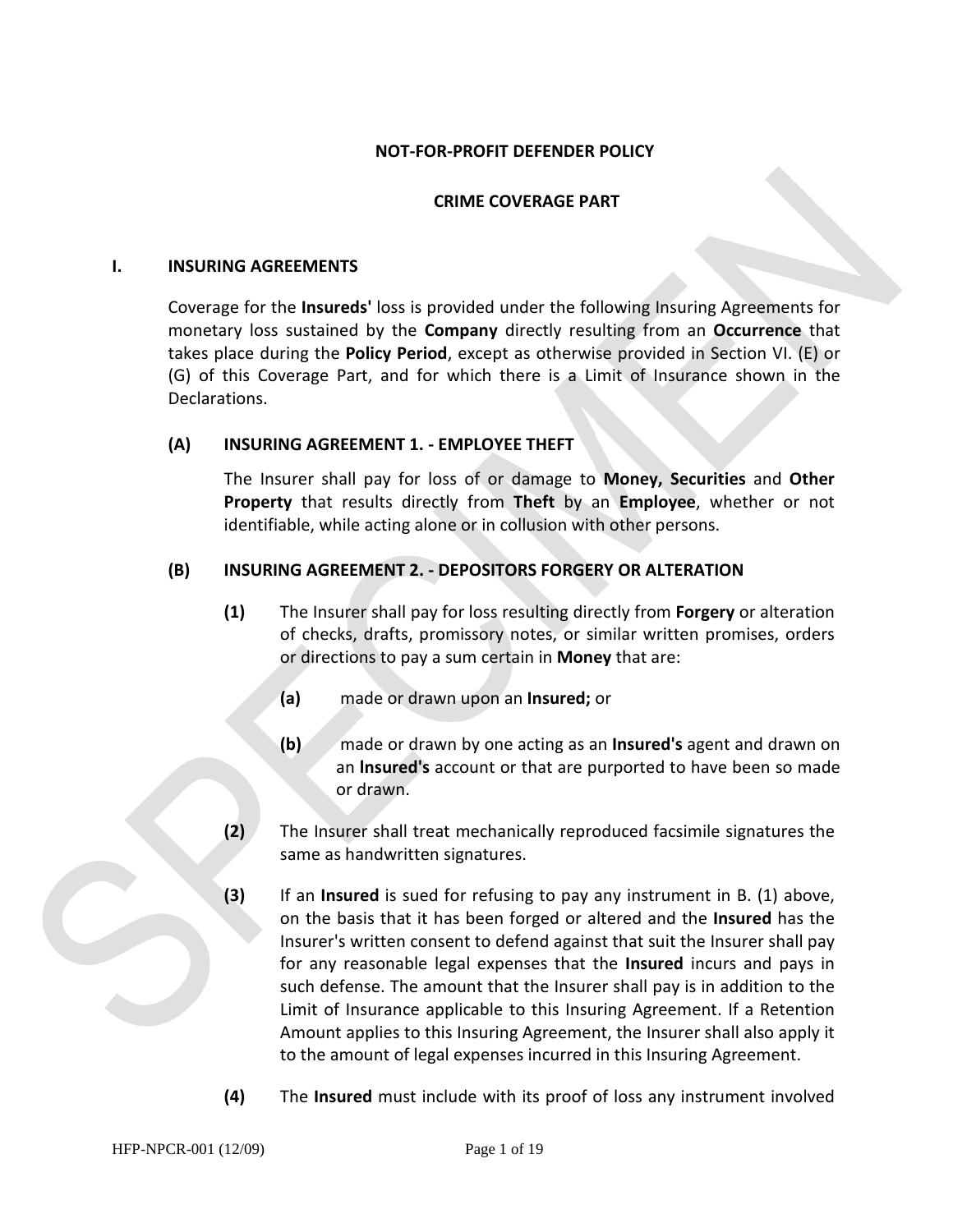**NOT-FOR-PROFIT DEFENDER POLICY**

**CRIME COVERAGE PART**

## I. INSURING AGREEMENTS

Coverage for the **Insureds'** loss is provided under the following Insuring Agreements for monetary loss sustained by the **Company** directly resulting from an **Occurrence** that takes place during the **Policy Period**, except as otherwise provided in Section VI. (E) or (G) of this Coverage Part, and for which there is a Limit of Insurance shown in the Declarations.

### (A) INSURING AGREEMENT 1. - EMPLOYEE THEFT

The Insurer shall pay for loss of or damage to **Money, Securities** and **Other Property** that results directly from **Theft** by an **Employee**, whether or not identifiable, while acting alone or in collusion with other persons.

### (B) INSURING AGREEMENT 2. - DEPOSITORS FORGERY OR ALTERATION

**(1)** The Insurer shall pay for loss resulting directly from **Forgery** or alteration of checks, drafts, promissory notes, or similar written promises, orders or directions to pay a sum certain in **Money** that are:

**(a)** made or drawn upon an **Insured;** or

**(b)** made or drawn by one acting as an **Insured's** agent and drawn on an **Insured's** account or that are purported to have been so made or drawn.

**(2)** The Insurer shall treat mechanically reproduced facsimile signatures the same as handwritten signatures.

**(3)** If an **Insured** is sued for refusing to pay any instrument in B. (1) above, on the basis that it has been forged or altered and the **Insured** has the Insurer's written consent to defend against that suit the Insurer shall pay for any reasonable legal expenses that the **Insured** incurs and pays in such defense. The amount that the Insurer shall pay is in addition to the Limit of Insurance applicable to this Insuring Agreement. If a Retention Amount applies to this Insuring Agreement, the Insurer shall also apply it to the amount of legal expenses incurred in this Insuring Agreement.

**(4)** The **Insured** must include with its proof of loss any instrument involved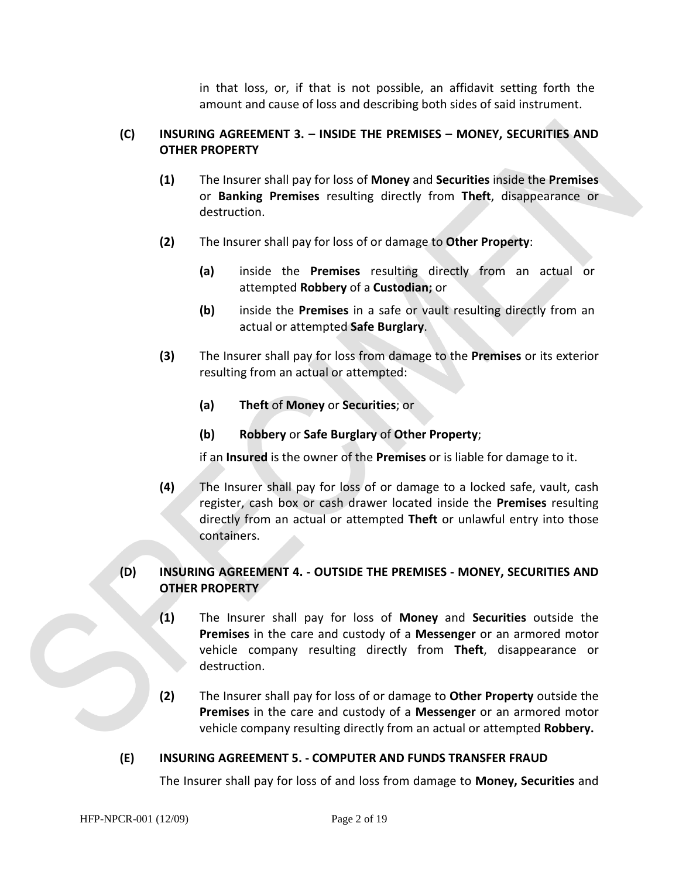in that loss, or, if that is not possible, an affidavit setting forth the amount and cause of loss and describing both sides of said instrument.

**(C) INSURING AGREEMENT 3. – INSIDE THE PREMISES – MONEY, SECURITIES AND OTHER PROPERTY**

**(1)** The Insurer shall pay for loss of **Money** and **Securities** inside the **Premises** or **Banking Premises** resulting directly from **Theft**, disappearance or destruction.

**(2)** The Insurer shall pay for loss of or damage to **Other Property**:

**(a)** inside the **Premises** resulting directly from an actual or attempted **Robbery** of a **Custodian;** or

**(b)** inside the **Premises** in a safe or vault resulting directly from an actual or attempted **Safe Burglary**.

**(3)** The Insurer shall pay for loss from damage to the **Premises** or its exterior resulting from an actual or attempted:

**(a)** **Theft** of **Money** or **Securities**; or

**(b)** **Robbery** or **Safe Burglary** of **Other Property**;

if an **Insured** is the owner of the **Premises** or is liable for damage to it.

**(4)** The Insurer shall pay for loss of or damage to a locked safe, vault, cash register, cash box or cash drawer located inside the **Premises** resulting directly from an actual or attempted **Theft** or unlawful entry into those containers.

**(D) INSURING AGREEMENT 4. - OUTSIDE THE PREMISES - MONEY, SECURITIES AND OTHER PROPERTY**

**(1)** The Insurer shall pay for loss of **Money** and **Securities** outside the **Premises** in the care and custody of a **Messenger** or an armored motor vehicle company resulting directly from **Theft**, disappearance or destruction.

**(2)** The Insurer shall pay for loss of or damage to **Other Property** outside the **Premises** in the care and custody of a **Messenger** or an armored motor vehicle company resulting directly from an actual or attempted **Robbery.**

**(E) INSURING AGREEMENT 5. - COMPUTER AND FUNDS TRANSFER FRAUD**

The Insurer shall pay for loss of and loss from damage to **Money, Securities** and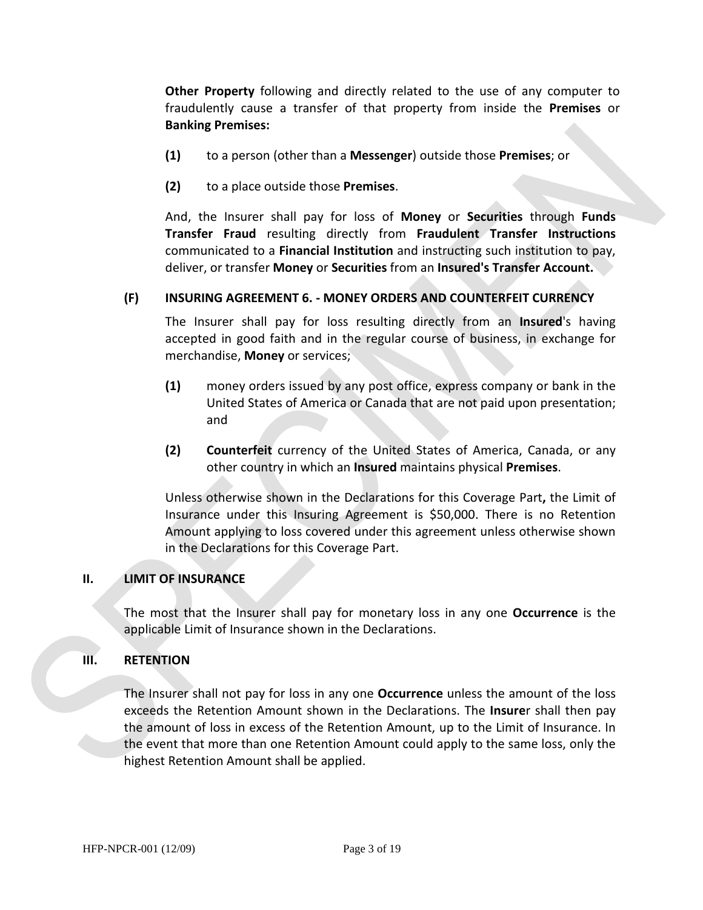**Other Property** following and directly related to the use of any computer to fraudulently cause a transfer of that property from inside the **Premises** or **Banking Premises:**

**(1)** to a person (other than a **Messenger**) outside those **Premises**; or

**(2)** to a place outside those **Premises**.

And, the Insurer shall pay for loss of **Money** or **Securities** through **Funds Transfer Fraud** resulting directly from **Fraudulent Transfer Instructions** communicated to a **Financial Institution** and instructing such institution to pay, deliver, or transfer **Money** or **Securities** from an **Insured's Transfer Account.**

### (F) INSURING AGREEMENT 6. - MONEY ORDERS AND COUNTERFEIT CURRENCY

The Insurer shall pay for loss resulting directly from an **Insured**'s having accepted in good faith and in the regular course of business, in exchange for merchandise, **Money** or services;

**(1)** money orders issued by any post office, express company or bank in the United States of America or Canada that are not paid upon presentation; and

**(2)** **Counterfeit** currency of the United States of America, Canada, or any other country in which an **Insured** maintains physical **Premises**.

Unless otherwise shown in the Declarations for this Coverage Part**,** the Limit of Insurance under this Insuring Agreement is $50,000. There is no Retention Amount applying to loss covered under this agreement unless otherwise shown in the Declarations for this Coverage Part.

## II. LIMIT OF INSURANCE

The most that the Insurer shall pay for monetary loss in any one **Occurrence** is the applicable Limit of Insurance shown in the Declarations.

## III. RETENTION

The Insurer shall not pay for loss in any one **Occurrence** unless the amount of the loss exceeds the Retention Amount shown in the Declarations. The **Insure**r shall then pay the amount of loss in excess of the Retention Amount, up to the Limit of Insurance. In the event that more than one Retention Amount could apply to the same loss, only the highest Retention Amount shall be applied.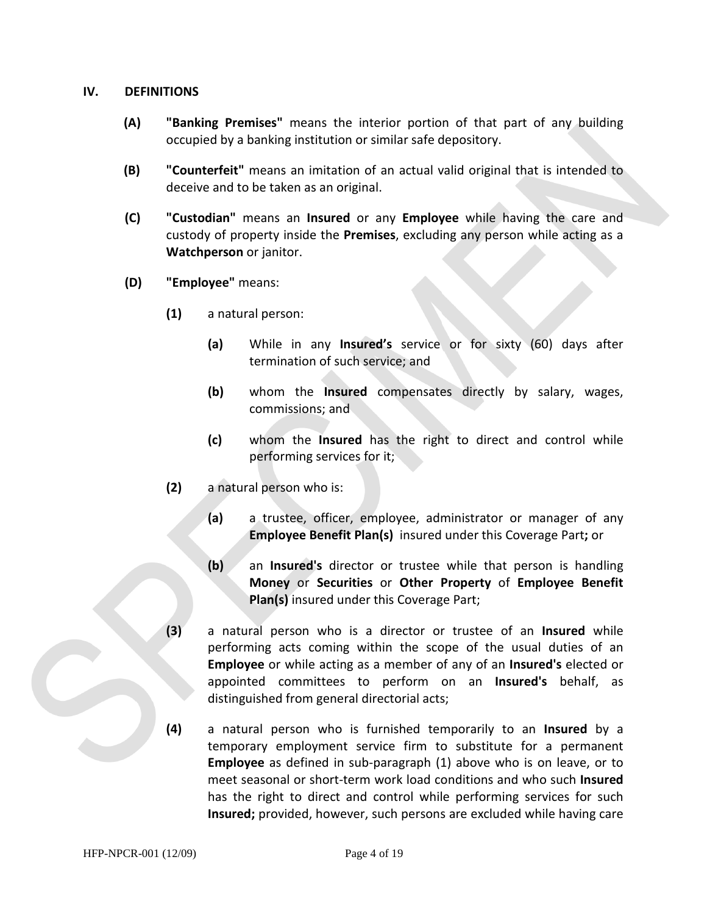## IV. DEFINITIONS

**(A)** **"Banking Premises"** means the interior portion of that part of any building occupied by a banking institution or similar safe depository.

**(B)** **"Counterfeit"** means an imitation of an actual valid original that is intended to deceive and to be taken as an original.

**(C)** **"Custodian"** means an **Insured** or any **Employee** while having the care and custody of property inside the **Premises**, excluding any person while acting as a **Watchperson** or janitor.

**(D)** **"Employee"** means:

**(1)** a natural person:

**(a)** While in any **Insured's** service or for sixty (60) days after termination of such service; and

**(b)** whom the **Insured** compensates directly by salary, wages, commissions; and

**(c)** whom the **Insured** has the right to direct and control while performing services for it;

**(2)** a natural person who is:

**(a)** a trustee, officer, employee, administrator or manager of any **Employee Benefit Plan(s)** insured under this Coverage Part**;** or

**(b)** an **Insured's** director or trustee while that person is handling **Money** or **Securities** or **Other Property** of **Employee Benefit Plan(s)** insured under this Coverage Part;

**(3)** a natural person who is a director or trustee of an **Insured** while performing acts coming within the scope of the usual duties of an **Employee** or while acting as a member of any of an **Insured's** elected or appointed committees to perform on an **Insured's** behalf, as distinguished from general directorial acts;

**(4)** a natural person who is furnished temporarily to an **Insured** by a temporary employment service firm to substitute for a permanent **Employee** as defined in sub-paragraph (1) above who is on leave, or to meet seasonal or short-term work load conditions and who such **Insured** has the right to direct and control while performing services for such **Insured;** provided, however, such persons are excluded while having care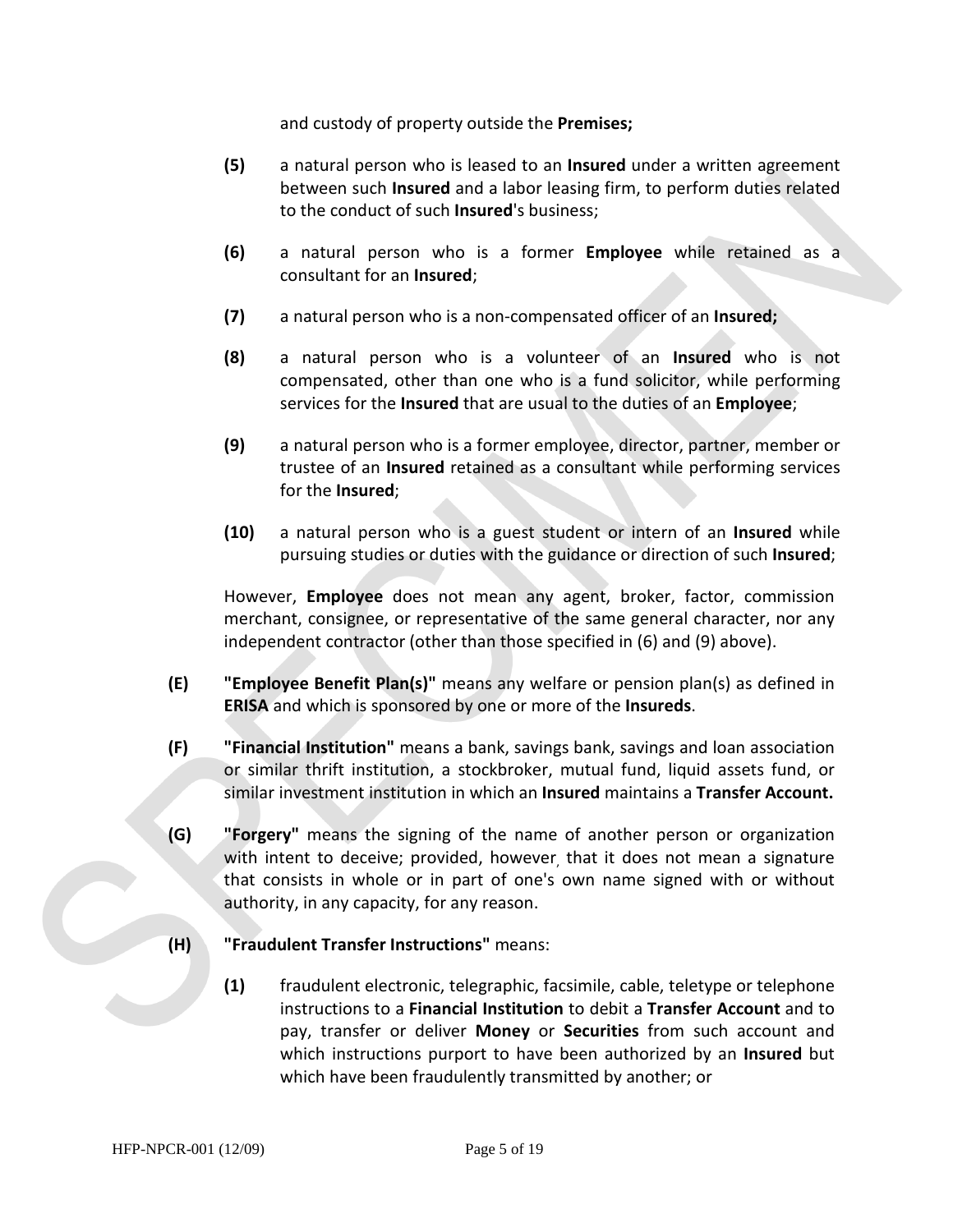and custody of property outside the **Premises;**

**(5)** a natural person who is leased to an **Insured** under a written agreement between such **Insured** and a labor leasing firm, to perform duties related to the conduct of such **Insured**'s business;

**(6)** a natural person who is a former **Employee** while retained as a consultant for an **Insured**;

**(7)** a natural person who is a non-compensated officer of an **Insured;**

**(8)** a natural person who is a volunteer of an **Insured** who is not compensated, other than one who is a fund solicitor, while performing services for the **Insured** that are usual to the duties of an **Employee**;

**(9)** a natural person who is a former employee, director, partner, member or trustee of an **Insured** retained as a consultant while performing services for the **Insured**;

**(10)** a natural person who is a guest student or intern of an **Insured** while pursuing studies or duties with the guidance or direction of such **Insured**;

However, **Employee** does not mean any agent, broker, factor, commission merchant, consignee, or representative of the same general character, nor any independent contractor (other than those specified in (6) and (9) above).

**(E)** **"Employee Benefit Plan(s)"** means any welfare or pension plan(s) as defined in **ERISA** and which is sponsored by one or more of the **Insureds**.

**(F)** **"Financial Institution"** means a bank, savings bank, savings and loan association or similar thrift institution, a stockbroker, mutual fund, liquid assets fund, or similar investment institution in which an **Insured** maintains a **Transfer Account.**

**(G)** **"Forgery"** means the signing of the name of another person or organization with intent to deceive; provided, however, that it does not mean a signature that consists in whole or in part of one's own name signed with or without authority, in any capacity, for any reason.

**(H)** **"Fraudulent Transfer Instructions"** means:

**(1)** fraudulent electronic, telegraphic, facsimile, cable, teletype or telephone instructions to a **Financial Institution** to debit a **Transfer Account** and to pay, transfer or deliver **Money** or **Securities** from such account and which instructions purport to have been authorized by an **Insured** but which have been fraudulently transmitted by another; or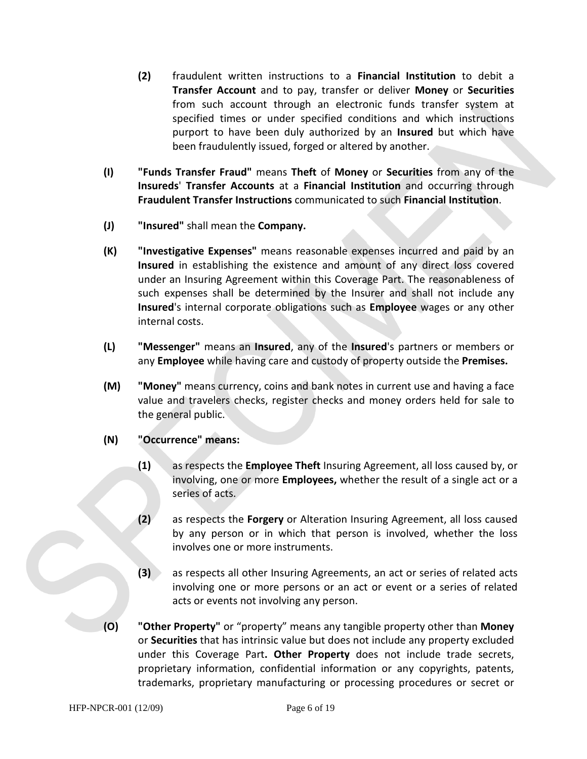**(2)** fraudulent written instructions to a **Financial Institution** to debit a **Transfer Account** and to pay, transfer or deliver **Money** or **Securities** from such account through an electronic funds transfer system at specified times or under specified conditions and which instructions purport to have been duly authorized by an **Insured** but which have been fraudulently issued, forged or altered by another.

**(I)** **"Funds Transfer Fraud"** means **Theft** of **Money** or **Securities** from any of the **Insureds**' **Transfer Accounts** at a **Financial Institution** and occurring through **Fraudulent Transfer Instructions** communicated to such **Financial Institution**.

**(J)** **"Insured"** shall mean the **Company.**

**(K)** **"Investigative Expenses"** means reasonable expenses incurred and paid by an **Insured** in establishing the existence and amount of any direct loss covered under an Insuring Agreement within this Coverage Part. The reasonableness of such expenses shall be determined by the Insurer and shall not include any **Insured**'s internal corporate obligations such as **Employee** wages or any other internal costs.

**(L)** **"Messenger"** means an **Insured**, any of the **Insured**'s partners or members or any **Employee** while having care and custody of property outside the **Premises.**

**(M)** **"Money"** means currency, coins and bank notes in current use and having a face value and travelers checks, register checks and money orders held for sale to the general public.

**(N)** **"Occurrence" means:**

**(1)** as respects the **Employee Theft** Insuring Agreement, all loss caused by, or involving, one or more **Employees,** whether the result of a single act or a series of acts.

**(2)** as respects the **Forgery** or Alteration Insuring Agreement, all loss caused by any person or in which that person is involved, whether the loss involves one or more instruments.

**(3)** as respects all other Insuring Agreements, an act or series of related acts involving one or more persons or an act or event or a series of related acts or events not involving any person.

**(O)** **"Other Property"** or "property" means any tangible property other than **Money** or **Securities** that has intrinsic value but does not include any property excluded under this Coverage Part**. Other Property** does not include trade secrets, proprietary information, confidential information or any copyrights, patents, trademarks, proprietary manufacturing or processing procedures or secret or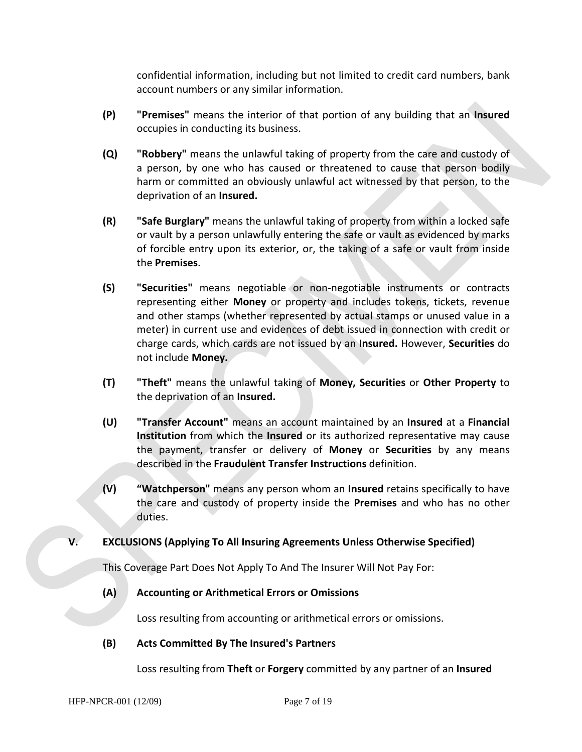confidential information, including but not limited to credit card numbers, bank account numbers or any similar information.

**(P)** **"Premises"** means the interior of that portion of any building that an **Insured** occupies in conducting its business.

**(Q)** **"Robbery"** means the unlawful taking of property from the care and custody of a person, by one who has caused or threatened to cause that person bodily harm or committed an obviously unlawful act witnessed by that person, to the deprivation of an **Insured.**

**(R)** **"Safe Burglary"** means the unlawful taking of property from within a locked safe or vault by a person unlawfully entering the safe or vault as evidenced by marks of forcible entry upon its exterior, or, the taking of a safe or vault from inside the **Premises**.

**(S)** **"Securities"** means negotiable or non-negotiable instruments or contracts representing either **Money** or property and includes tokens, tickets, revenue and other stamps (whether represented by actual stamps or unused value in a meter) in current use and evidences of debt issued in connection with credit or charge cards, which cards are not issued by an **Insured.** However, **Securities** do not include **Money.**

**(T)** **"Theft"** means the unlawful taking of **Money, Securities** or **Other Property** to the deprivation of an **Insured.**

**(U)** **"Transfer Account"** means an account maintained by an **Insured** at a **Financial Institution** from which the **Insured** or its authorized representative may cause the payment, transfer or delivery of **Money** or **Securities** by any means described in the **Fraudulent Transfer Instructions** definition.

**(V)** **"Watchperson"** means any person whom an **Insured** retains specifically to have the care and custody of property inside the **Premises** and who has no other duties.

## V. EXCLUSIONS (Applying To All Insuring Agreements Unless Otherwise Specified)

This Coverage Part Does Not Apply To And The Insurer Will Not Pay For:

**(A) Accounting or Arithmetical Errors or Omissions**

Loss resulting from accounting or arithmetical errors or omissions.

**(B) Acts Committed By The Insured's Partners**

Loss resulting from **Theft** or **Forgery** committed by any partner of an **Insured**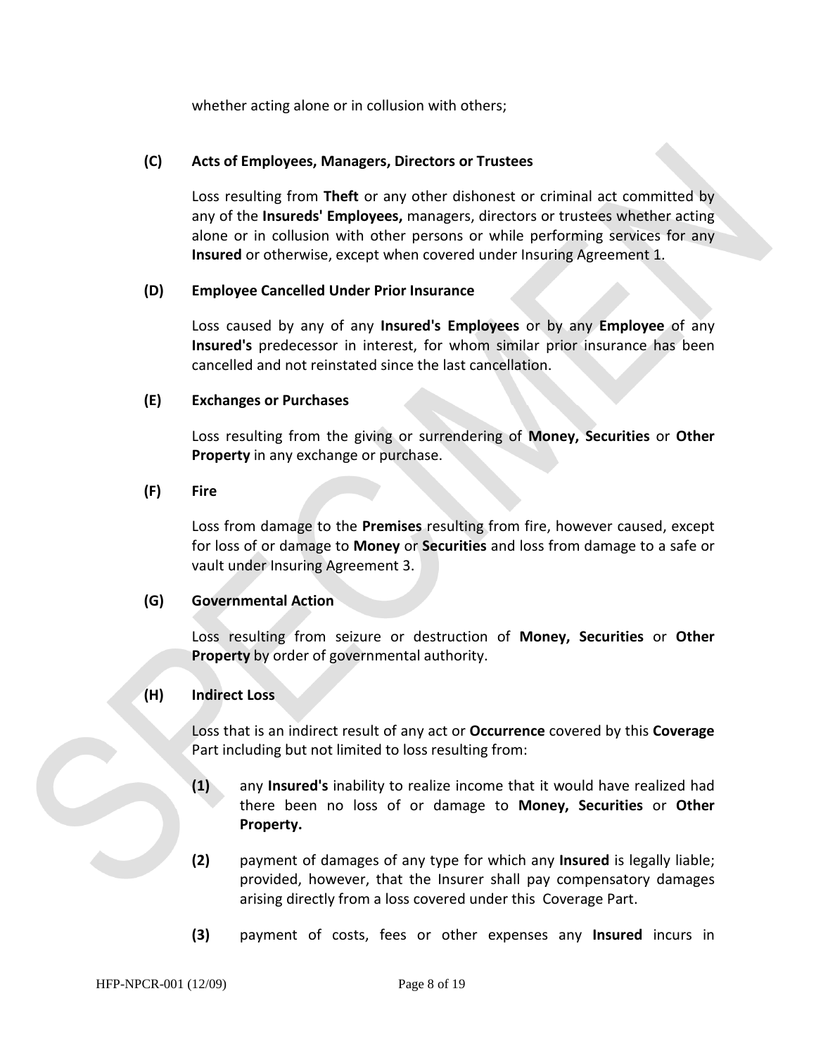whether acting alone or in collusion with others;

**(C) Acts of Employees, Managers, Directors or Trustees**

Loss resulting from **Theft** or any other dishonest or criminal act committed by any of the **Insureds' Employees,** managers, directors or trustees whether acting alone or in collusion with other persons or while performing services for any **Insured** or otherwise, except when covered under Insuring Agreement 1.

**(D) Employee Cancelled Under Prior Insurance**

Loss caused by any of any **Insured's Employees** or by any **Employee** of any **Insured's** predecessor in interest, for whom similar prior insurance has been cancelled and not reinstated since the last cancellation.

**(E) Exchanges or Purchases**

Loss resulting from the giving or surrendering of **Money, Securities** or **Other Property** in any exchange or purchase.

**(F) Fire**

Loss from damage to the **Premises** resulting from fire, however caused, except for loss of or damage to **Money** or **Securities** and loss from damage to a safe or vault under Insuring Agreement 3.

**(G) Governmental Action**

Loss resulting from seizure or destruction of **Money, Securities** or **Other Property** by order of governmental authority.

**(H) Indirect Loss**

Loss that is an indirect result of any act or **Occurrence** covered by this **Coverage** Part including but not limited to loss resulting from:

**(1)** any **Insured's** inability to realize income that it would have realized had there been no loss of or damage to **Money, Securities** or **Other Property.**

**(2)** payment of damages of any type for which any **Insured** is legally liable; provided, however, that the Insurer shall pay compensatory damages arising directly from a loss covered under this Coverage Part.

**(3)** payment of costs, fees or other expenses any **Insured** incurs in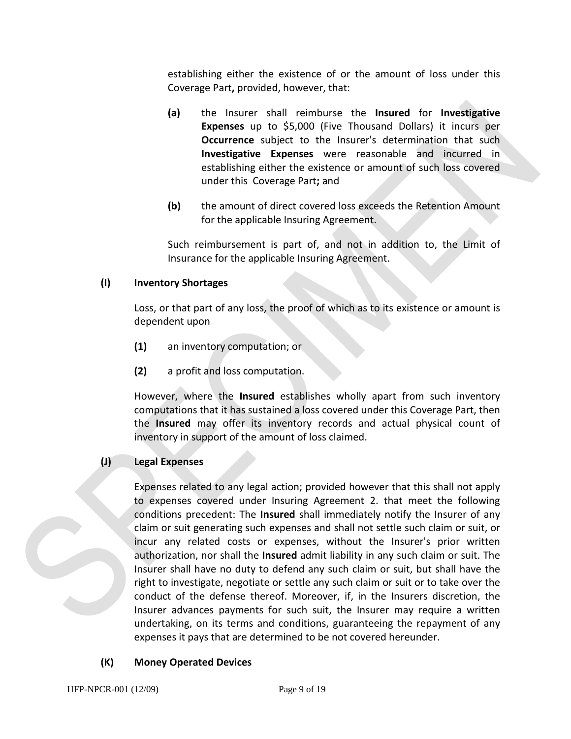establishing either the existence of or the amount of loss under this Coverage Part**,** provided, however, that:

**(a)** the Insurer shall reimburse the **Insured** for **Investigative Expenses** up to $5,000 (Five Thousand Dollars) it incurs per **Occurrence** subject to the Insurer's determination that such **Investigative Expenses** were reasonable and incurred in establishing either the existence or amount of such loss covered under this Coverage Part**;** and

**(b)** the amount of direct covered loss exceeds the Retention Amount for the applicable Insuring Agreement.

Such reimbursement is part of, and not in addition to, the Limit of Insurance for the applicable Insuring Agreement.

**(I) Inventory Shortages**

Loss, or that part of any loss, the proof of which as to its existence or amount is dependent upon

**(1)** an inventory computation; or

**(2)** a profit and loss computation.

However, where the **Insured** establishes wholly apart from such inventory computations that it has sustained a loss covered under this Coverage Part, then the **Insured** may offer its inventory records and actual physical count of inventory in support of the amount of loss claimed.

**(J) Legal Expenses**

Expenses related to any legal action; provided however that this shall not apply to expenses covered under Insuring Agreement 2. that meet the following conditions precedent: The **Insured** shall immediately notify the Insurer of any claim or suit generating such expenses and shall not settle such claim or suit, or incur any related costs or expenses, without the Insurer's prior written authorization, nor shall the **Insured** admit liability in any such claim or suit. The Insurer shall have no duty to defend any such claim or suit, but shall have the right to investigate, negotiate or settle any such claim or suit or to take over the conduct of the defense thereof. Moreover, if, in the Insurers discretion, the Insurer advances payments for such suit, the Insurer may require a written undertaking, on its terms and conditions, guaranteeing the repayment of any expenses it pays that are determined to be not covered hereunder.

**(K) Money Operated Devices**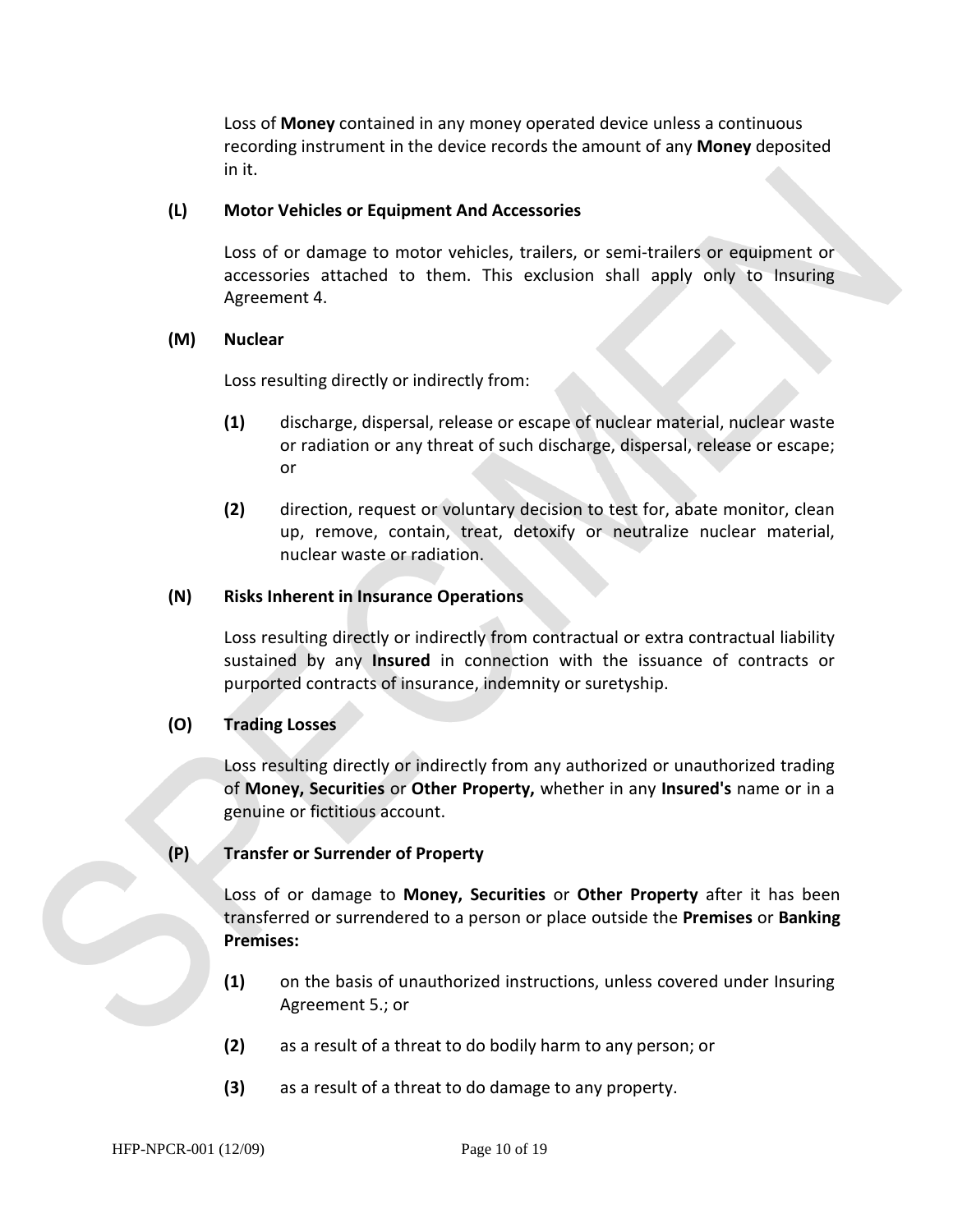Loss of **Money** contained in any money operated device unless a continuous recording instrument in the device records the amount of any **Money** deposited in it.

**(L) Motor Vehicles or Equipment And Accessories**

Loss of or damage to motor vehicles, trailers, or semi-trailers or equipment or accessories attached to them. This exclusion shall apply only to Insuring Agreement 4.

**(M) Nuclear**

Loss resulting directly or indirectly from:

**(1)** discharge, dispersal, release or escape of nuclear material, nuclear waste or radiation or any threat of such discharge, dispersal, release or escape; or

**(2)** direction, request or voluntary decision to test for, abate monitor, clean up, remove, contain, treat, detoxify or neutralize nuclear material, nuclear waste or radiation.

**(N) Risks Inherent in Insurance Operations**

Loss resulting directly or indirectly from contractual or extra contractual liability sustained by any **Insured** in connection with the issuance of contracts or purported contracts of insurance, indemnity or suretyship.

**(O) Trading Losses**

Loss resulting directly or indirectly from any authorized or unauthorized trading of **Money, Securities** or **Other Property,** whether in any **Insured's** name or in a genuine or fictitious account.

**(P) Transfer or Surrender of Property**

Loss of or damage to **Money, Securities** or **Other Property** after it has been transferred or surrendered to a person or place outside the **Premises** or **Banking Premises:**

**(1)** on the basis of unauthorized instructions, unless covered under Insuring Agreement 5.; or

**(2)** as a result of a threat to do bodily harm to any person; or

**(3)** as a result of a threat to do damage to any property.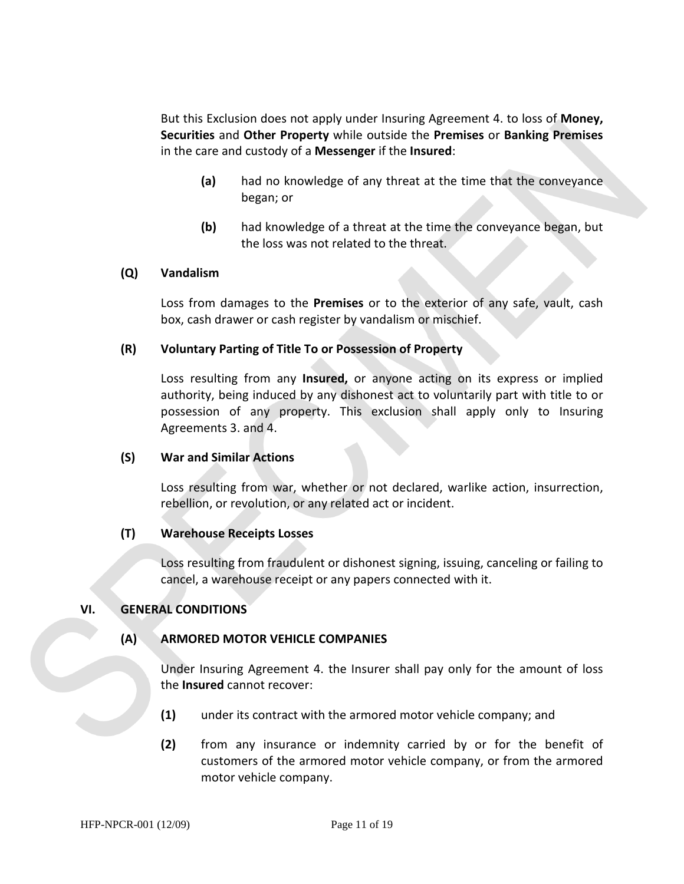But this Exclusion does not apply under Insuring Agreement 4. to loss of **Money, Securities** and **Other Property** while outside the **Premises** or **Banking Premises** in the care and custody of a **Messenger** if the **Insured**:

**(a)** had no knowledge of any threat at the time that the conveyance began; or

**(b)** had knowledge of a threat at the time the conveyance began, but the loss was not related to the threat.

**(Q) Vandalism**

Loss from damages to the **Premises** or to the exterior of any safe, vault, cash box, cash drawer or cash register by vandalism or mischief.

**(R) Voluntary Parting of Title To or Possession of Property**

Loss resulting from any **Insured,** or anyone acting on its express or implied authority, being induced by any dishonest act to voluntarily part with title to or possession of any property. This exclusion shall apply only to Insuring Agreements 3. and 4.

**(S) War and Similar Actions**

Loss resulting from war, whether or not declared, warlike action, insurrection, rebellion, or revolution, or any related act or incident.

**(T) Warehouse Receipts Losses**

Loss resulting from fraudulent or dishonest signing, issuing, canceling or failing to cancel, a warehouse receipt or any papers connected with it.

## VI. GENERAL CONDITIONS

### (A) ARMORED MOTOR VEHICLE COMPANIES

Under Insuring Agreement 4. the Insurer shall pay only for the amount of loss the **Insured** cannot recover:

**(1)** under its contract with the armored motor vehicle company; and

**(2)** from any insurance or indemnity carried by or for the benefit of customers of the armored motor vehicle company, or from the armored motor vehicle company.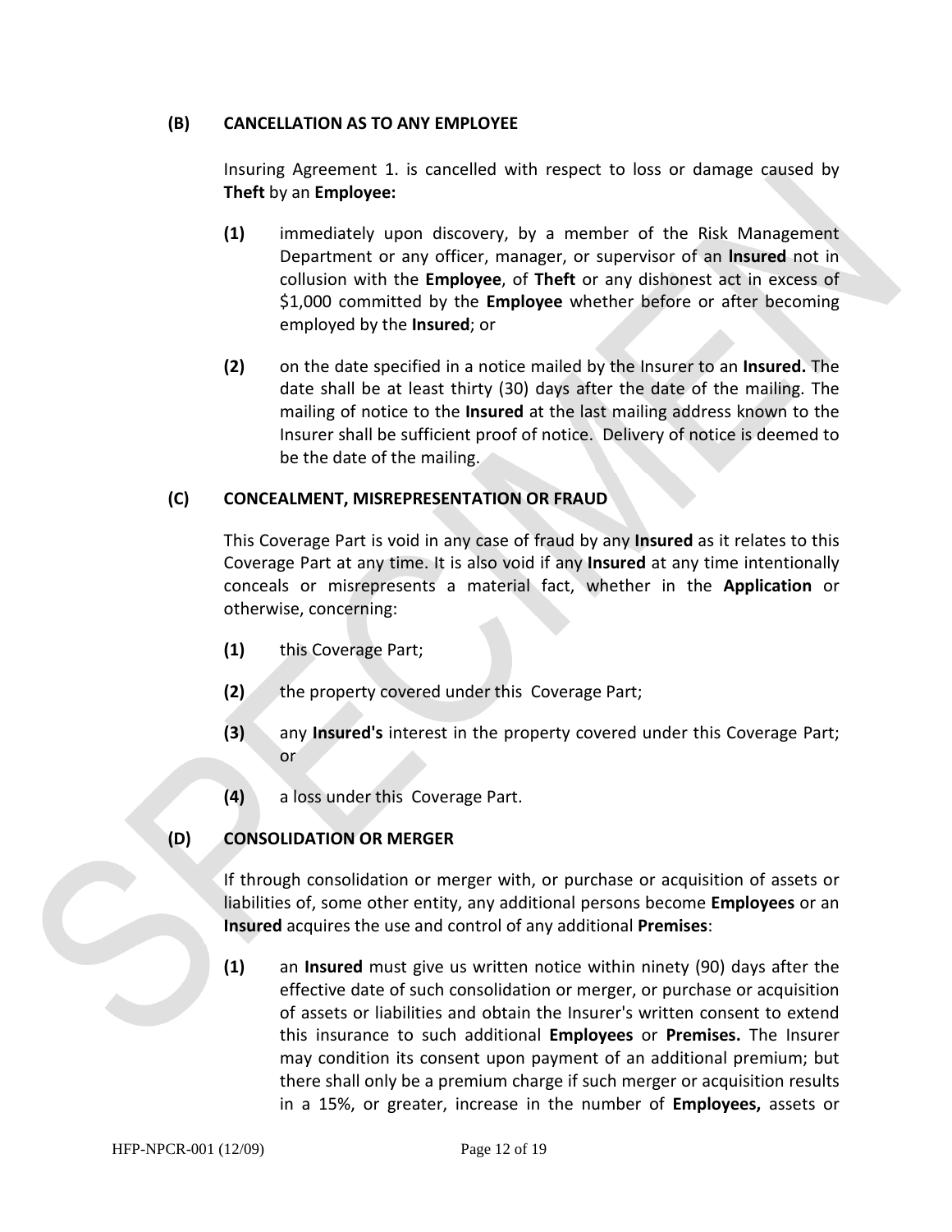**(B) CANCELLATION AS TO ANY EMPLOYEE**

Insuring Agreement 1. is cancelled with respect to loss or damage caused by **Theft** by an **Employee:**

**(1)** immediately upon discovery, by a member of the Risk Management Department or any officer, manager, or supervisor of an **Insured** not in collusion with the **Employee**, of **Theft** or any dishonest act in excess of $1,000 committed by the **Employee** whether before or after becoming employed by the **Insured**; or

**(2)** on the date specified in a notice mailed by the Insurer to an **Insured.** The date shall be at least thirty (30) days after the date of the mailing. The mailing of notice to the **Insured** at the last mailing address known to the Insurer shall be sufficient proof of notice. Delivery of notice is deemed to be the date of the mailing.

**(C) CONCEALMENT, MISREPRESENTATION OR FRAUD**

This Coverage Part is void in any case of fraud by any **Insured** as it relates to this Coverage Part at any time. It is also void if any **Insured** at any time intentionally conceals or misrepresents a material fact, whether in the **Application** or otherwise, concerning:

**(1)** this Coverage Part;

**(2)** the property covered under this Coverage Part;

**(3)** any **Insured's** interest in the property covered under this Coverage Part; or

**(4)** a loss under this Coverage Part.

**(D) CONSOLIDATION OR MERGER**

If through consolidation or merger with, or purchase or acquisition of assets or liabilities of, some other entity, any additional persons become **Employees** or an **Insured** acquires the use and control of any additional **Premises**:

**(1)** an **Insured** must give us written notice within ninety (90) days after the effective date of such consolidation or merger, or purchase or acquisition of assets or liabilities and obtain the Insurer's written consent to extend this insurance to such additional **Employees** or **Premises.** The Insurer may condition its consent upon payment of an additional premium; but there shall only be a premium charge if such merger or acquisition results in a 15%, or greater, increase in the number of **Employees,** assets or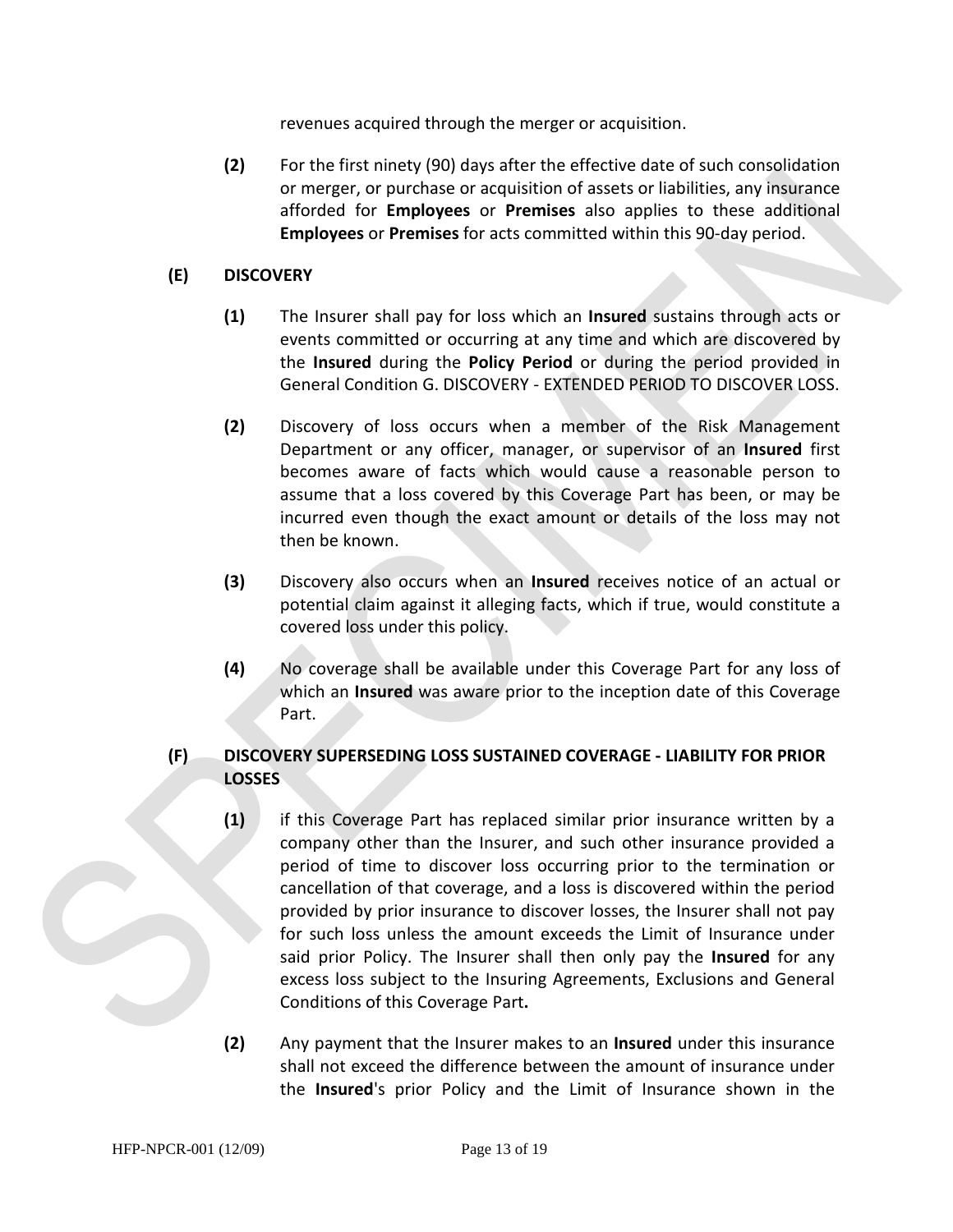revenues acquired through the merger or acquisition.

**(2)** For the first ninety (90) days after the effective date of such consolidation or merger, or purchase or acquisition of assets or liabilities, any insurance afforded for **Employees** or **Premises** also applies to these additional **Employees** or **Premises** for acts committed within this 90-day period.

**(E) DISCOVERY**

**(1)** The Insurer shall pay for loss which an **Insured** sustains through acts or events committed or occurring at any time and which are discovered by the **Insured** during the **Policy Period** or during the period provided in General Condition G. DISCOVERY - EXTENDED PERIOD TO DISCOVER LOSS.

**(2)** Discovery of loss occurs when a member of the Risk Management Department or any officer, manager, or supervisor of an **Insured** first becomes aware of facts which would cause a reasonable person to assume that a loss covered by this Coverage Part has been, or may be incurred even though the exact amount or details of the loss may not then be known.

**(3)** Discovery also occurs when an **Insured** receives notice of an actual or potential claim against it alleging facts, which if true, would constitute a covered loss under this policy.

**(4)** No coverage shall be available under this Coverage Part for any loss of which an **Insured** was aware prior to the inception date of this Coverage Part.

**(F) DISCOVERY SUPERSEDING LOSS SUSTAINED COVERAGE - LIABILITY FOR PRIOR LOSSES**

**(1)** if this Coverage Part has replaced similar prior insurance written by a company other than the Insurer, and such other insurance provided a period of time to discover loss occurring prior to the termination or cancellation of that coverage, and a loss is discovered within the period provided by prior insurance to discover losses, the Insurer shall not pay for such loss unless the amount exceeds the Limit of Insurance under said prior Policy. The Insurer shall then only pay the **Insured** for any excess loss subject to the Insuring Agreements, Exclusions and General Conditions of this Coverage Part**.**

**(2)** Any payment that the Insurer makes to an **Insured** under this insurance shall not exceed the difference between the amount of insurance under the **Insured**'s prior Policy and the Limit of Insurance shown in the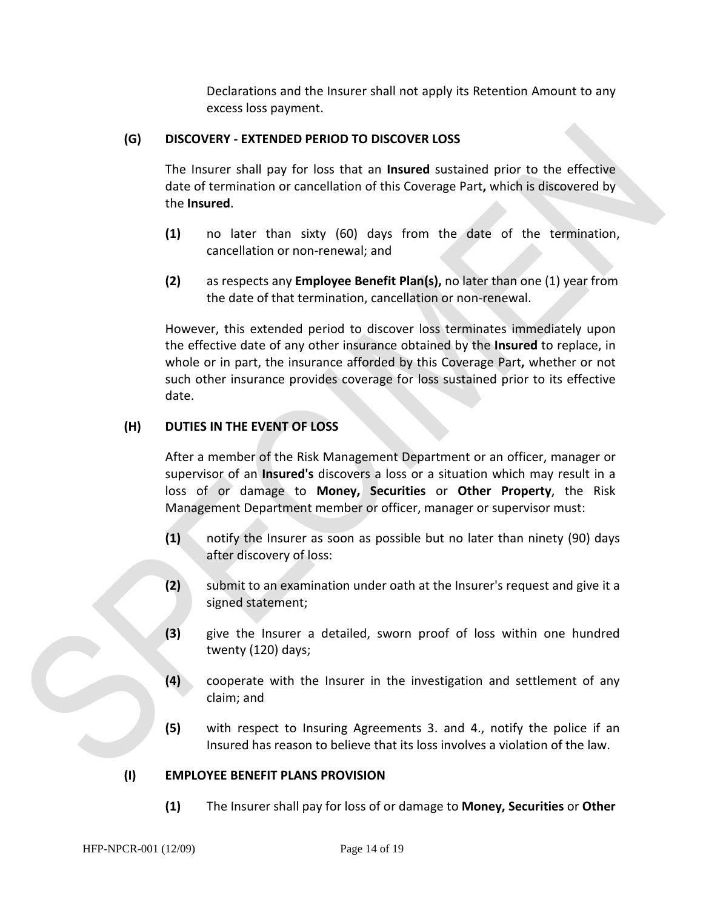Declarations and the Insurer shall not apply its Retention Amount to any excess loss payment.

**(G) DISCOVERY - EXTENDED PERIOD TO DISCOVER LOSS**

The Insurer shall pay for loss that an **Insured** sustained prior to the effective date of termination or cancellation of this Coverage Part**,** which is discovered by the **Insured**.

**(1)** no later than sixty (60) days from the date of the termination, cancellation or non-renewal; and

**(2)** as respects any **Employee Benefit Plan(s),** no later than one (1) year from the date of that termination, cancellation or non-renewal.

However, this extended period to discover loss terminates immediately upon the effective date of any other insurance obtained by the **Insured** to replace, in whole or in part, the insurance afforded by this Coverage Part**,** whether or not such other insurance provides coverage for loss sustained prior to its effective date.

**(H) DUTIES IN THE EVENT OF LOSS**

After a member of the Risk Management Department or an officer, manager or supervisor of an **Insured's** discovers a loss or a situation which may result in a loss of or damage to **Money, Securities** or **Other Property**, the Risk Management Department member or officer, manager or supervisor must:

**(1)** notify the Insurer as soon as possible but no later than ninety (90) days after discovery of loss:

**(2)** submit to an examination under oath at the Insurer's request and give it a signed statement;

**(3)** give the Insurer a detailed, sworn proof of loss within one hundred twenty (120) days;

**(4)** cooperate with the Insurer in the investigation and settlement of any claim; and

**(5)** with respect to Insuring Agreements 3. and 4., notify the police if an Insured has reason to believe that its loss involves a violation of the law.

**(I) EMPLOYEE BENEFIT PLANS PROVISION**

**(1)** The Insurer shall pay for loss of or damage to **Money, Securities** or **Other**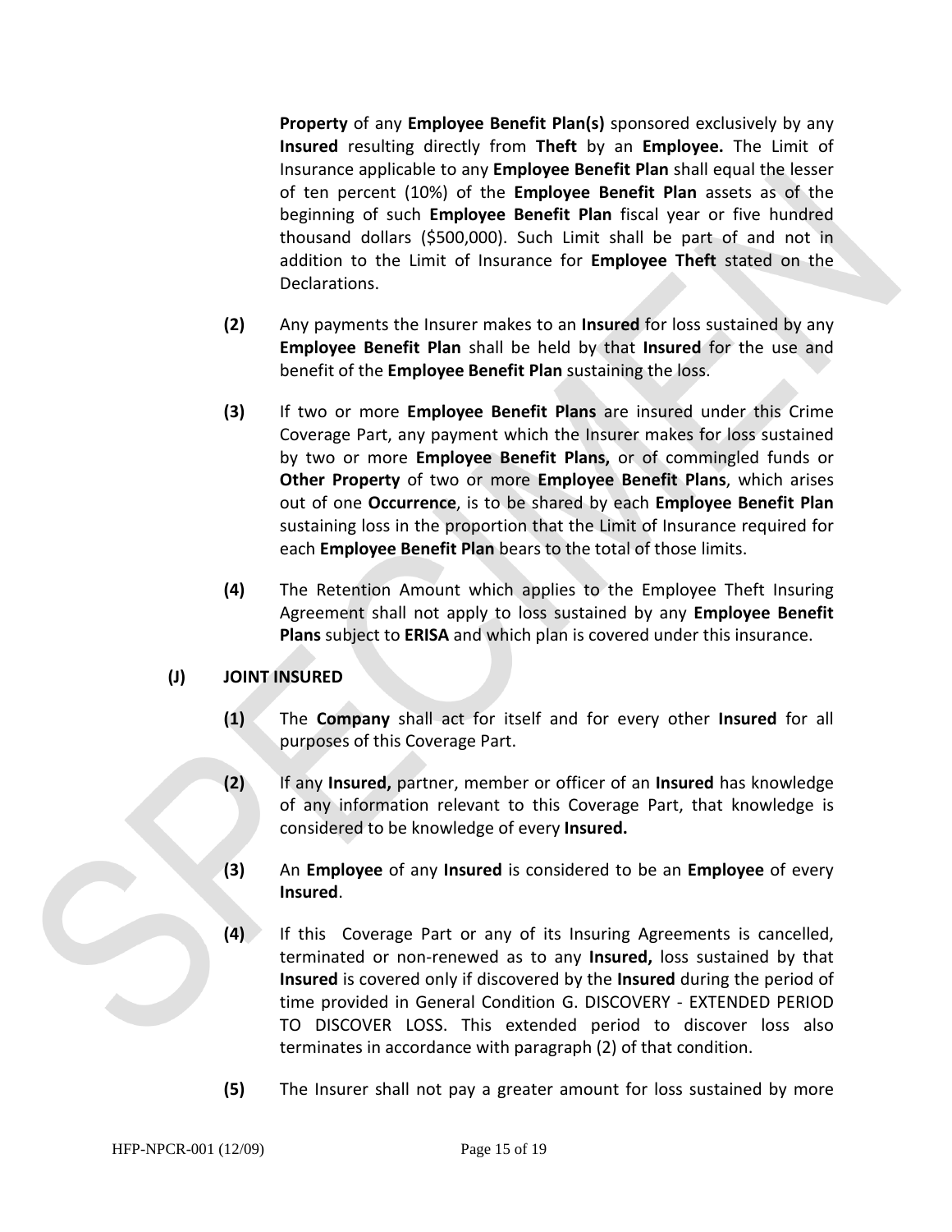**Property** of any **Employee Benefit Plan(s)** sponsored exclusively by any **Insured** resulting directly from **Theft** by an **Employee.** The Limit of Insurance applicable to any **Employee Benefit Plan** shall equal the lesser of ten percent (10%) of the **Employee Benefit Plan** assets as of the beginning of such **Employee Benefit Plan** fiscal year or five hundred thousand dollars ($500,000). Such Limit shall be part of and not in addition to the Limit of Insurance for **Employee Theft** stated on the Declarations.

**(2)** Any payments the Insurer makes to an **Insured** for loss sustained by any **Employee Benefit Plan** shall be held by that **Insured** for the use and benefit of the **Employee Benefit Plan** sustaining the loss.

**(3)** If two or more **Employee Benefit Plans** are insured under this Crime Coverage Part, any payment which the Insurer makes for loss sustained by two or more **Employee Benefit Plans,** or of commingled funds or **Other Property** of two or more **Employee Benefit Plans**, which arises out of one **Occurrence**, is to be shared by each **Employee Benefit Plan** sustaining loss in the proportion that the Limit of Insurance required for each **Employee Benefit Plan** bears to the total of those limits.

**(4)** The Retention Amount which applies to the Employee Theft Insuring Agreement shall not apply to loss sustained by any **Employee Benefit Plans** subject to **ERISA** and which plan is covered under this insurance.

**(J) JOINT INSURED**

**(1)** The **Company** shall act for itself and for every other **Insured** for all purposes of this Coverage Part.

**(2)** If any **Insured,** partner, member or officer of an **Insured** has knowledge of any information relevant to this Coverage Part, that knowledge is considered to be knowledge of every **Insured.**

**(3)** An **Employee** of any **Insured** is considered to be an **Employee** of every **Insured**.

**(4)** If this Coverage Part or any of its Insuring Agreements is cancelled, terminated or non-renewed as to any **Insured,** loss sustained by that **Insured** is covered only if discovered by the **Insured** during the period of time provided in General Condition G. DISCOVERY - EXTENDED PERIOD TO DISCOVER LOSS. This extended period to discover loss also terminates in accordance with paragraph (2) of that condition.

**(5)** The Insurer shall not pay a greater amount for loss sustained by more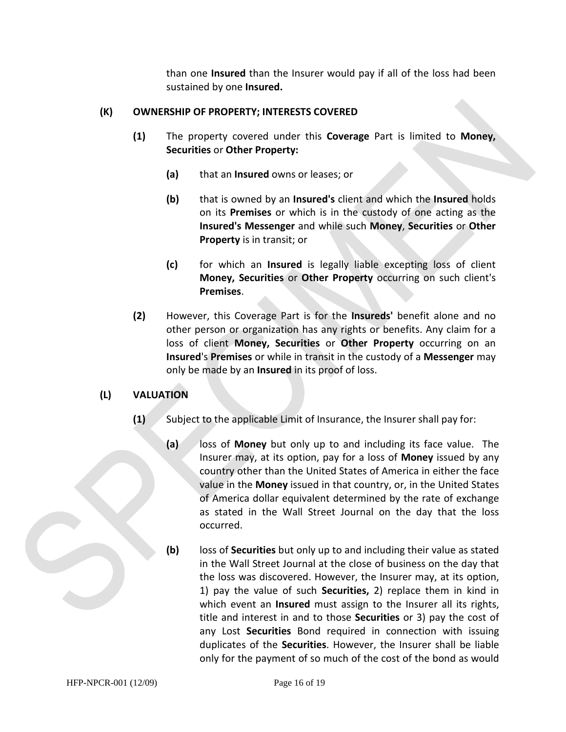than one **Insured** than the Insurer would pay if all of the loss had been sustained by one **Insured.**

**(K) OWNERSHIP OF PROPERTY; INTERESTS COVERED**

**(1)** The property covered under this **Coverage** Part is limited to **Money, Securities** or **Other Property:**

**(a)** that an **Insured** owns or leases; or

**(b)** that is owned by an **Insured's** client and which the **Insured** holds on its **Premises** or which is in the custody of one acting as the **Insured's Messenger** and while such **Money**, **Securities** or **Other Property** is in transit; or

**(c)** for which an **Insured** is legally liable excepting loss of client **Money, Securities** or **Other Property** occurring on such client's **Premises**.

**(2)** However, this Coverage Part is for the **Insureds'** benefit alone and no other person or organization has any rights or benefits. Any claim for a loss of client **Money, Securities** or **Other Property** occurring on an **Insured**'s **Premises** or while in transit in the custody of a **Messenger** may only be made by an **Insured** in its proof of loss.

**(L) VALUATION**

**(1)** Subject to the applicable Limit of Insurance, the Insurer shall pay for:

**(a)** loss of **Money** but only up to and including its face value. The Insurer may, at its option, pay for a loss of **Money** issued by any country other than the United States of America in either the face value in the **Money** issued in that country, or, in the United States of America dollar equivalent determined by the rate of exchange as stated in the Wall Street Journal on the day that the loss occurred.

**(b)** loss of **Securities** but only up to and including their value as stated in the Wall Street Journal at the close of business on the day that the loss was discovered. However, the Insurer may, at its option, 1) pay the value of such **Securities,** 2) replace them in kind in which event an **Insured** must assign to the Insurer all its rights, title and interest in and to those **Securities** or 3) pay the cost of any Lost **Securities** Bond required in connection with issuing duplicates of the **Securities**. However, the Insurer shall be liable only for the payment of so much of the cost of the bond as would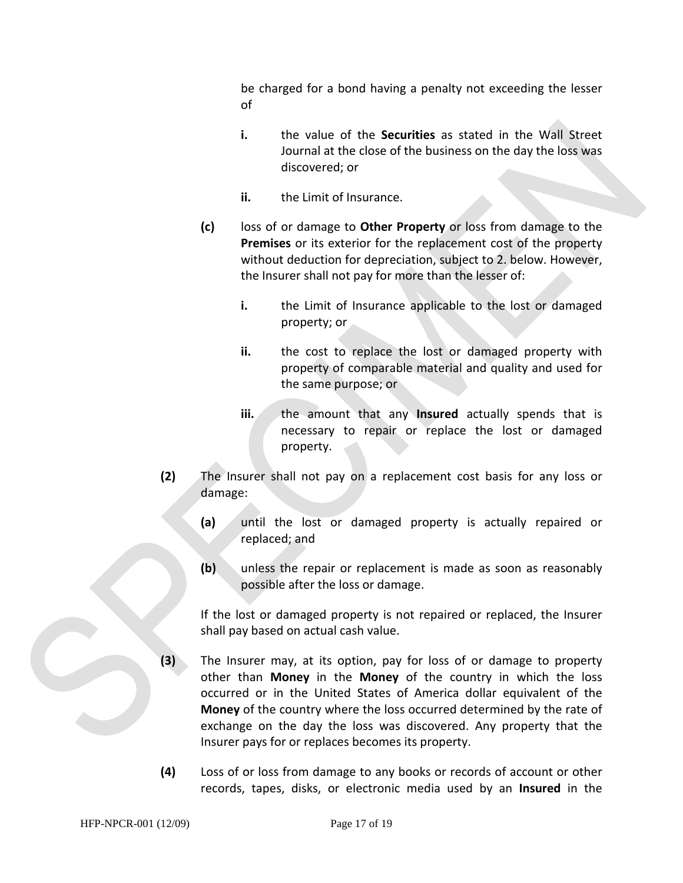be charged for a bond having a penalty not exceeding the lesser of

- **i.** the value of the **Securities** as stated in the Wall Street Journal at the close of the business on the day the loss was discovered; or
- **ii.** the Limit of Insurance.

**(c)** loss of or damage to **Other Property** or loss from damage to the **Premises** or its exterior for the replacement cost of the property without deduction for depreciation, subject to 2. below. However, the Insurer shall not pay for more than the lesser of:

- **i.** the Limit of Insurance applicable to the lost or damaged property; or
- **ii.** the cost to replace the lost or damaged property with property of comparable material and quality and used for the same purpose; or
- **iii.** the amount that any **Insured** actually spends that is necessary to repair or replace the lost or damaged property.

**(2)** The Insurer shall not pay on a replacement cost basis for any loss or damage:

- **(a)** until the lost or damaged property is actually repaired or replaced; and
- **(b)** unless the repair or replacement is made as soon as reasonably possible after the loss or damage.

If the lost or damaged property is not repaired or replaced, the Insurer shall pay based on actual cash value.

**(3)** The Insurer may, at its option, pay for loss of or damage to property other than **Money** in the **Money** of the country in which the loss occurred or in the United States of America dollar equivalent of the **Money** of the country where the loss occurred determined by the rate of exchange on the day the loss was discovered. Any property that the Insurer pays for or replaces becomes its property.

**(4)** Loss of or loss from damage to any books or records of account or other records, tapes, disks, or electronic media used by an **Insured** in the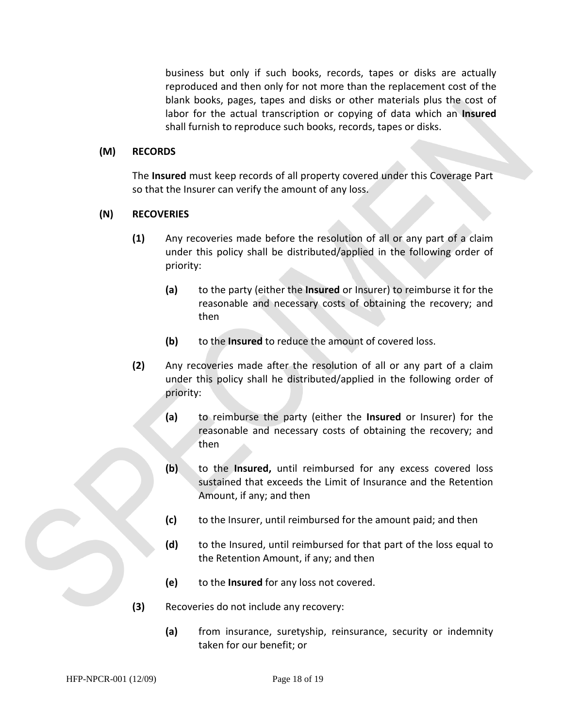business but only if such books, records, tapes or disks are actually reproduced and then only for not more than the replacement cost of the blank books, pages, tapes and disks or other materials plus the cost of labor for the actual transcription or copying of data which an **Insured** shall furnish to reproduce such books, records, tapes or disks.

**(M) RECORDS**

The **Insured** must keep records of all property covered under this Coverage Part so that the Insurer can verify the amount of any loss.

**(N) RECOVERIES**

**(1)** Any recoveries made before the resolution of all or any part of a claim under this policy shall be distributed/applied in the following order of priority:

**(a)** to the party (either the **Insured** or Insurer) to reimburse it for the reasonable and necessary costs of obtaining the recovery; and then

**(b)** to the **Insured** to reduce the amount of covered loss.

**(2)** Any recoveries made after the resolution of all or any part of a claim under this policy shall he distributed/applied in the following order of priority:

**(a)** to reimburse the party (either the **Insured** or Insurer) for the reasonable and necessary costs of obtaining the recovery; and then

**(b)** to the **Insured,** until reimbursed for any excess covered loss sustained that exceeds the Limit of Insurance and the Retention Amount, if any; and then

**(c)** to the Insurer, until reimbursed for the amount paid; and then

**(d)** to the Insured, until reimbursed for that part of the loss equal to the Retention Amount, if any; and then

**(e)** to the **Insured** for any loss not covered.

**(3)** Recoveries do not include any recovery:

**(a)** from insurance, suretyship, reinsurance, security or indemnity taken for our benefit; or

HFP-NPCR-001 (12/09)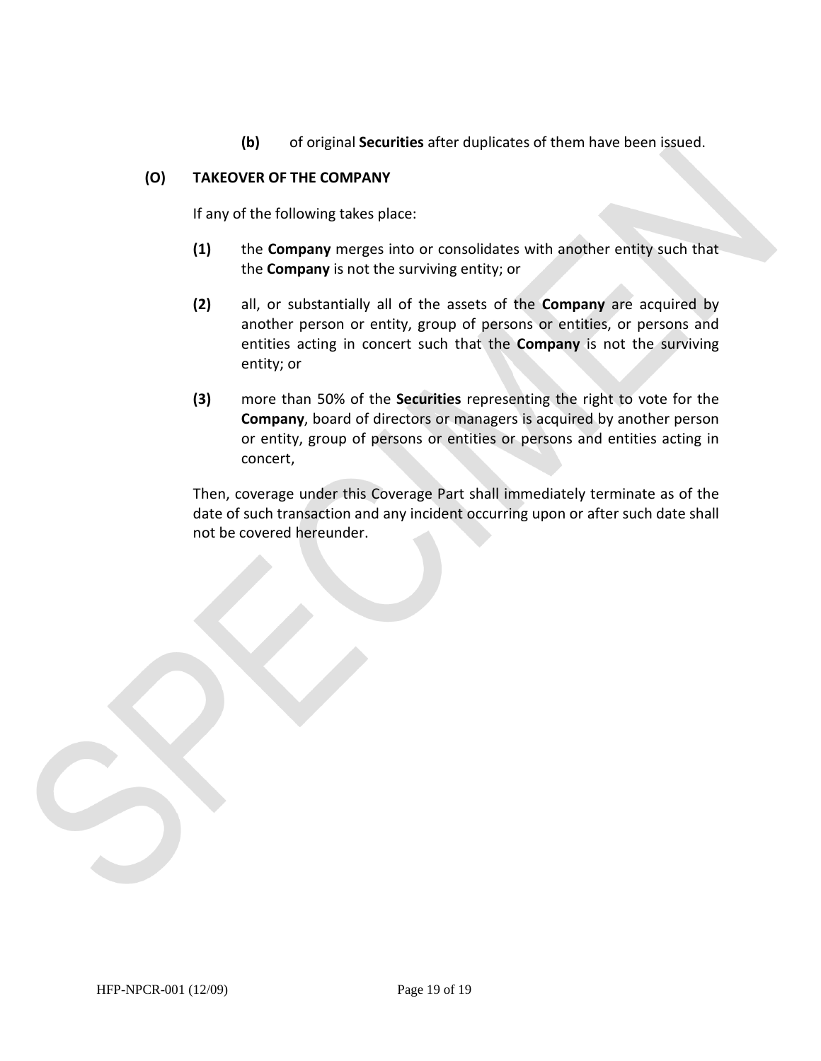**(b)** of original **Securities** after duplicates of them have been issued.

**(O) TAKEOVER OF THE COMPANY**

If any of the following takes place:

**(1)** the **Company** merges into or consolidates with another entity such that the **Company** is not the surviving entity; or

**(2)** all, or substantially all of the assets of the **Company** are acquired by another person or entity, group of persons or entities, or persons and entities acting in concert such that the **Company** is not the surviving entity; or

**(3)** more than 50% of the **Securities** representing the right to vote for the **Company**, board of directors or managers is acquired by another person or entity, group of persons or entities or persons and entities acting in concert,

Then, coverage under this Coverage Part shall immediately terminate as of the date of such transaction and any incident occurring upon or after such date shall not be covered hereunder.